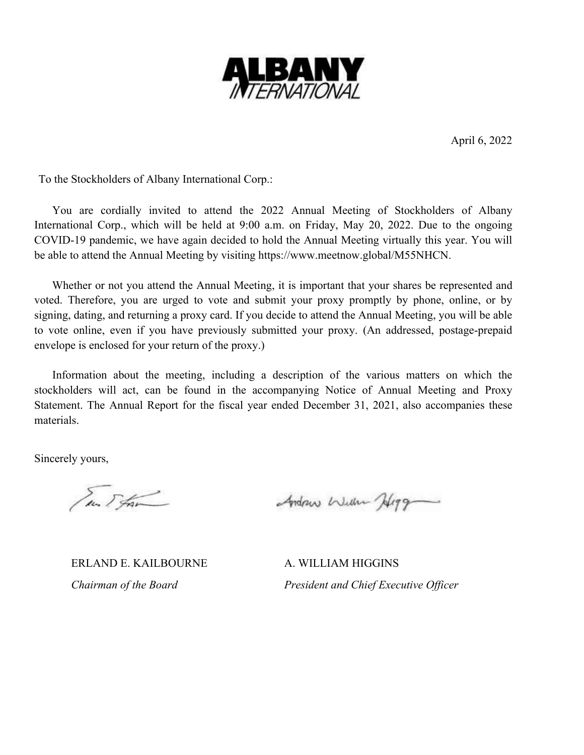ALBANY INTERNATIONAL

April 6, 2022

To the Stockholders of Albany International Corp.:

You are cordially invited to attend the 2022 Annual Meeting of Stockholders of Albany International Corp., which will be held at 9:00 a.m. on Friday, May 20, 2022. Due to the ongoing COVID-19 pandemic, we have again decided to hold the Annual Meeting virtually this year. You will be able to attend the Annual Meeting by visiting https://www.meetnow.global/M55NHCN.

Whether or not you attend the Annual Meeting, it is important that your shares be represented and voted. Therefore, you are urged to vote and submit your proxy promptly by phone, online, or by signing, dating, and returning a proxy card. If you decide to attend the Annual Meeting, you will be able to vote online, even if you have previously submitted your proxy. (An addressed, postage-prepaid envelope is enclosed for your return of the proxy.)

Information about the meeting, including a description of the various matters on which the stockholders will act, can be found in the accompanying Notice of Annual Meeting and Proxy Statement. The Annual Report for the fiscal year ended December 31, 2021, also accompanies these materials.

Sincerely yours,

ERLAND E. KAILBOURNE
*Chairman of the Board*

A. WILLIAM HIGGINS
*President and Chief Executive Officer*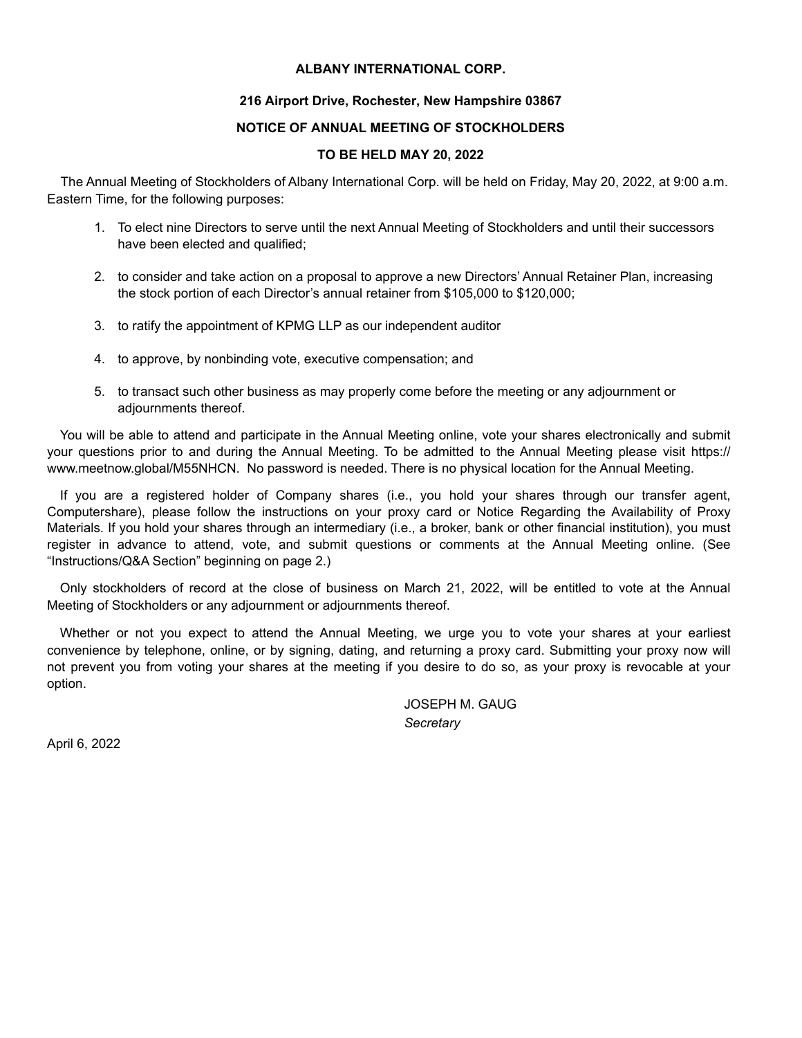**ALBANY INTERNATIONAL CORP.**

**216 Airport Drive, Rochester, New Hampshire 03867**

**NOTICE OF ANNUAL MEETING OF STOCKHOLDERS**

**TO BE HELD MAY 20, 2022**

The Annual Meeting of Stockholders of Albany International Corp. will be held on Friday, May 20, 2022, at 9:00 a.m. Eastern Time, for the following purposes:

1. To elect nine Directors to serve until the next Annual Meeting of Stockholders and until their successors have been elected and qualified;
2. to consider and take action on a proposal to approve a new Directors' Annual Retainer Plan, increasing the stock portion of each Director's annual retainer from $105,000 to $120,000;
3. to ratify the appointment of KPMG LLP as our independent auditor
4. to approve, by nonbinding vote, executive compensation; and
5. to transact such other business as may properly come before the meeting or any adjournment or adjournments thereof.

You will be able to attend and participate in the Annual Meeting online, vote your shares electronically and submit your questions prior to and during the Annual Meeting. To be admitted to the Annual Meeting please visit https://www.meetnow.global/M55NHCN. No password is needed. There is no physical location for the Annual Meeting.

If you are a registered holder of Company shares (i.e., you hold your shares through our transfer agent, Computershare), please follow the instructions on your proxy card or Notice Regarding the Availability of Proxy Materials. If you hold your shares through an intermediary (i.e., a broker, bank or other financial institution), you must register in advance to attend, vote, and submit questions or comments at the Annual Meeting online. (See "Instructions/Q&A Section" beginning on page 2.)

Only stockholders of record at the close of business on March 21, 2022, will be entitled to vote at the Annual Meeting of Stockholders or any adjournment or adjournments thereof.

Whether or not you expect to attend the Annual Meeting, we urge you to vote your shares at your earliest convenience by telephone, online, or by signing, dating, and returning a proxy card. Submitting your proxy now will not prevent you from voting your shares at the meeting if you desire to do so, as your proxy is revocable at your option.

JOSEPH M. GAUG
*Secretary*

April 6, 2022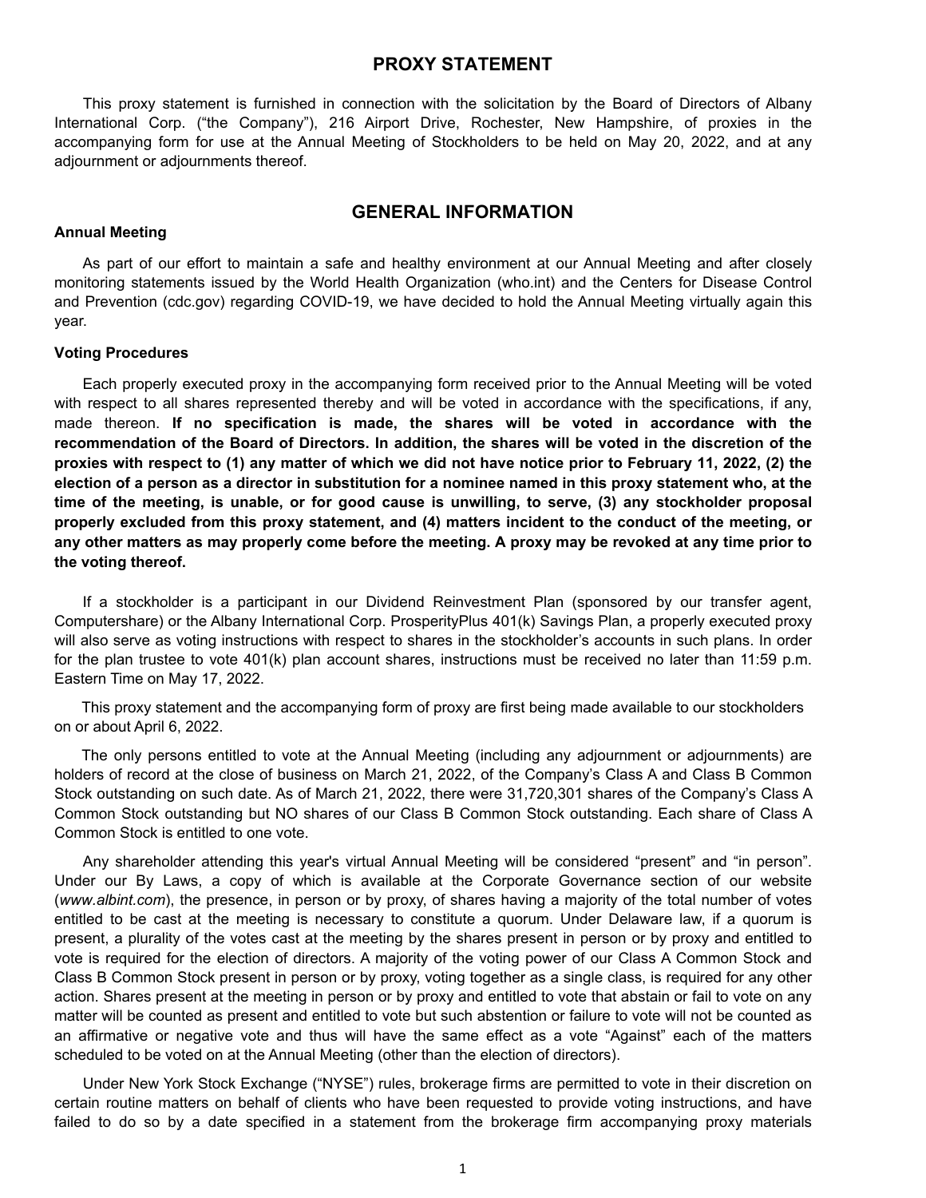# PROXY STATEMENT

This proxy statement is furnished in connection with the solicitation by the Board of Directors of Albany International Corp. ("the Company"), 216 Airport Drive, Rochester, New Hampshire, of proxies in the accompanying form for use at the Annual Meeting of Stockholders to be held on May 20, 2022, and at any adjournment or adjournments thereof.

# GENERAL INFORMATION

### Annual Meeting

As part of our effort to maintain a safe and healthy environment at our Annual Meeting and after closely monitoring statements issued by the World Health Organization (who.int) and the Centers for Disease Control and Prevention (cdc.gov) regarding COVID-19, we have decided to hold the Annual Meeting virtually again this year.

### Voting Procedures

Each properly executed proxy in the accompanying form received prior to the Annual Meeting will be voted with respect to all shares represented thereby and will be voted in accordance with the specifications, if any, made thereon. **If no specification is made, the shares will be voted in accordance with the recommendation of the Board of Directors. In addition, the shares will be voted in the discretion of the proxies with respect to (1) any matter of which we did not have notice prior to February 11, 2022, (2) the election of a person as a director in substitution for a nominee named in this proxy statement who, at the time of the meeting, is unable, or for good cause is unwilling, to serve, (3) any stockholder proposal properly excluded from this proxy statement, and (4) matters incident to the conduct of the meeting, or any other matters as may properly come before the meeting. A proxy may be revoked at any time prior to the voting thereof.**

If a stockholder is a participant in our Dividend Reinvestment Plan (sponsored by our transfer agent, Computershare) or the Albany International Corp. ProsperityPlus 401(k) Savings Plan, a properly executed proxy will also serve as voting instructions with respect to shares in the stockholder's accounts in such plans. In order for the plan trustee to vote 401(k) plan account shares, instructions must be received no later than 11:59 p.m. Eastern Time on May 17, 2022.

This proxy statement and the accompanying form of proxy are first being made available to our stockholders on or about April 6, 2022.

The only persons entitled to vote at the Annual Meeting (including any adjournment or adjournments) are holders of record at the close of business on March 21, 2022, of the Company's Class A and Class B Common Stock outstanding on such date. As of March 21, 2022, there were 31,720,301 shares of the Company's Class A Common Stock outstanding but NO shares of our Class B Common Stock outstanding. Each share of Class A Common Stock is entitled to one vote.

Any shareholder attending this year's virtual Annual Meeting will be considered "present" and "in person". Under our By Laws, a copy of which is available at the Corporate Governance section of our website (*www.albint.com*), the presence, in person or by proxy, of shares having a majority of the total number of votes entitled to be cast at the meeting is necessary to constitute a quorum. Under Delaware law, if a quorum is present, a plurality of the votes cast at the meeting by the shares present in person or by proxy and entitled to vote is required for the election of directors. A majority of the voting power of our Class A Common Stock and Class B Common Stock present in person or by proxy, voting together as a single class, is required for any other action. Shares present at the meeting in person or by proxy and entitled to vote that abstain or fail to vote on any matter will be counted as present and entitled to vote but such abstention or failure to vote will not be counted as an affirmative or negative vote and thus will have the same effect as a vote "Against" each of the matters scheduled to be voted on at the Annual Meeting (other than the election of directors).

Under New York Stock Exchange ("NYSE") rules, brokerage firms are permitted to vote in their discretion on certain routine matters on behalf of clients who have been requested to provide voting instructions, and have failed to do so by a date specified in a statement from the brokerage firm accompanying proxy materials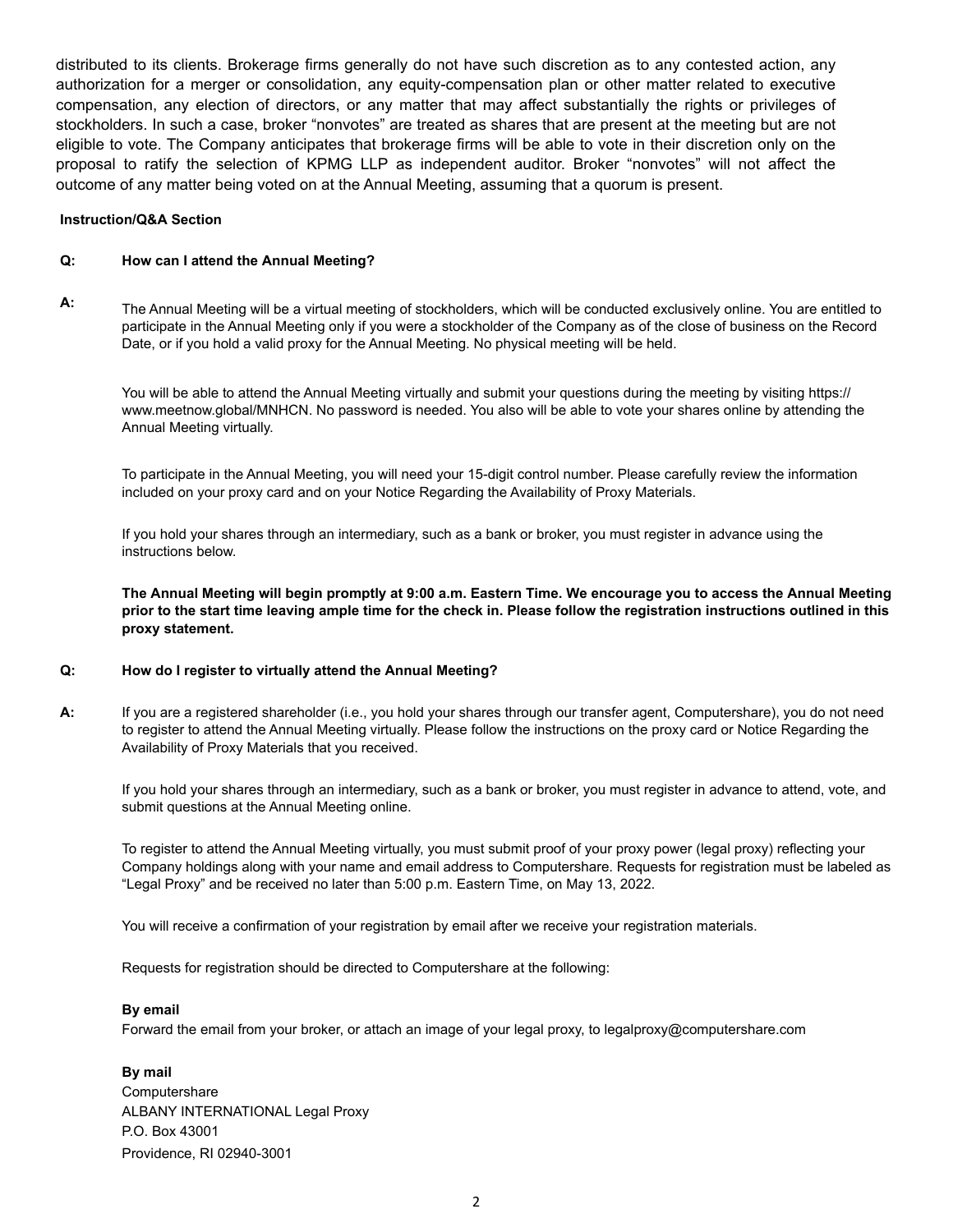distributed to its clients. Brokerage firms generally do not have such discretion as to any contested action, any authorization for a merger or consolidation, any equity-compensation plan or other matter related to executive compensation, any election of directors, or any matter that may affect substantially the rights or privileges of stockholders. In such a case, broker "nonvotes" are treated as shares that are present at the meeting but are not eligible to vote. The Company anticipates that brokerage firms will be able to vote in their discretion only on the proposal to ratify the selection of KPMG LLP as independent auditor. Broker "nonvotes" will not affect the outcome of any matter being voted on at the Annual Meeting, assuming that a quorum is present.

**Instruction/Q&A Section**

**Q: How can I attend the Annual Meeting?**

**A:** The Annual Meeting will be a virtual meeting of stockholders, which will be conducted exclusively online. You are entitled to participate in the Annual Meeting only if you were a stockholder of the Company as of the close of business on the Record Date, or if you hold a valid proxy for the Annual Meeting. No physical meeting will be held.

You will be able to attend the Annual Meeting virtually and submit your questions during the meeting by visiting https://www.meetnow.global/MNHCN. No password is needed. You also will be able to vote your shares online by attending the Annual Meeting virtually.

To participate in the Annual Meeting, you will need your 15-digit control number. Please carefully review the information included on your proxy card and on your Notice Regarding the Availability of Proxy Materials.

If you hold your shares through an intermediary, such as a bank or broker, you must register in advance using the instructions below.

**The Annual Meeting will begin promptly at 9:00 a.m. Eastern Time. We encourage you to access the Annual Meeting prior to the start time leaving ample time for the check in. Please follow the registration instructions outlined in this proxy statement.**

**Q: How do I register to virtually attend the Annual Meeting?**

**A:** If you are a registered shareholder (i.e., you hold your shares through our transfer agent, Computershare), you do not need to register to attend the Annual Meeting virtually. Please follow the instructions on the proxy card or Notice Regarding the Availability of Proxy Materials that you received.

If you hold your shares through an intermediary, such as a bank or broker, you must register in advance to attend, vote, and submit questions at the Annual Meeting online.

To register to attend the Annual Meeting virtually, you must submit proof of your proxy power (legal proxy) reflecting your Company holdings along with your name and email address to Computershare. Requests for registration must be labeled as "Legal Proxy" and be received no later than 5:00 p.m. Eastern Time, on May 13, 2022.

You will receive a confirmation of your registration by email after we receive your registration materials.

Requests for registration should be directed to Computershare at the following:

**By email**
Forward the email from your broker, or attach an image of your legal proxy, to legalproxy@computershare.com

**By mail**
Computershare
ALBANY INTERNATIONAL Legal Proxy
P.O. Box 43001
Providence, RI 02940-3001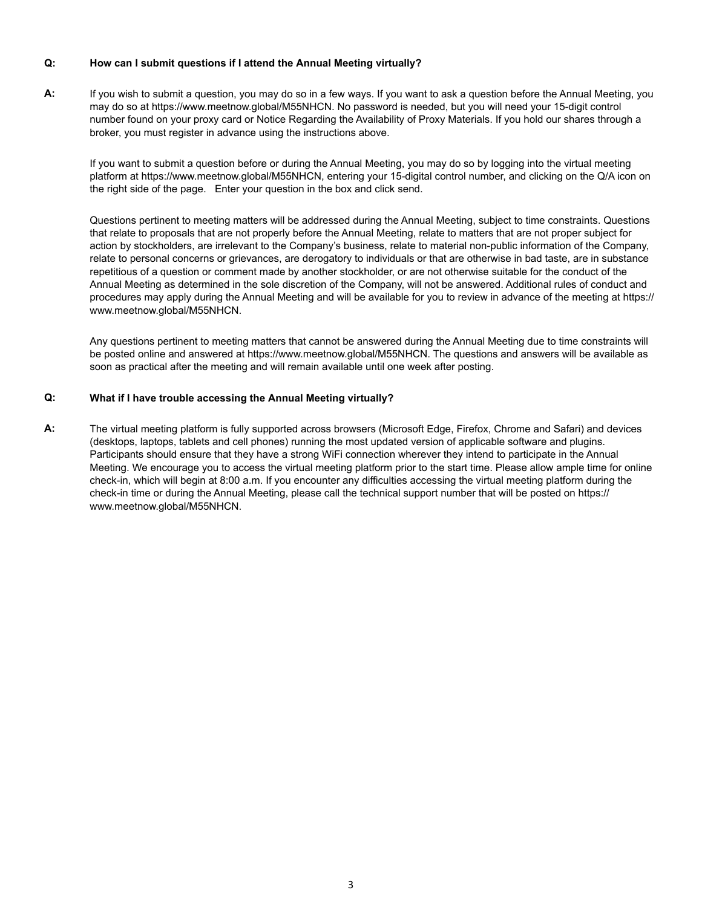**Q: How can I submit questions if I attend the Annual Meeting virtually?**

**A:** If you wish to submit a question, you may do so in a few ways. If you want to ask a question before the Annual Meeting, you may do so at https://www.meetnow.global/M55NHCN. No password is needed, but you will need your 15-digit control number found on your proxy card or Notice Regarding the Availability of Proxy Materials. If you hold our shares through a broker, you must register in advance using the instructions above.

If you want to submit a question before or during the Annual Meeting, you may do so by logging into the virtual meeting platform at https://www.meetnow.global/M55NHCN, entering your 15-digital control number, and clicking on the Q/A icon on the right side of the page. Enter your question in the box and click send.

Questions pertinent to meeting matters will be addressed during the Annual Meeting, subject to time constraints. Questions that relate to proposals that are not properly before the Annual Meeting, relate to matters that are not proper subject for action by stockholders, are irrelevant to the Company's business, relate to material non-public information of the Company, relate to personal concerns or grievances, are derogatory to individuals or that are otherwise in bad taste, are in substance repetitious of a question or comment made by another stockholder, or are not otherwise suitable for the conduct of the Annual Meeting as determined in the sole discretion of the Company, will not be answered. Additional rules of conduct and procedures may apply during the Annual Meeting and will be available for you to review in advance of the meeting at https://www.meetnow.global/M55NHCN.

Any questions pertinent to meeting matters that cannot be answered during the Annual Meeting due to time constraints will be posted online and answered at https://www.meetnow.global/M55NHCN. The questions and answers will be available as soon as practical after the meeting and will remain available until one week after posting.

**Q: What if I have trouble accessing the Annual Meeting virtually?**

**A:** The virtual meeting platform is fully supported across browsers (Microsoft Edge, Firefox, Chrome and Safari) and devices (desktops, laptops, tablets and cell phones) running the most updated version of applicable software and plugins. Participants should ensure that they have a strong WiFi connection wherever they intend to participate in the Annual Meeting. We encourage you to access the virtual meeting platform prior to the start time. Please allow ample time for online check-in, which will begin at 8:00 a.m. If you encounter any difficulties accessing the virtual meeting platform during the check-in time or during the Annual Meeting, please call the technical support number that will be posted on https://www.meetnow.global/M55NHCN.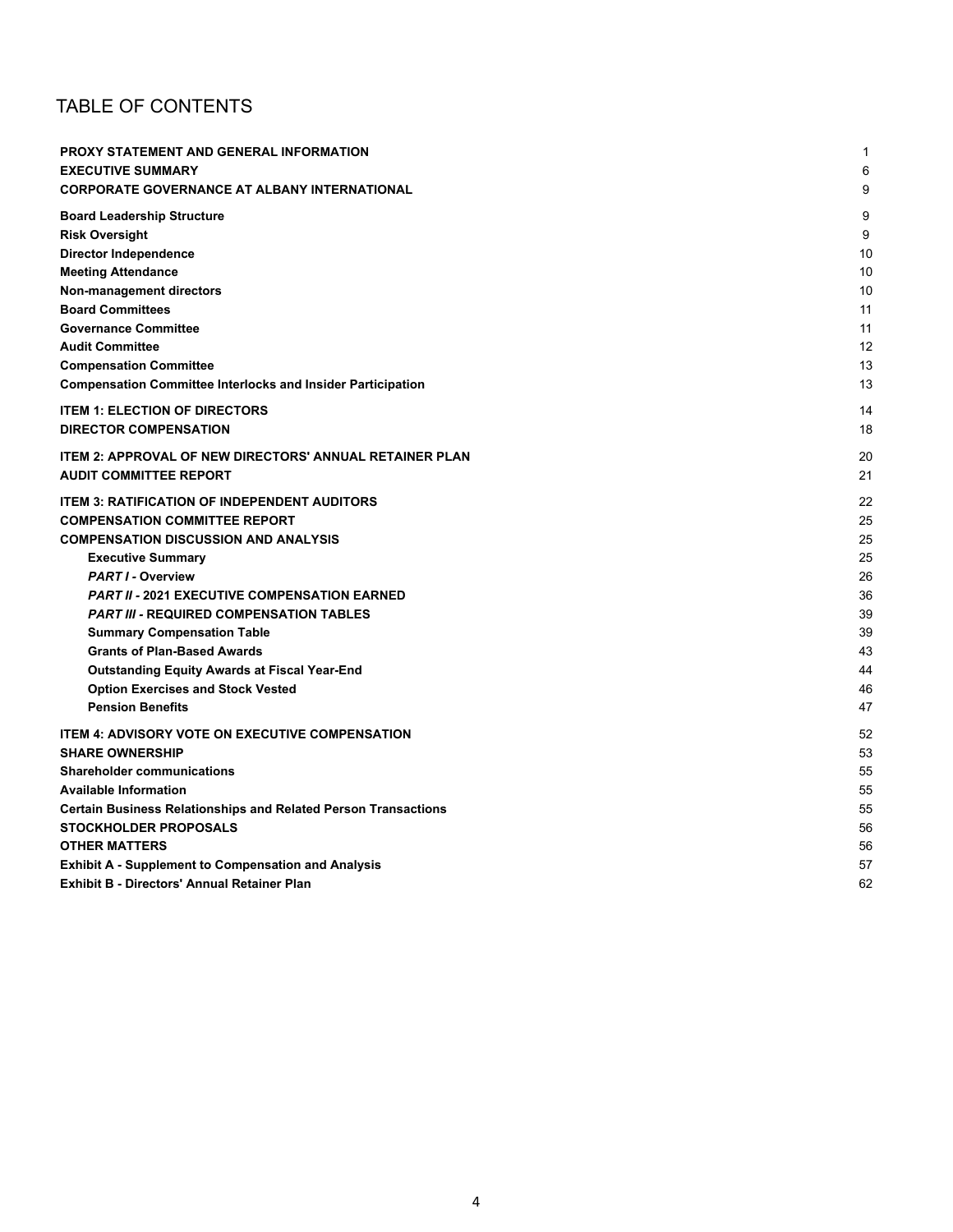# TABLE OF CONTENTS

| | |
|---|---|
| **PROXY STATEMENT AND GENERAL INFORMATION** | 1 |
| **EXECUTIVE SUMMARY** | 6 |
| **CORPORATE GOVERNANCE AT ALBANY INTERNATIONAL** | 9 |
| **Board Leadership Structure** | 9 |
| **Risk Oversight** | 9 |
| **Director Independence** | 10 |
| **Meeting Attendance** | 10 |
| **Non-management directors** | 10 |
| **Board Committees** | 11 |
| **Governance Committee** | 11 |
| **Audit Committee** | 12 |
| **Compensation Committee** | 13 |
| **Compensation Committee Interlocks and Insider Participation** | 13 |
| **ITEM 1: ELECTION OF DIRECTORS** | 14 |
| **DIRECTOR COMPENSATION** | 18 |
| **ITEM 2: APPROVAL OF NEW DIRECTORS' ANNUAL RETAINER PLAN** | 20 |
| **AUDIT COMMITTEE REPORT** | 21 |
| **ITEM 3: RATIFICATION OF INDEPENDENT AUDITORS** | 22 |
| **COMPENSATION COMMITTEE REPORT** | 25 |
| **COMPENSATION DISCUSSION AND ANALYSIS** | 25 |
| **Executive Summary** | 25 |
| ***PART I* - Overview** | 26 |
| ***PART II* - 2021 EXECUTIVE COMPENSATION EARNED** | 36 |
| ***PART III* - REQUIRED COMPENSATION TABLES** | 39 |
| **Summary Compensation Table** | 39 |
| **Grants of Plan-Based Awards** | 43 |
| **Outstanding Equity Awards at Fiscal Year-End** | 44 |
| **Option Exercises and Stock Vested** | 46 |
| **Pension Benefits** | 47 |
| **ITEM 4: ADVISORY VOTE ON EXECUTIVE COMPENSATION** | 52 |
| **SHARE OWNERSHIP** | 53 |
| **Shareholder communications** | 55 |
| **Available Information** | 55 |
| **Certain Business Relationships and Related Person Transactions** | 55 |
| **STOCKHOLDER PROPOSALS** | 56 |
| **OTHER MATTERS** | 56 |
| **Exhibit A - Supplement to Compensation and Analysis** | 57 |
| **Exhibit B - Directors' Annual Retainer Plan** | 62 |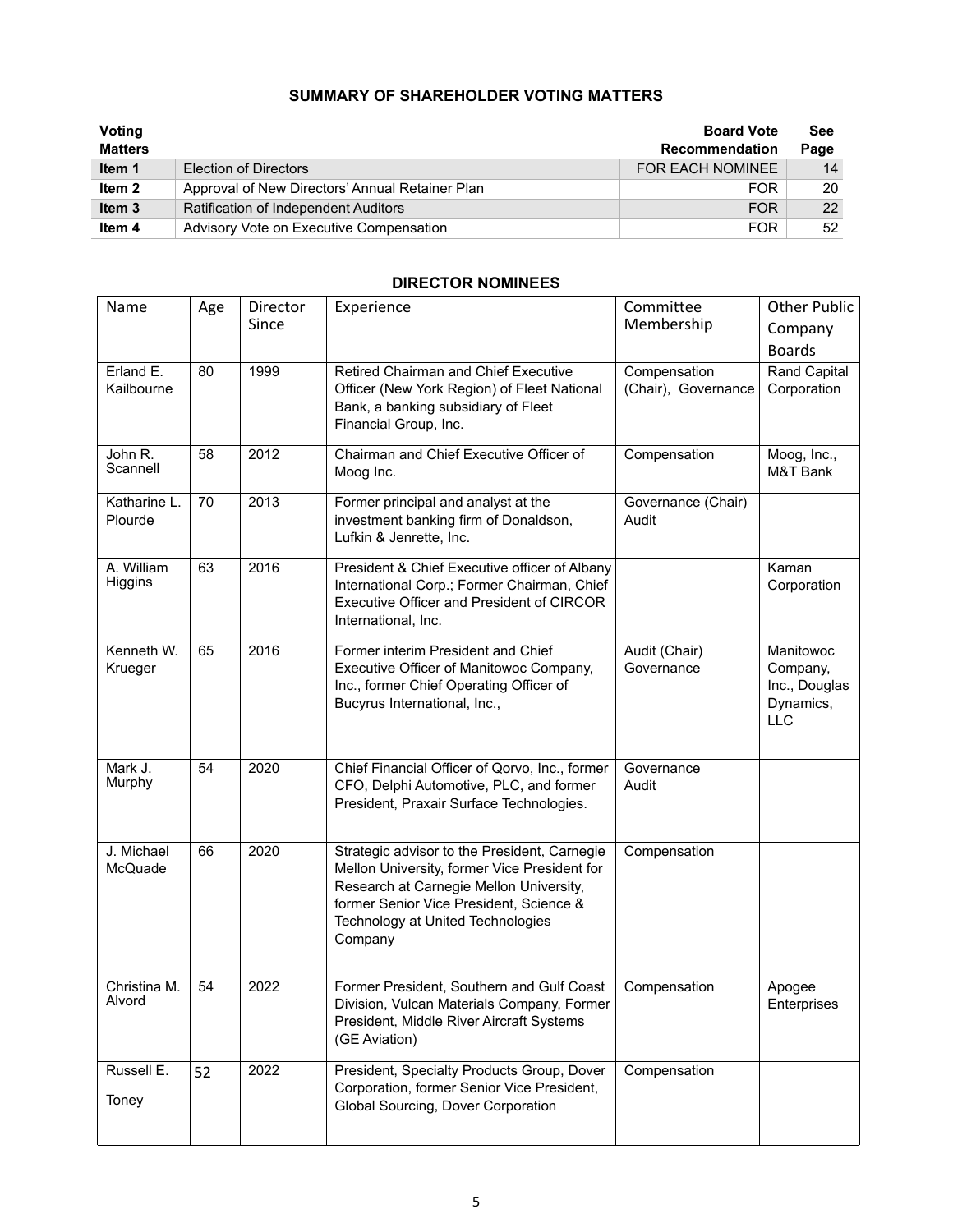## SUMMARY OF SHAREHOLDER VOTING MATTERS

| Voting Matters | | Board Vote Recommendation | See Page |
|---|---|---|---|
| **Item 1** | Election of Directors | FOR EACH NOMINEE | 14 |
| **Item 2** | Approval of New Directors' Annual Retainer Plan | FOR | 20 |
| **Item 3** | Ratification of Independent Auditors | FOR | 22 |
| **Item 4** | Advisory Vote on Executive Compensation | FOR | 52 |

## DIRECTOR NOMINEES

| Name | Age | Director Since | Experience | Committee Membership | Other Public Company Boards |
|---|---|---|---|---|---|
| Erland E. Kailbourne | 80 | 1999 | Retired Chairman and Chief Executive Officer (New York Region) of Fleet National Bank, a banking subsidiary of Fleet Financial Group, Inc. | Compensation (Chair), Governance | Rand Capital Corporation |
| John R. Scannell | 58 | 2012 | Chairman and Chief Executive Officer of Moog Inc. | Compensation | Moog, Inc., M&T Bank |
| Katharine L. Plourde | 70 | 2013 | Former principal and analyst at the investment banking firm of Donaldson, Lufkin & Jenrette, Inc. | Governance (Chair) Audit | |
| A. William Higgins | 63 | 2016 | President & Chief Executive officer of Albany International Corp.; Former Chairman, Chief Executive Officer and President of CIRCOR International, Inc. | | Kaman Corporation |
| Kenneth W. Krueger | 65 | 2016 | Former interim President and Chief Executive Officer of Manitowoc Company, Inc., former Chief Operating Officer of Bucyrus International, Inc., | Audit (Chair) Governance | Manitowoc Company, Inc., Douglas Dynamics, LLC |
| Mark J. Murphy | 54 | 2020 | Chief Financial Officer of Qorvo, Inc., former CFO, Delphi Automotive, PLC, and former President, Praxair Surface Technologies. | Governance Audit | |
| J. Michael McQuade | 66 | 2020 | Strategic advisor to the President, Carnegie Mellon University, former Vice President for Research at Carnegie Mellon University, former Senior Vice President, Science & Technology at United Technologies Company | Compensation | |
| Christina M. Alvord | 54 | 2022 | Former President, Southern and Gulf Coast Division, Vulcan Materials Company, Former President, Middle River Aircraft Systems (GE Aviation) | Compensation | Apogee Enterprises |
| Russell E. Toney | 52 | 2022 | President, Specialty Products Group, Dover Corporation, former Senior Vice President, Global Sourcing, Dover Corporation | Compensation | |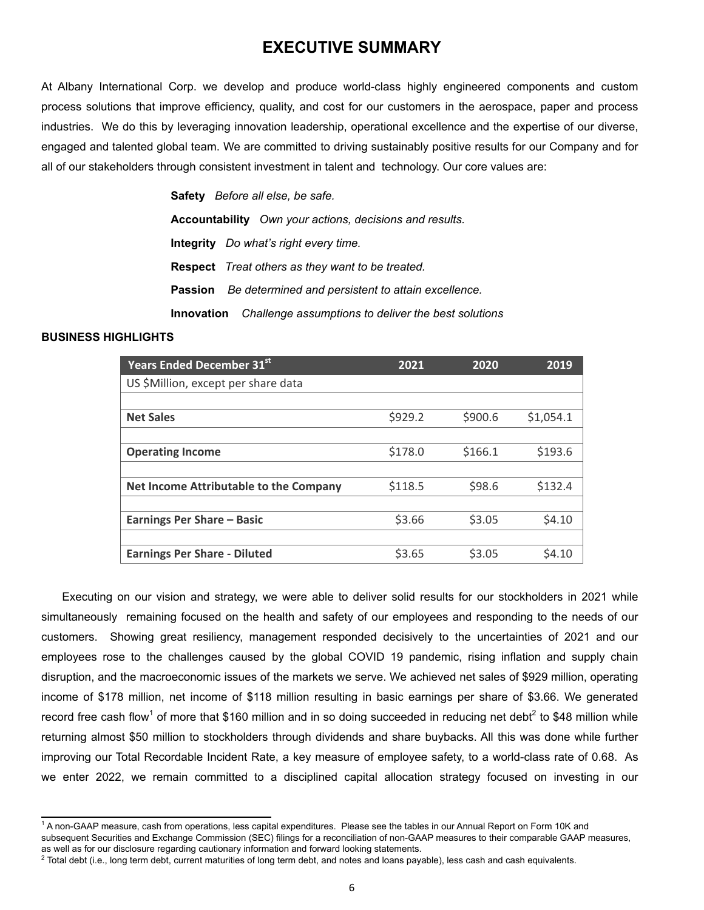# EXECUTIVE SUMMARY

At Albany International Corp. we develop and produce world-class highly engineered components and custom process solutions that improve efficiency, quality, and cost for our customers in the aerospace, paper and process industries. We do this by leveraging innovation leadership, operational excellence and the expertise of our diverse, engaged and talented global team. We are committed to driving sustainably positive results for our Company and for all of our stakeholders through consistent investment in talent and technology. Our core values are:

**Safety** *Before all else, be safe.*

**Accountability** *Own your actions, decisions and results.*

**Integrity** *Do what's right every time.*

**Respect** *Treat others as they want to be treated.*

**Passion** *Be determined and persistent to attain excellence.*

**Innovation** *Challenge assumptions to deliver the best solutions*

**BUSINESS HIGHLIGHTS**

| Years Ended December 31st | 2021 | 2020 | 2019 |
|---|---|---|---|
| US $Million, except per share data | | | |
| **Net Sales** | $929.2 | $900.6 | $1,054.1 |
| **Operating Income** | $178.0 | $166.1 | $193.6 |
| **Net Income Attributable to the Company** | $118.5 | $98.6 | $132.4 |
| **Earnings Per Share – Basic** | $3.66 | $3.05 | $4.10 |
| **Earnings Per Share - Diluted** | $3.65 | $3.05 | $4.10 |

Executing on our vision and strategy, we were able to deliver solid results for our stockholders in 2021 while simultaneously remaining focused on the health and safety of our employees and responding to the needs of our customers. Showing great resiliency, management responded decisively to the uncertainties of 2021 and our employees rose to the challenges caused by the global COVID 19 pandemic, rising inflation and supply chain disruption, and the macroeconomic issues of the markets we serve. We achieved net sales of $929 million, operating income of $178 million, net income of $118 million resulting in basic earnings per share of $3.66. We generated record free cash flow[1] of more that $160 million and in so doing succeeded in reducing net debt[2] to $48 million while returning almost $50 million to stockholders through dividends and share buybacks. All this was done while further improving our Total Recordable Incident Rate, a key measure of employee safety, to a world-class rate of 0.68. As we enter 2022, we remain committed to a disciplined capital allocation strategy focused on investing in our

[1] A non-GAAP measure, cash from operations, less capital expenditures. Please see the tables in our Annual Report on Form 10K and subsequent Securities and Exchange Commission (SEC) filings for a reconciliation of non-GAAP measures to their comparable GAAP measures, as well as for our disclosure regarding cautionary information and forward looking statements.

[2] Total debt (i.e., long term debt, current maturities of long term debt, and notes and loans payable), less cash and cash equivalents.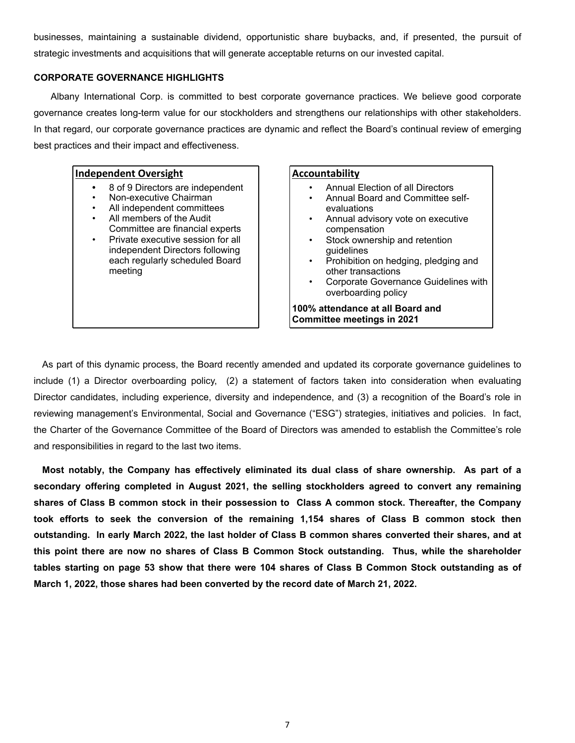businesses, maintaining a sustainable dividend, opportunistic share buybacks, and, if presented, the pursuit of strategic investments and acquisitions that will generate acceptable returns on our invested capital.

### CORPORATE GOVERNANCE HIGHLIGHTS

Albany International Corp. is committed to best corporate governance practices. We believe good corporate governance creates long-term value for our stockholders and strengthens our relationships with other stakeholders. In that regard, our corporate governance practices are dynamic and reflect the Board's continual review of emerging best practices and their impact and effectiveness.

**Independent Oversight**

- 8 of 9 Directors are independent
- Non-executive Chairman
- All independent committees
- All members of the Audit Committee are financial experts
- Private executive session for all independent Directors following each regularly scheduled Board meeting

**Accountability**

- Annual Election of all Directors
- Annual Board and Committee self-evaluations
- Annual advisory vote on executive compensation
- Stock ownership and retention guidelines
- Prohibition on hedging, pledging and other transactions
- Corporate Governance Guidelines with overboarding policy

**100% attendance at all Board and Committee meetings in 2021**

As part of this dynamic process, the Board recently amended and updated its corporate governance guidelines to include (1) a Director overboarding policy, (2) a statement of factors taken into consideration when evaluating Director candidates, including experience, diversity and independence, and (3) a recognition of the Board's role in reviewing management's Environmental, Social and Governance ("ESG") strategies, initiatives and policies. In fact, the Charter of the Governance Committee of the Board of Directors was amended to establish the Committee's role and responsibilities in regard to the last two items.

**Most notably, the Company has effectively eliminated its dual class of share ownership. As part of a secondary offering completed in August 2021, the selling stockholders agreed to convert any remaining shares of Class B common stock in their possession to Class A common stock. Thereafter, the Company took efforts to seek the conversion of the remaining 1,154 shares of Class B common stock then outstanding. In early March 2022, the last holder of Class B common shares converted their shares, and at this point there are now no shares of Class B Common Stock outstanding. Thus, while the shareholder tables starting on page 53 show that there were 104 shares of Class B Common Stock outstanding as of March 1, 2022, those shares had been converted by the record date of March 21, 2022.**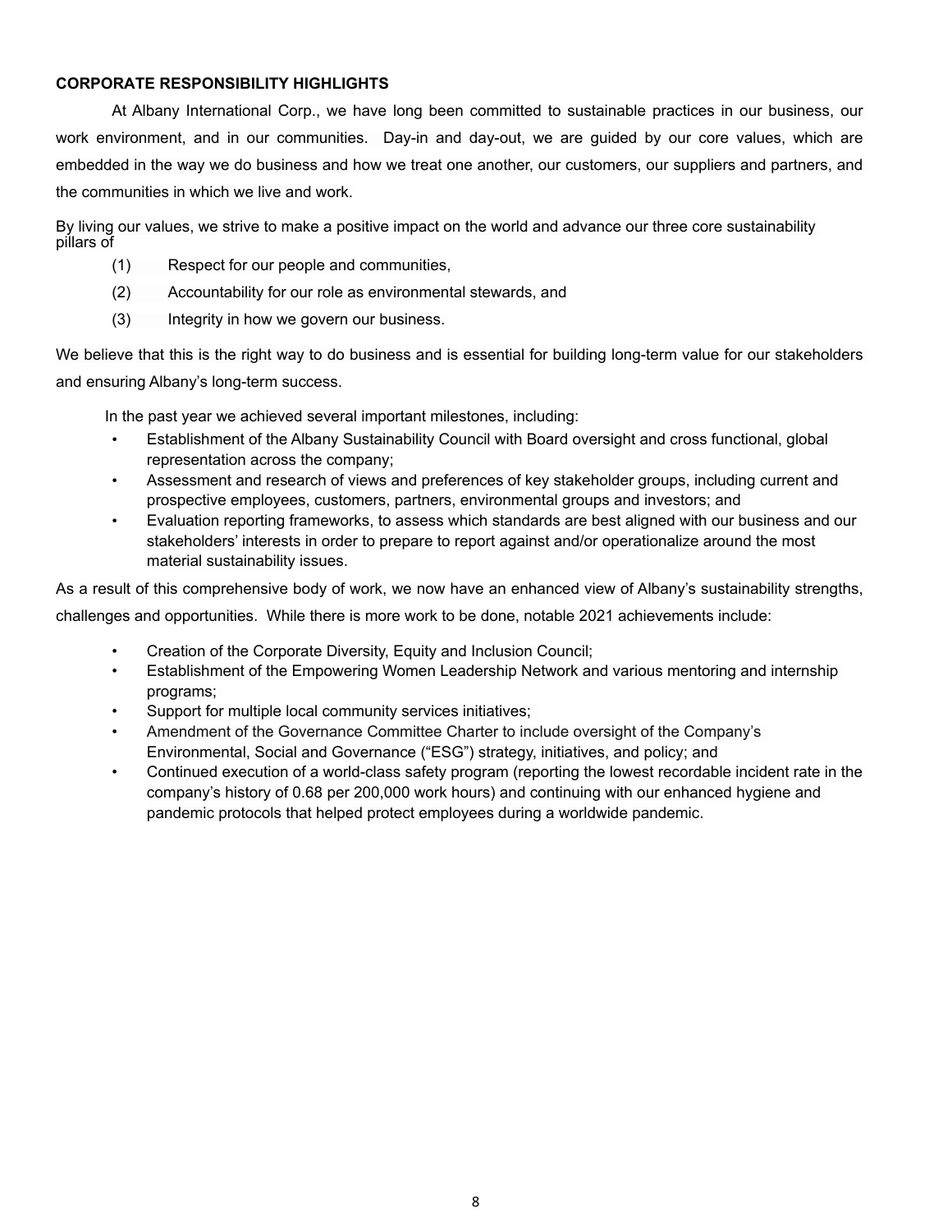## CORPORATE RESPONSIBILITY HIGHLIGHTS

At Albany International Corp., we have long been committed to sustainable practices in our business, our work environment, and in our communities. Day-in and day-out, we are guided by our core values, which are embedded in the way we do business and how we treat one another, our customers, our suppliers and partners, and the communities in which we live and work.

By living our values, we strive to make a positive impact on the world and advance our three core sustainability pillars of

(1) Respect for our people and communities,

(2) Accountability for our role as environmental stewards, and

(3) Integrity in how we govern our business.

We believe that this is the right way to do business and is essential for building long-term value for our stakeholders and ensuring Albany's long-term success.

In the past year we achieved several important milestones, including:

- Establishment of the Albany Sustainability Council with Board oversight and cross functional, global representation across the company;
- Assessment and research of views and preferences of key stakeholder groups, including current and prospective employees, customers, partners, environmental groups and investors; and
- Evaluation reporting frameworks, to assess which standards are best aligned with our business and our stakeholders' interests in order to prepare to report against and/or operationalize around the most material sustainability issues.

As a result of this comprehensive body of work, we now have an enhanced view of Albany's sustainability strengths, challenges and opportunities. While there is more work to be done, notable 2021 achievements include:

- Creation of the Corporate Diversity, Equity and Inclusion Council;
- Establishment of the Empowering Women Leadership Network and various mentoring and internship programs;
- Support for multiple local community services initiatives;
- Amendment of the Governance Committee Charter to include oversight of the Company's Environmental, Social and Governance ("ESG") strategy, initiatives, and policy; and
- Continued execution of a world-class safety program (reporting the lowest recordable incident rate in the company's history of 0.68 per 200,000 work hours) and continuing with our enhanced hygiene and pandemic protocols that helped protect employees during a worldwide pandemic.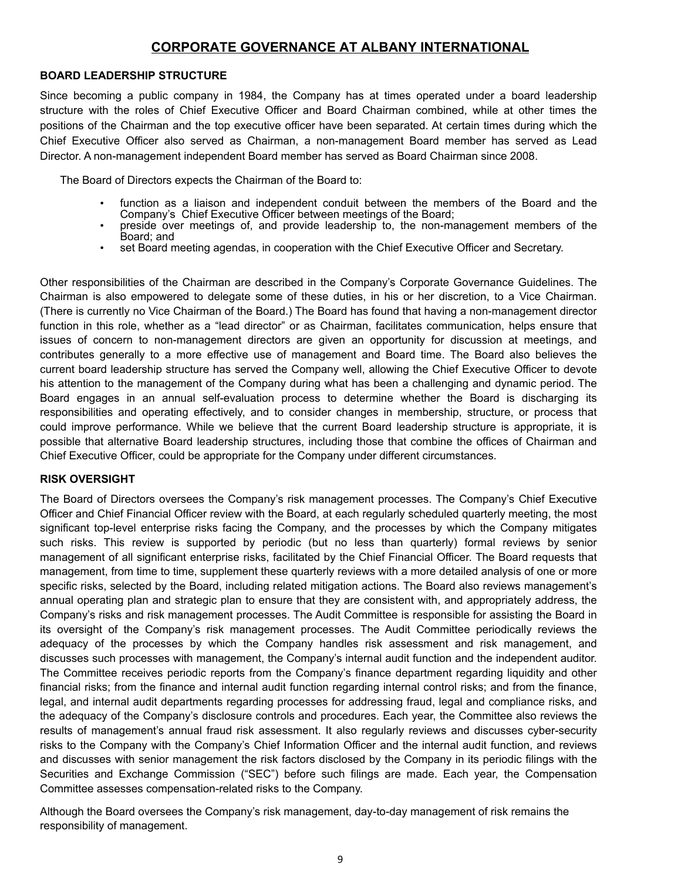# CORPORATE GOVERNANCE AT ALBANY INTERNATIONAL

## BOARD LEADERSHIP STRUCTURE

Since becoming a public company in 1984, the Company has at times operated under a board leadership structure with the roles of Chief Executive Officer and Board Chairman combined, while at other times the positions of the Chairman and the top executive officer have been separated. At certain times during which the Chief Executive Officer also served as Chairman, a non-management Board member has served as Lead Director. A non-management independent Board member has served as Board Chairman since 2008.

The Board of Directors expects the Chairman of the Board to:

- function as a liaison and independent conduit between the members of the Board and the Company's Chief Executive Officer between meetings of the Board;
- preside over meetings of, and provide leadership to, the non-management members of the Board; and
- set Board meeting agendas, in cooperation with the Chief Executive Officer and Secretary.

Other responsibilities of the Chairman are described in the Company's Corporate Governance Guidelines. The Chairman is also empowered to delegate some of these duties, in his or her discretion, to a Vice Chairman. (There is currently no Vice Chairman of the Board.) The Board has found that having a non-management director function in this role, whether as a "lead director" or as Chairman, facilitates communication, helps ensure that issues of concern to non-management directors are given an opportunity for discussion at meetings, and contributes generally to a more effective use of management and Board time. The Board also believes the current board leadership structure has served the Company well, allowing the Chief Executive Officer to devote his attention to the management of the Company during what has been a challenging and dynamic period. The Board engages in an annual self-evaluation process to determine whether the Board is discharging its responsibilities and operating effectively, and to consider changes in membership, structure, or process that could improve performance. While we believe that the current Board leadership structure is appropriate, it is possible that alternative Board leadership structures, including those that combine the offices of Chairman and Chief Executive Officer, could be appropriate for the Company under different circumstances.

## RISK OVERSIGHT

The Board of Directors oversees the Company's risk management processes. The Company's Chief Executive Officer and Chief Financial Officer review with the Board, at each regularly scheduled quarterly meeting, the most significant top-level enterprise risks facing the Company, and the processes by which the Company mitigates such risks. This review is supported by periodic (but no less than quarterly) formal reviews by senior management of all significant enterprise risks, facilitated by the Chief Financial Officer. The Board requests that management, from time to time, supplement these quarterly reviews with a more detailed analysis of one or more specific risks, selected by the Board, including related mitigation actions. The Board also reviews management's annual operating plan and strategic plan to ensure that they are consistent with, and appropriately address, the Company's risks and risk management processes. The Audit Committee is responsible for assisting the Board in its oversight of the Company's risk management processes. The Audit Committee periodically reviews the adequacy of the processes by which the Company handles risk assessment and risk management, and discusses such processes with management, the Company's internal audit function and the independent auditor. The Committee receives periodic reports from the Company's finance department regarding liquidity and other financial risks; from the finance and internal audit function regarding internal control risks; and from the finance, legal, and internal audit departments regarding processes for addressing fraud, legal and compliance risks, and the adequacy of the Company's disclosure controls and procedures. Each year, the Committee also reviews the results of management's annual fraud risk assessment. It also regularly reviews and discusses cyber-security risks to the Company with the Company's Chief Information Officer and the internal audit function, and reviews and discusses with senior management the risk factors disclosed by the Company in its periodic filings with the Securities and Exchange Commission ("SEC") before such filings are made. Each year, the Compensation Committee assesses compensation-related risks to the Company.

Although the Board oversees the Company's risk management, day-to-day management of risk remains the responsibility of management.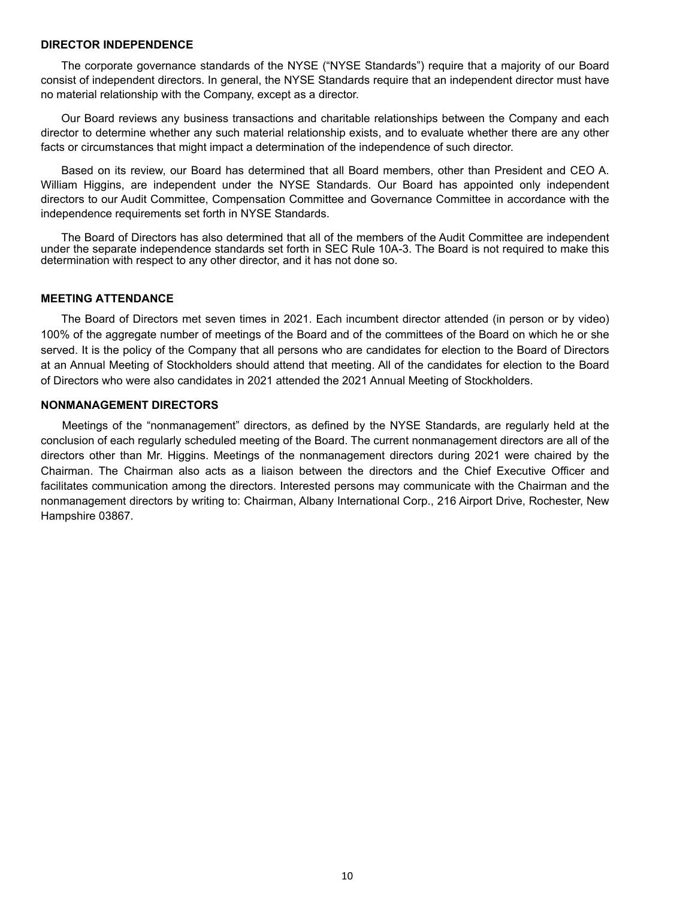## DIRECTOR INDEPENDENCE

The corporate governance standards of the NYSE (“NYSE Standards”) require that a majority of our Board consist of independent directors. In general, the NYSE Standards require that an independent director must have no material relationship with the Company, except as a director.

Our Board reviews any business transactions and charitable relationships between the Company and each director to determine whether any such material relationship exists, and to evaluate whether there are any other facts or circumstances that might impact a determination of the independence of such director.

Based on its review, our Board has determined that all Board members, other than President and CEO A. William Higgins, are independent under the NYSE Standards. Our Board has appointed only independent directors to our Audit Committee, Compensation Committee and Governance Committee in accordance with the independence requirements set forth in NYSE Standards.

The Board of Directors has also determined that all of the members of the Audit Committee are independent under the separate independence standards set forth in SEC Rule 10A-3. The Board is not required to make this determination with respect to any other director, and it has not done so.

## MEETING ATTENDANCE

The Board of Directors met seven times in 2021. Each incumbent director attended (in person or by video) 100% of the aggregate number of meetings of the Board and of the committees of the Board on which he or she served. It is the policy of the Company that all persons who are candidates for election to the Board of Directors at an Annual Meeting of Stockholders should attend that meeting. All of the candidates for election to the Board of Directors who were also candidates in 2021 attended the 2021 Annual Meeting of Stockholders.

## NONMANAGEMENT DIRECTORS

Meetings of the “nonmanagement” directors, as defined by the NYSE Standards, are regularly held at the conclusion of each regularly scheduled meeting of the Board. The current nonmanagement directors are all of the directors other than Mr. Higgins. Meetings of the nonmanagement directors during 2021 were chaired by the Chairman. The Chairman also acts as a liaison between the directors and the Chief Executive Officer and facilitates communication among the directors. Interested persons may communicate with the Chairman and the nonmanagement directors by writing to: Chairman, Albany International Corp., 216 Airport Drive, Rochester, New Hampshire 03867.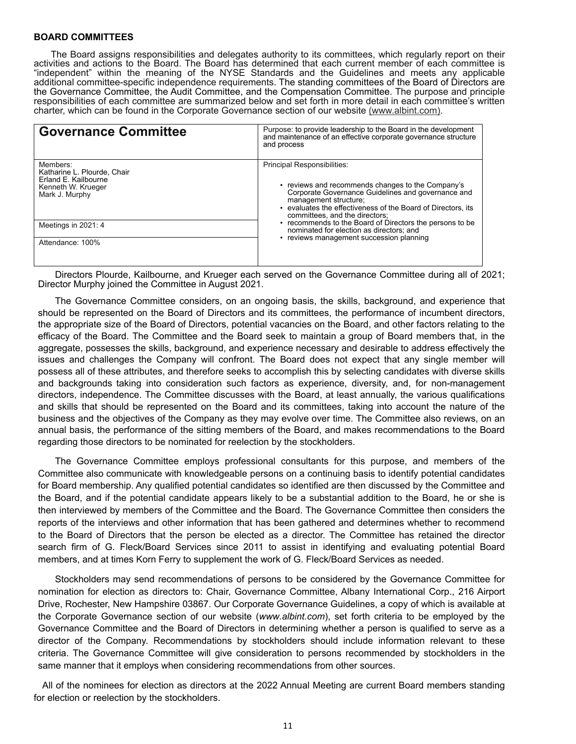## BOARD COMMITTEES

The Board assigns responsibilities and delegates authority to its committees, which regularly report on their activities and actions to the Board. The Board has determined that each current member of each committee is "independent" within the meaning of the NYSE Standards and the Guidelines and meets any applicable additional committee-specific independence requirements. The standing committees of the Board of Directors are the Governance Committee, the Audit Committee, and the Compensation Committee. The purpose and principle responsibilities of each committee are summarized below and set forth in more detail in each committee's written charter, which can be found in the Corporate Governance section of our website (www.albint.com).

| **Governance Committee** | Purpose: to provide leadership to the Board in the development and maintenance of an effective corporate governance structure and process |
|---|---|
| Members:<br>Katharine L. Plourde, Chair<br>Erland E. Kailbourne<br>Kenneth W. Krueger<br>Mark J. Murphy | Principal Responsibilities:<br><br>• reviews and recommends changes to the Company's Corporate Governance Guidelines and governance and management structure;<br>• evaluates the effectiveness of the Board of Directors, its committees, and the directors;<br>• recommends to the Board of Directors the persons to be nominated for election as directors; and<br>• reviews management succession planning |
| Meetings in 2021: 4 | |
| Attendance: 100% | |

Directors Plourde, Kailbourne, and Krueger each served on the Governance Committee during all of 2021; Director Murphy joined the Committee in August 2021.

The Governance Committee considers, on an ongoing basis, the skills, background, and experience that should be represented on the Board of Directors and its committees, the performance of incumbent directors, the appropriate size of the Board of Directors, potential vacancies on the Board, and other factors relating to the efficacy of the Board. The Committee and the Board seek to maintain a group of Board members that, in the aggregate, possesses the skills, background, and experience necessary and desirable to address effectively the issues and challenges the Company will confront. The Board does not expect that any single member will possess all of these attributes, and therefore seeks to accomplish this by selecting candidates with diverse skills and backgrounds taking into consideration such factors as experience, diversity, and, for non-management directors, independence. The Committee discusses with the Board, at least annually, the various qualifications and skills that should be represented on the Board and its committees, taking into account the nature of the business and the objectives of the Company as they may evolve over time. The Committee also reviews, on an annual basis, the performance of the sitting members of the Board, and makes recommendations to the Board regarding those directors to be nominated for reelection by the stockholders.

The Governance Committee employs professional consultants for this purpose, and members of the Committee also communicate with knowledgeable persons on a continuing basis to identify potential candidates for Board membership. Any qualified potential candidates so identified are then discussed by the Committee and the Board, and if the potential candidate appears likely to be a substantial addition to the Board, he or she is then interviewed by members of the Committee and the Board. The Governance Committee then considers the reports of the interviews and other information that has been gathered and determines whether to recommend to the Board of Directors that the person be elected as a director. The Committee has retained the director search firm of G. Fleck/Board Services since 2011 to assist in identifying and evaluating potential Board members, and at times Korn Ferry to supplement the work of G. Fleck/Board Services as needed.

Stockholders may send recommendations of persons to be considered by the Governance Committee for nomination for election as directors to: Chair, Governance Committee, Albany International Corp., 216 Airport Drive, Rochester, New Hampshire 03867. Our Corporate Governance Guidelines, a copy of which is available at the Corporate Governance section of our website (*www.albint.com*), set forth criteria to be employed by the Governance Committee and the Board of Directors in determining whether a person is qualified to serve as a director of the Company. Recommendations by stockholders should include information relevant to these criteria. The Governance Committee will give consideration to persons recommended by stockholders in the same manner that it employs when considering recommendations from other sources.

All of the nominees for election as directors at the 2022 Annual Meeting are current Board members standing for election or reelection by the stockholders.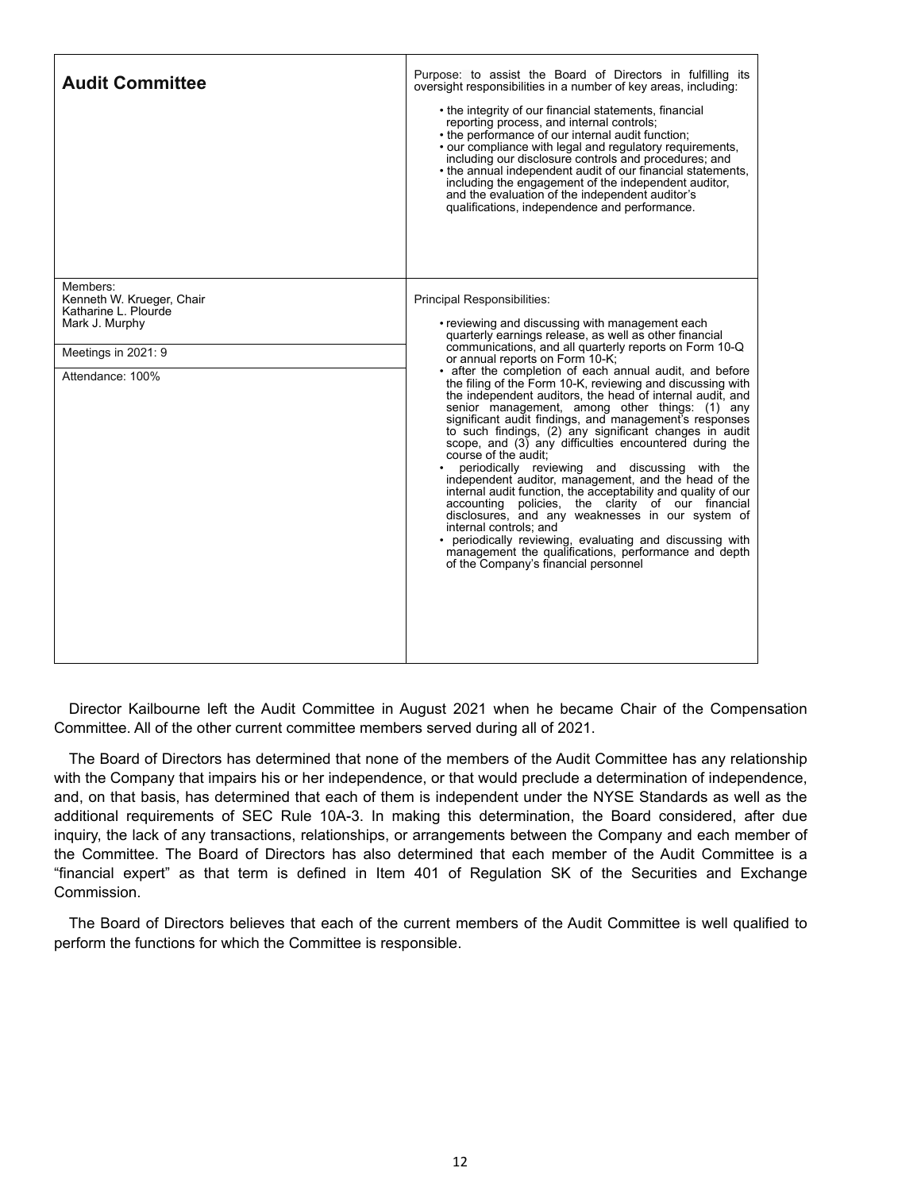| | |
|---|---|
| **Audit Committee** | Purpose: to assist the Board of Directors in fulfilling its oversight responsibilities in a number of key areas, including:<br>• the integrity of our financial statements, financial reporting process, and internal controls;<br>• the performance of our internal audit function;<br>• our compliance with legal and regulatory requirements, including our disclosure controls and procedures; and<br>• the annual independent audit of our financial statements, including the engagement of the independent auditor, and the evaluation of the independent auditor's qualifications, independence and performance. |
| Members:<br>Kenneth W. Krueger, Chair<br>Katharine L. Plourde<br>Mark J. Murphy<br><br>Meetings in 2021: 9<br><br>Attendance: 100% | Principal Responsibilities:<br>• reviewing and discussing with management each quarterly earnings release, as well as other financial communications, and all quarterly reports on Form 10-Q or annual reports on Form 10-K;<br>• after the completion of each annual audit, and before the filing of the Form 10-K, reviewing and discussing with the independent auditors, the head of internal audit, and senior management, among other things: (1) any significant audit findings, and management's responses to such findings, (2) any significant changes in audit scope, and (3) any difficulties encountered during the course of the audit;<br>• periodically reviewing and discussing with the independent auditor, management, and the head of the internal audit function, the acceptability and quality of our accounting policies, the clarity of our financial disclosures, and any weaknesses in our system of internal controls; and<br>• periodically reviewing, evaluating and discussing with management the qualifications, performance and depth of the Company's financial personnel |

Director Kailbourne left the Audit Committee in August 2021 when he became Chair of the Compensation Committee. All of the other current committee members served during all of 2021.

The Board of Directors has determined that none of the members of the Audit Committee has any relationship with the Company that impairs his or her independence, or that would preclude a determination of independence, and, on that basis, has determined that each of them is independent under the NYSE Standards as well as the additional requirements of SEC Rule 10A-3. In making this determination, the Board considered, after due inquiry, the lack of any transactions, relationships, or arrangements between the Company and each member of the Committee. The Board of Directors has also determined that each member of the Audit Committee is a "financial expert" as that term is defined in Item 401 of Regulation SK of the Securities and Exchange Commission.

The Board of Directors believes that each of the current members of the Audit Committee is well qualified to perform the functions for which the Committee is responsible.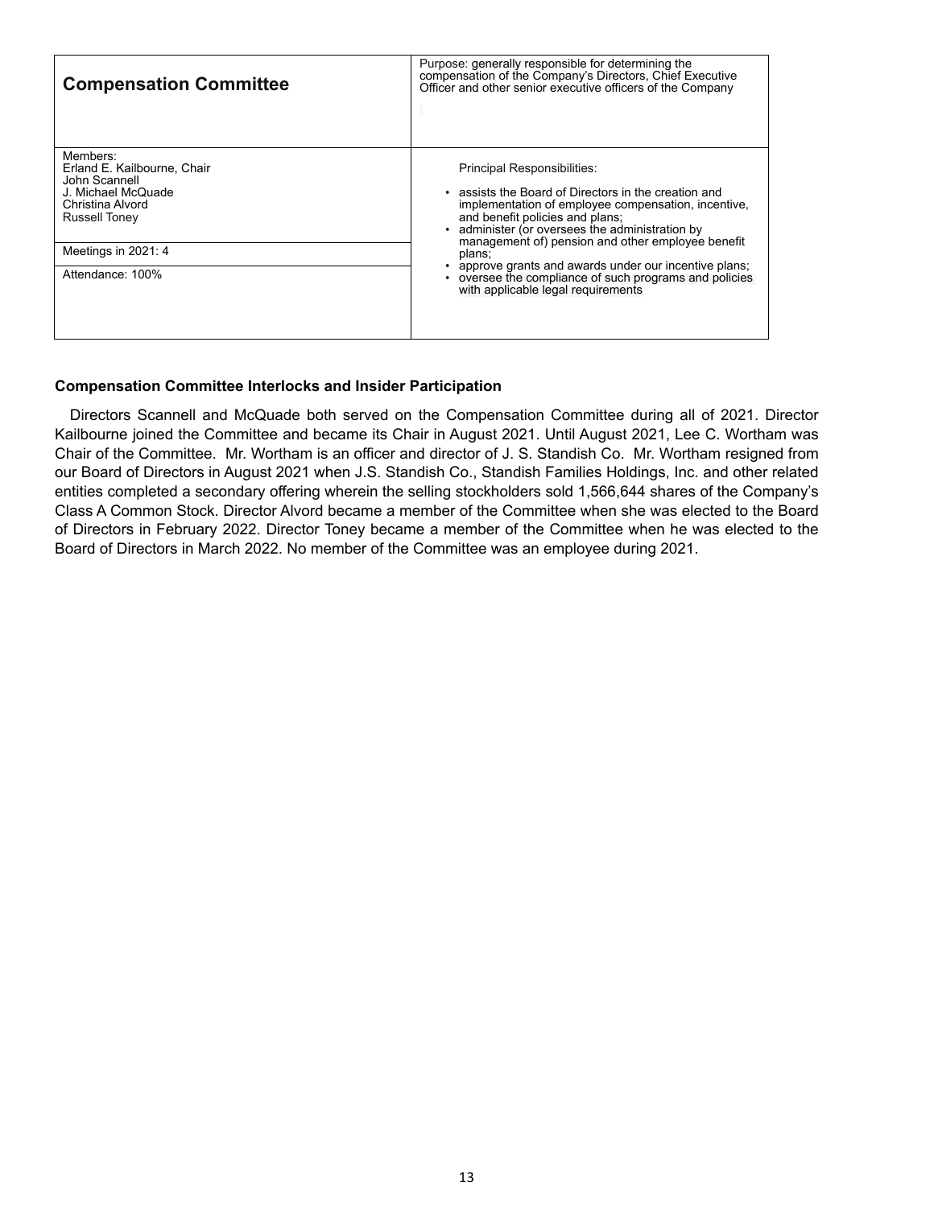| Compensation Committee | Purpose: generally responsible for determining the compensation of the Company's Directors, Chief Executive Officer and other senior executive officers of the Company |
|---|---|
| Members:<br>Erland E. Kailbourne, Chair<br>John Scannell<br>J. Michael McQuade<br>Christina Alvord<br>Russell Toney | Principal Responsibilities:<br>• assists the Board of Directors in the creation and implementation of employee compensation, incentive, and benefit policies and plans;<br>• administer (or oversees the administration by management of) pension and other employee benefit plans;<br>• approve grants and awards under our incentive plans;<br>• oversee the compliance of such programs and policies with applicable legal requirements |
| Meetings in 2021: 4 | |
| Attendance: 100% | |

**Compensation Committee Interlocks and Insider Participation**

Directors Scannell and McQuade both served on the Compensation Committee during all of 2021. Director Kailbourne joined the Committee and became its Chair in August 2021. Until August 2021, Lee C. Wortham was Chair of the Committee. Mr. Wortham is an officer and director of J. S. Standish Co. Mr. Wortham resigned from our Board of Directors in August 2021 when J.S. Standish Co., Standish Families Holdings, Inc. and other related entities completed a secondary offering wherein the selling stockholders sold 1,566,644 shares of the Company's Class A Common Stock. Director Alvord became a member of the Committee when she was elected to the Board of Directors in February 2022. Director Toney became a member of the Committee when he was elected to the Board of Directors in March 2022. No member of the Committee was an employee during 2021.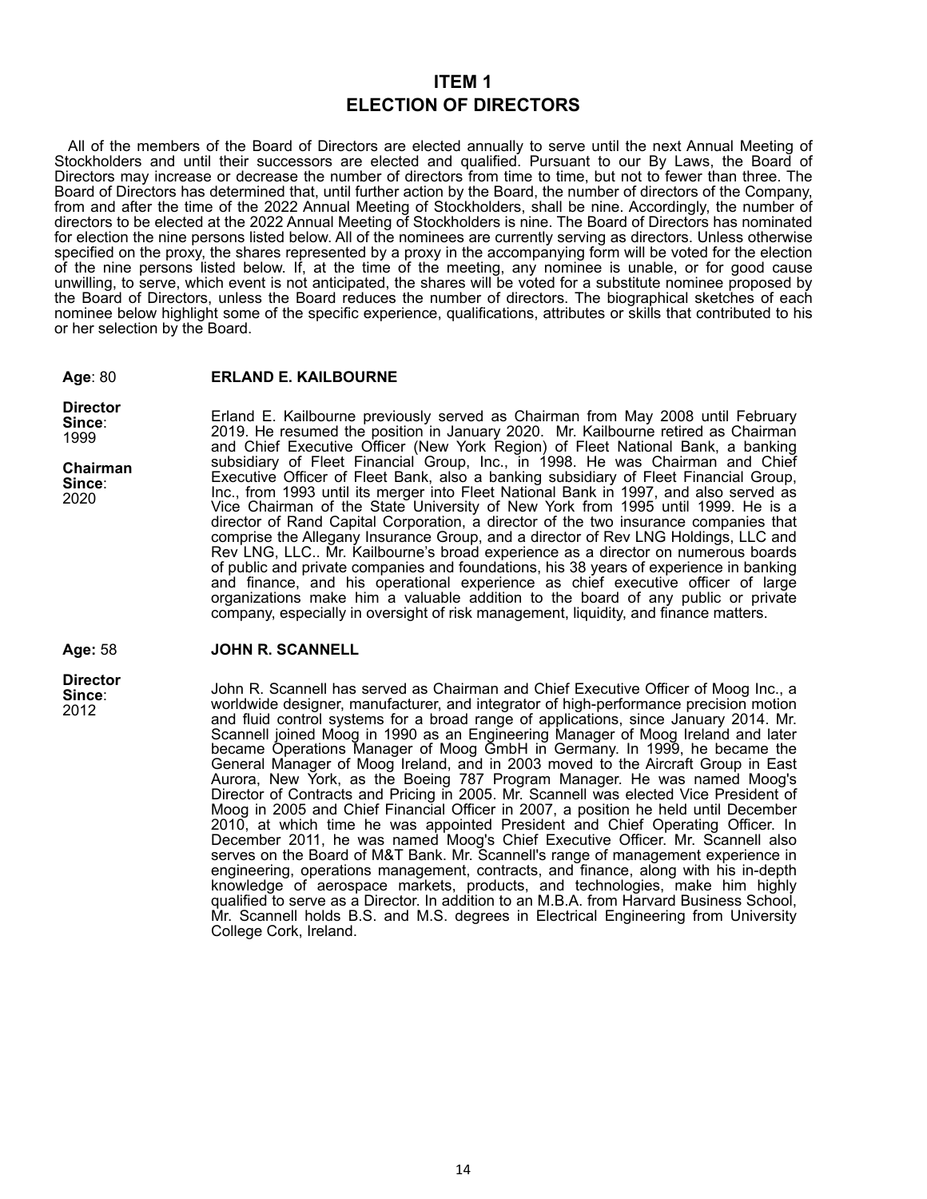# ITEM 1
# ELECTION OF DIRECTORS

All of the members of the Board of Directors are elected annually to serve until the next Annual Meeting of Stockholders and until their successors are elected and qualified. Pursuant to our By Laws, the Board of Directors may increase or decrease the number of directors from time to time, but not to fewer than three. The Board of Directors has determined that, until further action by the Board, the number of directors of the Company, from and after the time of the 2022 Annual Meeting of Stockholders, shall be nine. Accordingly, the number of directors to be elected at the 2022 Annual Meeting of Stockholders is nine. The Board of Directors has nominated for election the nine persons listed below. All of the nominees are currently serving as directors. Unless otherwise specified on the proxy, the shares represented by a proxy in the accompanying form will be voted for the election of the nine persons listed below. If, at the time of the meeting, any nominee is unable, or for good cause unwilling, to serve, which event is not anticipated, the shares will be voted for a substitute nominee proposed by the Board of Directors, unless the Board reduces the number of directors. The biographical sketches of each nominee below highlight some of the specific experience, qualifications, attributes or skills that contributed to his or her selection by the Board.

**Age**: 80

**ERLAND E. KAILBOURNE**

**Director Since**: 1999

**Chairman Since**: 2020

Erland E. Kailbourne previously served as Chairman from May 2008 until February 2019. He resumed the position in January 2020. Mr. Kailbourne retired as Chairman and Chief Executive Officer (New York Region) of Fleet National Bank, a banking subsidiary of Fleet Financial Group, Inc., in 1998. He was Chairman and Chief Executive Officer of Fleet Bank, also a banking subsidiary of Fleet Financial Group, Inc., from 1993 until its merger into Fleet National Bank in 1997, and also served as Vice Chairman of the State University of New York from 1995 until 1999. He is a director of Rand Capital Corporation, a director of the two insurance companies that comprise the Allegany Insurance Group, and a director of Rev LNG Holdings, LLC and Rev LNG, LLC.. Mr. Kailbourne's broad experience as a director on numerous boards of public and private companies and foundations, his 38 years of experience in banking and finance, and his operational experience as chief executive officer of large organizations make him a valuable addition to the board of any public or private company, especially in oversight of risk management, liquidity, and finance matters.

**Age:** 58

**JOHN R. SCANNELL**

**Director Since**: 2012

John R. Scannell has served as Chairman and Chief Executive Officer of Moog Inc., a worldwide designer, manufacturer, and integrator of high-performance precision motion and fluid control systems for a broad range of applications, since January 2014. Mr. Scannell joined Moog in 1990 as an Engineering Manager of Moog Ireland and later became Operations Manager of Moog GmbH in Germany. In 1999, he became the General Manager of Moog Ireland, and in 2003 moved to the Aircraft Group in East Aurora, New York, as the Boeing 787 Program Manager. He was named Moog's Director of Contracts and Pricing in 2005. Mr. Scannell was elected Vice President of Moog in 2005 and Chief Financial Officer in 2007, a position he held until December 2010, at which time he was appointed President and Chief Operating Officer. In December 2011, he was named Moog's Chief Executive Officer. Mr. Scannell also serves on the Board of M&T Bank. Mr. Scannell's range of management experience in engineering, operations management, contracts, and finance, along with his in-depth knowledge of aerospace markets, products, and technologies, make him highly qualified to serve as a Director. In addition to an M.B.A. from Harvard Business School, Mr. Scannell holds B.S. and M.S. degrees in Electrical Engineering from University College Cork, Ireland.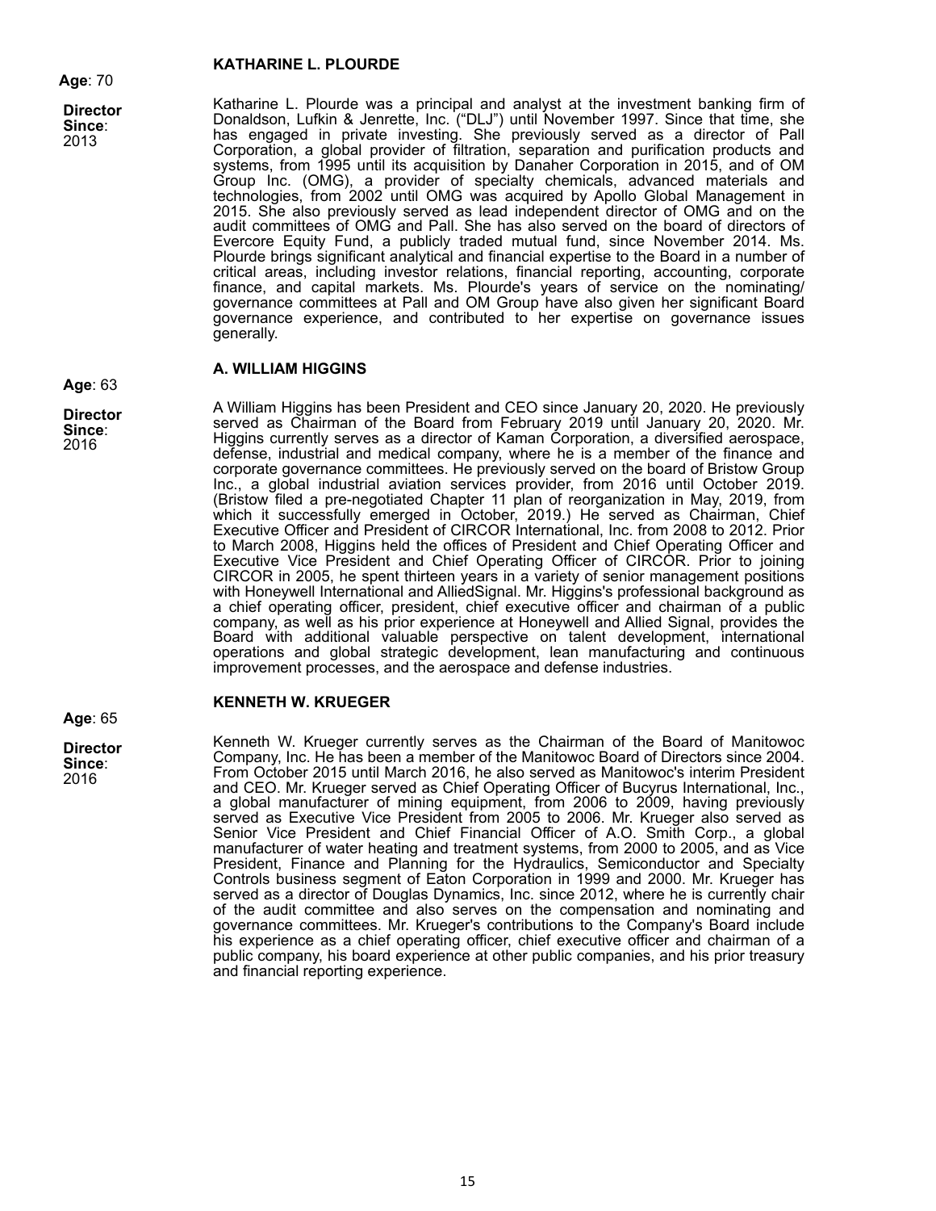### KATHARINE L. PLOURDE

**Age**: 70

**Director Since**: 2013

Katharine L. Plourde was a principal and analyst at the investment banking firm of Donaldson, Lufkin & Jenrette, Inc. ("DLJ") until November 1997. Since that time, she has engaged in private investing. She previously served as a director of Pall Corporation, a global provider of filtration, separation and purification products and systems, from 1995 until its acquisition by Danaher Corporation in 2015, and of OM Group Inc. (OMG), a provider of specialty chemicals, advanced materials and technologies, from 2002 until OMG was acquired by Apollo Global Management in 2015. She also previously served as lead independent director of OMG and on the audit committees of OMG and Pall. She has also served on the board of directors of Evercore Equity Fund, a publicly traded mutual fund, since November 2014. Ms. Plourde brings significant analytical and financial expertise to the Board in a number of critical areas, including investor relations, financial reporting, accounting, corporate finance, and capital markets. Ms. Plourde's years of service on the nominating/ governance committees at Pall and OM Group have also given her significant Board governance experience, and contributed to her expertise on governance issues generally.

### A. WILLIAM HIGGINS

**Age**: 63

**Director Since**: 2016

A William Higgins has been President and CEO since January 20, 2020. He previously served as Chairman of the Board from February 2019 until January 20, 2020. Mr. Higgins currently serves as a director of Kaman Corporation, a diversified aerospace, defense, industrial and medical company, where he is a member of the finance and corporate governance committees. He previously served on the board of Bristow Group Inc., a global industrial aviation services provider, from 2016 until October 2019. (Bristow filed a pre-negotiated Chapter 11 plan of reorganization in May, 2019, from which it successfully emerged in October, 2019.) He served as Chairman, Chief Executive Officer and President of CIRCOR International, Inc. from 2008 to 2012. Prior to March 2008, Higgins held the offices of President and Chief Operating Officer and Executive Vice President and Chief Operating Officer of CIRCOR. Prior to joining CIRCOR in 2005, he spent thirteen years in a variety of senior management positions with Honeywell International and AlliedSignal. Mr. Higgins's professional background as a chief operating officer, president, chief executive officer and chairman of a public company, as well as his prior experience at Honeywell and Allied Signal, provides the Board with additional valuable perspective on talent development, international operations and global strategic development, lean manufacturing and continuous improvement processes, and the aerospace and defense industries.

### KENNETH W. KRUEGER

**Age**: 65

**Director Since**: 2016

Kenneth W. Krueger currently serves as the Chairman of the Board of Manitowoc Company, Inc. He has been a member of the Manitowoc Board of Directors since 2004. From October 2015 until March 2016, he also served as Manitowoc's interim President and CEO. Mr. Krueger served as Chief Operating Officer of Bucyrus International, Inc., a global manufacturer of mining equipment, from 2006 to 2009, having previously served as Executive Vice President from 2005 to 2006. Mr. Krueger also served as Senior Vice President and Chief Financial Officer of A.O. Smith Corp., a global manufacturer of water heating and treatment systems, from 2000 to 2005, and as Vice President, Finance and Planning for the Hydraulics, Semiconductor and Specialty Controls business segment of Eaton Corporation in 1999 and 2000. Mr. Krueger has served as a director of Douglas Dynamics, Inc. since 2012, where he is currently chair of the audit committee and also serves on the compensation and nominating and governance committees. Mr. Krueger's contributions to the Company's Board include his experience as a chief operating officer, chief executive officer and chairman of a public company, his board experience at other public companies, and his prior treasury and financial reporting experience.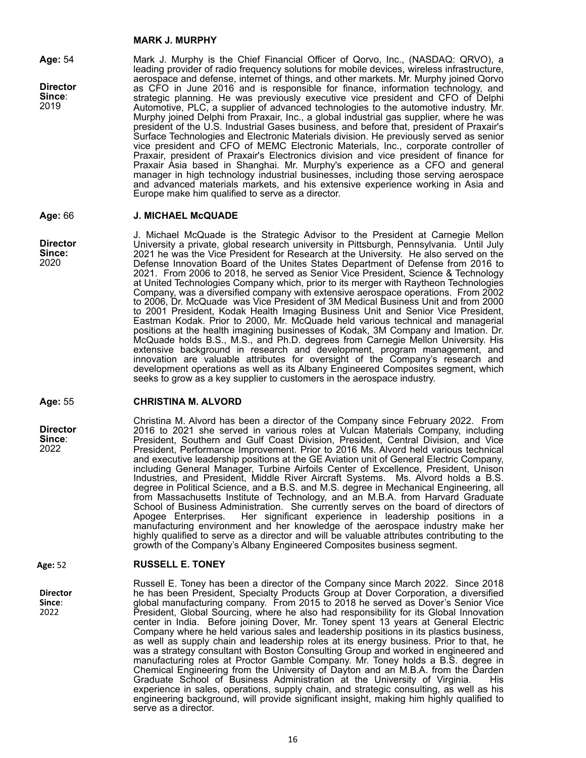### MARK J. MURPHY

**Age:** 54

**Director Since**: 2019

Mark J. Murphy is the Chief Financial Officer of Qorvo, Inc., (NASDAQ: QRVO), a leading provider of radio frequency solutions for mobile devices, wireless infrastructure, aerospace and defense, internet of things, and other markets. Mr. Murphy joined Qorvo as CFO in June 2016 and is responsible for finance, information technology, and strategic planning. He was previously executive vice president and CFO of Delphi Automotive, PLC, a supplier of advanced technologies to the automotive industry. Mr. Murphy joined Delphi from Praxair, Inc., a global industrial gas supplier, where he was president of the U.S. Industrial Gases business, and before that, president of Praxair's Surface Technologies and Electronic Materials division. He previously served as senior vice president and CFO of MEMC Electronic Materials, Inc., corporate controller of Praxair, president of Praxair's Electronics division and vice president of finance for Praxair Asia based in Shanghai. Mr. Murphy's experience as a CFO and general manager in high technology industrial businesses, including those serving aerospace and advanced materials markets, and his extensive experience working in Asia and Europe make him qualified to serve as a director.

### J. MICHAEL McQUADE

**Age:** 66

**Director Since:** 2020

J. Michael McQuade is the Strategic Advisor to the President at Carnegie Mellon University a private, global research university in Pittsburgh, Pennsylvania. Until July 2021 he was the Vice President for Research at the University. He also served on the Defense Innovation Board of the Unites States Department of Defense from 2016 to 2021. From 2006 to 2018, he served as Senior Vice President, Science & Technology at United Technologies Company which, prior to its merger with Raytheon Technologies Company, was a diversified company with extensive aerospace operations. From 2002 to 2006, Dr. McQuade was Vice President of 3M Medical Business Unit and from 2000 to 2001 President, Kodak Health Imaging Business Unit and Senior Vice President, Eastman Kodak. Prior to 2000, Mr. McQuade held various technical and managerial positions at the health imagining businesses of Kodak, 3M Company and Imation. Dr. McQuade holds B.S., M.S., and Ph.D. degrees from Carnegie Mellon University. His extensive background in research and development, program management, and innovation are valuable attributes for oversight of the Company's research and development operations as well as its Albany Engineered Composites segment, which seeks to grow as a key supplier to customers in the aerospace industry.

### CHRISTINA M. ALVORD

**Age:** 55

**Director Since**: 2022

Christina M. Alvord has been a director of the Company since February 2022. From 2016 to 2021 she served in various roles at Vulcan Materials Company, including President, Southern and Gulf Coast Division, President, Central Division, and Vice President, Performance Improvement. Prior to 2016 Ms. Alvord held various technical and executive leadership positions at the GE Aviation unit of General Electric Company, including General Manager, Turbine Airfoils Center of Excellence, President, Unison Industries, and President, Middle River Aircraft Systems. Ms. Alvord holds a B.S. degree in Political Science, and a B.S. and M.S. degree in Mechanical Engineering, all from Massachusetts Institute of Technology, and an M.B.A. from Harvard Graduate School of Business Administration. She currently serves on the board of directors of Apogee Enterprises. Her significant experience in leadership positions in a manufacturing environment and her knowledge of the aerospace industry make her highly qualified to serve as a director and will be valuable attributes contributing to the growth of the Company's Albany Engineered Composites business segment.

### RUSSELL E. TONEY

**Age:** 52

**Director Since**: 2022

Russell E. Toney has been a director of the Company since March 2022. Since 2018 he has been President, Specialty Products Group at Dover Corporation, a diversified global manufacturing company. From 2015 to 2018 he served as Dover's Senior Vice President, Global Sourcing, where he also had responsibility for its Global Innovation center in India. Before joining Dover, Mr. Toney spent 13 years at General Electric Company where he held various sales and leadership positions in its plastics business, as well as supply chain and leadership roles at its energy business. Prior to that, he was a strategy consultant with Boston Consulting Group and worked in engineered and manufacturing roles at Proctor Gamble Company. Mr. Toney holds a B.S. degree in Chemical Engineering from the University of Dayton and an M.B.A. from the Darden Graduate School of Business Administration at the University of Virginia. His experience in sales, operations, supply chain, and strategic consulting, as well as his engineering background, will provide significant insight, making him highly qualified to serve as a director.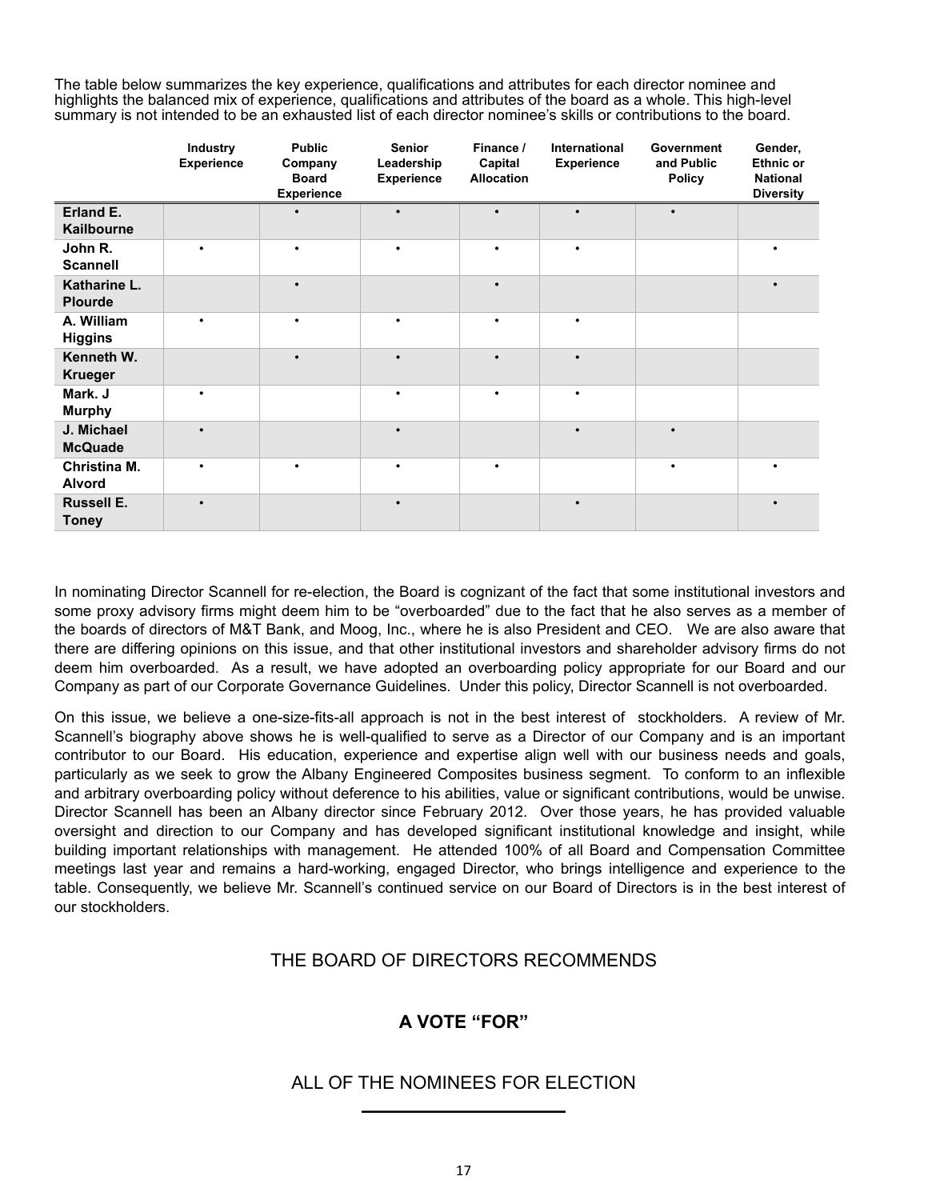The table below summarizes the key experience, qualifications and attributes for each director nominee and highlights the balanced mix of experience, qualifications and attributes of the board as a whole. This high-level summary is not intended to be an exhausted list of each director nominee's skills or contributions to the board.

| | Industry Experience | Public Company Board Experience | Senior Leadership Experience | Finance / Capital Allocation | International Experience | Government and Public Policy | Gender, Ethnic or National Diversity |
|---|---|---|---|---|---|---|---|
| **Erland E. Kailbourne** | | • | • | • | • | • | |
| **John R. Scannell** | • | • | • | • | • | | • |
| **Katharine L. Plourde** | | • | | • | | | • |
| **A. William Higgins** | • | • | • | • | • | | |
| **Kenneth W. Krueger** | | • | • | • | • | | |
| **Mark. J Murphy** | • | | • | • | • | | |
| **J. Michael McQuade** | • | | • | | • | • | |
| **Christina M. Alvord** | • | • | • | • | | • | • |
| **Russell E. Toney** | • | | • | | • | | • |

In nominating Director Scannell for re-election, the Board is cognizant of the fact that some institutional investors and some proxy advisory firms might deem him to be "overboarded" due to the fact that he also serves as a member of the boards of directors of M&T Bank, and Moog, Inc., where he is also President and CEO. We are also aware that there are differing opinions on this issue, and that other institutional investors and shareholder advisory firms do not deem him overboarded. As a result, we have adopted an overboarding policy appropriate for our Board and our Company as part of our Corporate Governance Guidelines. Under this policy, Director Scannell is not overboarded.

On this issue, we believe a one-size-fits-all approach is not in the best interest of stockholders. A review of Mr. Scannell's biography above shows he is well-qualified to serve as a Director of our Company and is an important contributor to our Board. His education, experience and expertise align well with our business needs and goals, particularly as we seek to grow the Albany Engineered Composites business segment. To conform to an inflexible and arbitrary overboarding policy without deference to his abilities, value or significant contributions, would be unwise. Director Scannell has been an Albany director since February 2012. Over those years, he has provided valuable oversight and direction to our Company and has developed significant institutional knowledge and insight, while building important relationships with management. He attended 100% of all Board and Compensation Committee meetings last year and remains a hard-working, engaged Director, who brings intelligence and experience to the table. Consequently, we believe Mr. Scannell's continued service on our Board of Directors is in the best interest of our stockholders.

THE BOARD OF DIRECTORS RECOMMENDS

**A VOTE "FOR"**

ALL OF THE NOMINEES FOR ELECTION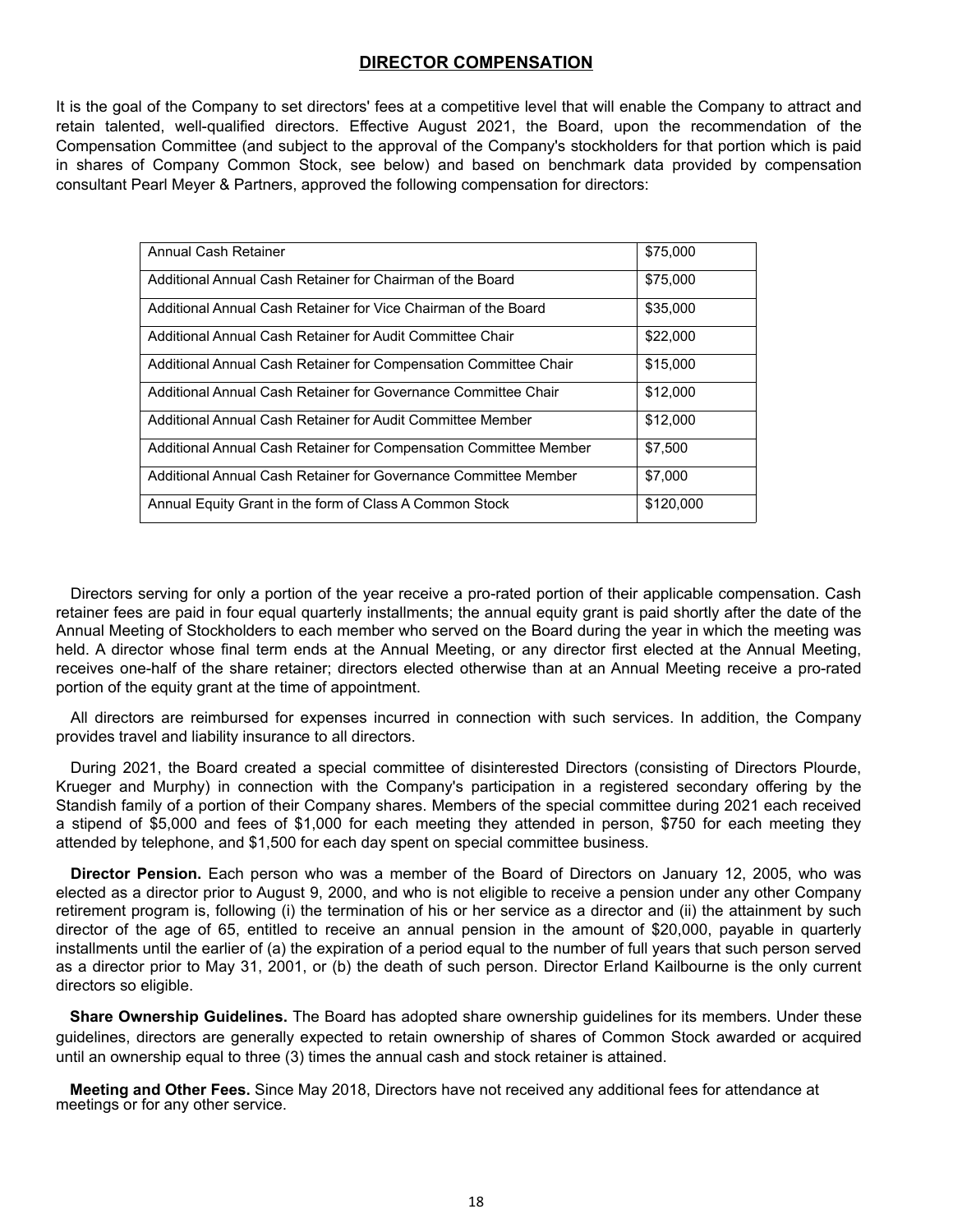## DIRECTOR COMPENSATION

It is the goal of the Company to set directors' fees at a competitive level that will enable the Company to attract and retain talented, well-qualified directors. Effective August 2021, the Board, upon the recommendation of the Compensation Committee (and subject to the approval of the Company's stockholders for that portion which is paid in shares of Company Common Stock, see below) and based on benchmark data provided by compensation consultant Pearl Meyer & Partners, approved the following compensation for directors:

| | |
|---|---|
| Annual Cash Retainer | $75,000 |
| Additional Annual Cash Retainer for Chairman of the Board | $75,000 |
| Additional Annual Cash Retainer for Vice Chairman of the Board | $35,000 |
| Additional Annual Cash Retainer for Audit Committee Chair | $22,000 |
| Additional Annual Cash Retainer for Compensation Committee Chair | $15,000 |
| Additional Annual Cash Retainer for Governance Committee Chair | $12,000 |
| Additional Annual Cash Retainer for Audit Committee Member | $12,000 |
| Additional Annual Cash Retainer for Compensation Committee Member | $7,500 |
| Additional Annual Cash Retainer for Governance Committee Member | $7,000 |
| Annual Equity Grant in the form of Class A Common Stock | $120,000 |

Directors serving for only a portion of the year receive a pro-rated portion of their applicable compensation. Cash retainer fees are paid in four equal quarterly installments; the annual equity grant is paid shortly after the date of the Annual Meeting of Stockholders to each member who served on the Board during the year in which the meeting was held. A director whose final term ends at the Annual Meeting, or any director first elected at the Annual Meeting, receives one-half of the share retainer; directors elected otherwise than at an Annual Meeting receive a pro-rated portion of the equity grant at the time of appointment.

All directors are reimbursed for expenses incurred in connection with such services. In addition, the Company provides travel and liability insurance to all directors.

During 2021, the Board created a special committee of disinterested Directors (consisting of Directors Plourde, Krueger and Murphy) in connection with the Company's participation in a registered secondary offering by the Standish family of a portion of their Company shares. Members of the special committee during 2021 each received a stipend of $5,000 and fees of $1,000 for each meeting they attended in person, $750 for each meeting they attended by telephone, and $1,500 for each day spent on special committee business.

**Director Pension.** Each person who was a member of the Board of Directors on January 12, 2005, who was elected as a director prior to August 9, 2000, and who is not eligible to receive a pension under any other Company retirement program is, following (i) the termination of his or her service as a director and (ii) the attainment by such director of the age of 65, entitled to receive an annual pension in the amount of $20,000, payable in quarterly installments until the earlier of (a) the expiration of a period equal to the number of full years that such person served as a director prior to May 31, 2001, or (b) the death of such person. Director Erland Kailbourne is the only current directors so eligible.

**Share Ownership Guidelines.** The Board has adopted share ownership guidelines for its members. Under these guidelines, directors are generally expected to retain ownership of shares of Common Stock awarded or acquired until an ownership equal to three (3) times the annual cash and stock retainer is attained.

**Meeting and Other Fees.** Since May 2018, Directors have not received any additional fees for attendance at meetings or for any other service.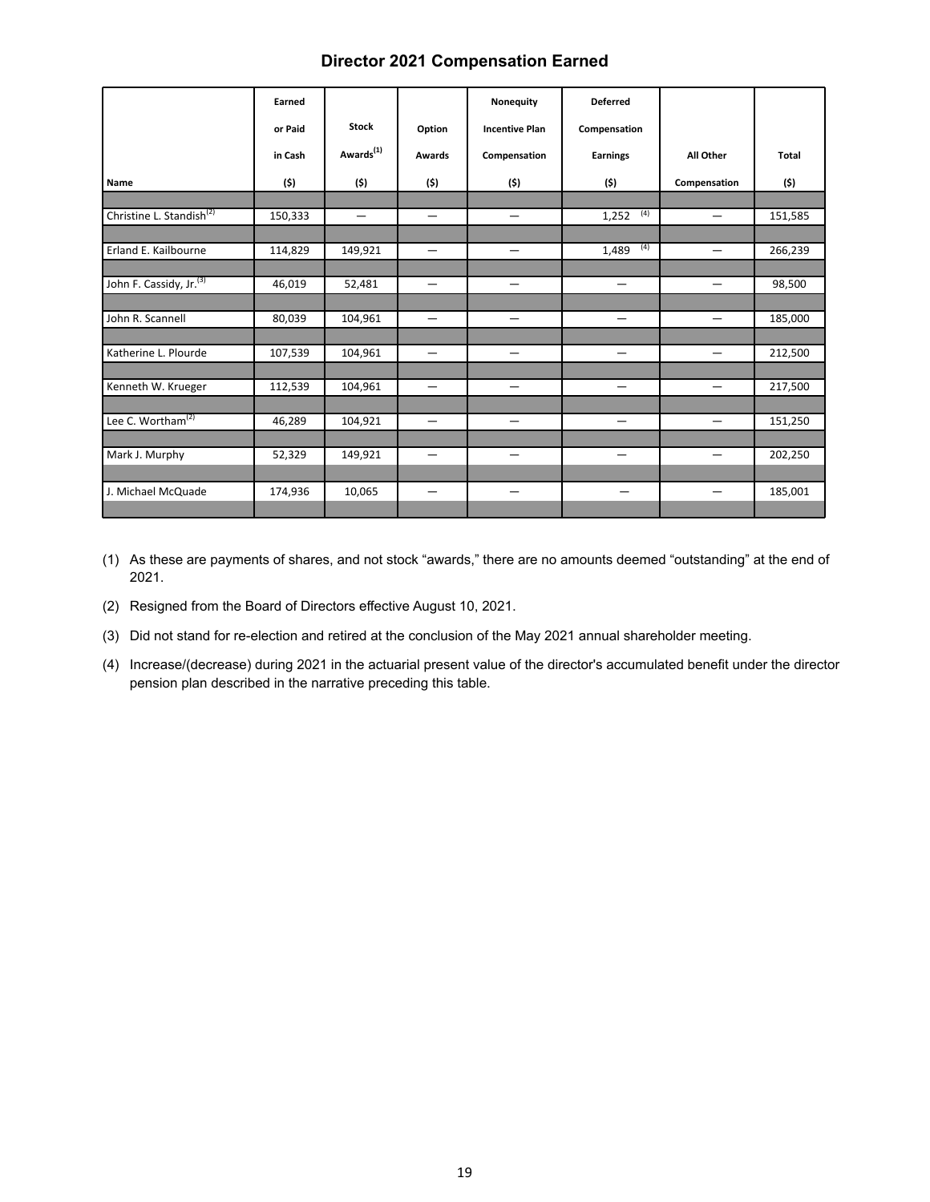## Director 2021 Compensation Earned

| Name | Earned or Paid in Cash ($) | Stock Awards[1] ($) | Option Awards ($) | Nonequity Incentive Plan Compensation ($) | Deferred Compensation Earnings ($) | All Other Compensation | Total ($) |
|---|---|---|---|---|---|---|---|
| Christine L. Standish[2] | 150,333 | — | — | — | 1,252 [4] | — | 151,585 |
| Erland E. Kailbourne | 114,829 | 149,921 | — | — | 1,489 [4] | — | 266,239 |
| John F. Cassidy, Jr.[3] | 46,019 | 52,481 | — | — | — | — | 98,500 |
| John R. Scannell | 80,039 | 104,961 | — | — | — | — | 185,000 |
| Katherine L. Plourde | 107,539 | 104,961 | — | — | — | — | 212,500 |
| Kenneth W. Krueger | 112,539 | 104,961 | — | — | — | — | 217,500 |
| Lee C. Wortham[2] | 46,289 | 104,921 | — | — | — | — | 151,250 |
| Mark J. Murphy | 52,329 | 149,921 | — | — | — | — | 202,250 |
| J. Michael McQuade | 174,936 | 10,065 | — | — | — | — | 185,001 |

(1) As these are payments of shares, and not stock "awards," there are no amounts deemed "outstanding" at the end of 2021.

(2) Resigned from the Board of Directors effective August 10, 2021.

(3) Did not stand for re-election and retired at the conclusion of the May 2021 annual shareholder meeting.

(4) Increase/(decrease) during 2021 in the actuarial present value of the director's accumulated benefit under the director pension plan described in the narrative preceding this table.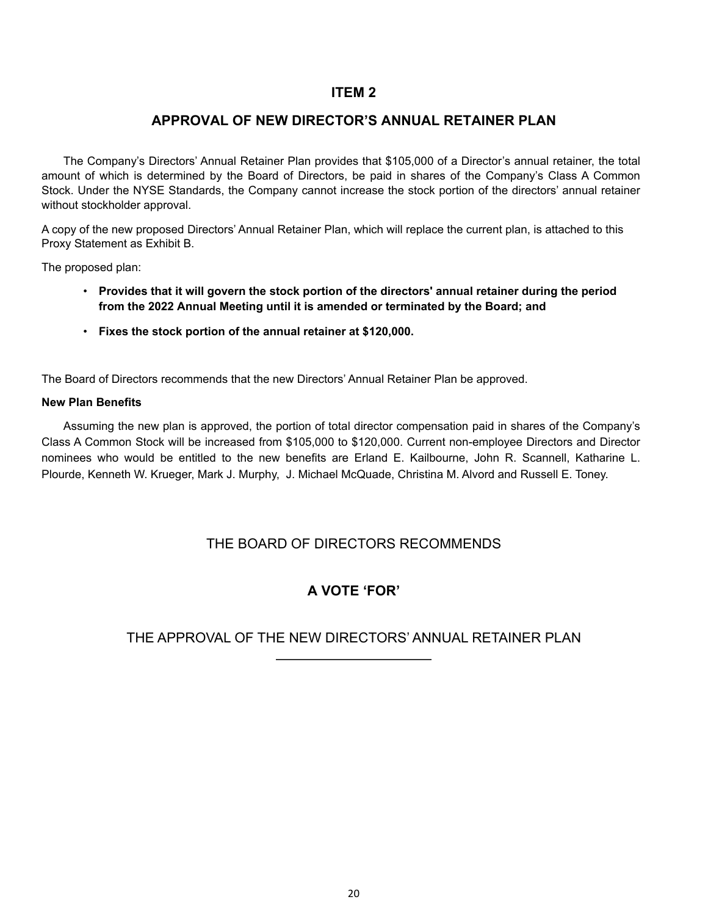## ITEM 2

## APPROVAL OF NEW DIRECTOR'S ANNUAL RETAINER PLAN

The Company's Directors' Annual Retainer Plan provides that $105,000 of a Director's annual retainer, the total amount of which is determined by the Board of Directors, be paid in shares of the Company's Class A Common Stock. Under the NYSE Standards, the Company cannot increase the stock portion of the directors' annual retainer without stockholder approval.

A copy of the new proposed Directors' Annual Retainer Plan, which will replace the current plan, is attached to this Proxy Statement as Exhibit B.

The proposed plan:

- **Provides that it will govern the stock portion of the directors' annual retainer during the period from the 2022 Annual Meeting until it is amended or terminated by the Board; and**
- **Fixes the stock portion of the annual retainer at $120,000.**

The Board of Directors recommends that the new Directors' Annual Retainer Plan be approved.

**New Plan Benefits**

Assuming the new plan is approved, the portion of total director compensation paid in shares of the Company's Class A Common Stock will be increased from $105,000 to $120,000. Current non-employee Directors and Director nominees who would be entitled to the new benefits are Erland E. Kailbourne, John R. Scannell, Katharine L. Plourde, Kenneth W. Krueger, Mark J. Murphy, J. Michael McQuade, Christina M. Alvord and Russell E. Toney.

THE BOARD OF DIRECTORS RECOMMENDS

**A VOTE 'FOR'**

THE APPROVAL OF THE NEW DIRECTORS' ANNUAL RETAINER PLAN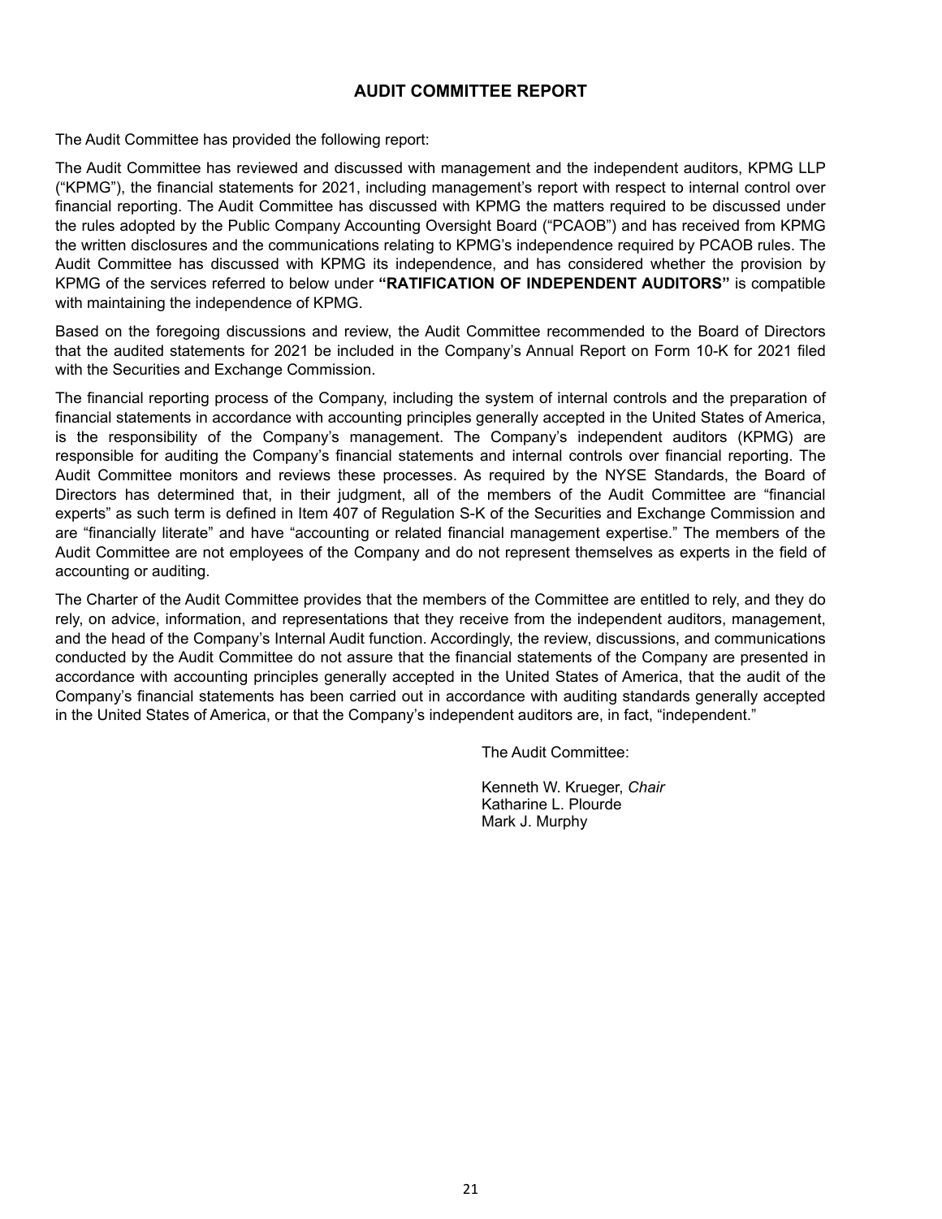## AUDIT COMMITTEE REPORT

The Audit Committee has provided the following report:

The Audit Committee has reviewed and discussed with management and the independent auditors, KPMG LLP ("KPMG"), the financial statements for 2021, including management's report with respect to internal control over financial reporting. The Audit Committee has discussed with KPMG the matters required to be discussed under the rules adopted by the Public Company Accounting Oversight Board ("PCAOB") and has received from KPMG the written disclosures and the communications relating to KPMG's independence required by PCAOB rules. The Audit Committee has discussed with KPMG its independence, and has considered whether the provision by KPMG of the services referred to below under **"RATIFICATION OF INDEPENDENT AUDITORS"** is compatible with maintaining the independence of KPMG.

Based on the foregoing discussions and review, the Audit Committee recommended to the Board of Directors that the audited statements for 2021 be included in the Company's Annual Report on Form 10-K for 2021 filed with the Securities and Exchange Commission.

The financial reporting process of the Company, including the system of internal controls and the preparation of financial statements in accordance with accounting principles generally accepted in the United States of America, is the responsibility of the Company's management. The Company's independent auditors (KPMG) are responsible for auditing the Company's financial statements and internal controls over financial reporting. The Audit Committee monitors and reviews these processes. As required by the NYSE Standards, the Board of Directors has determined that, in their judgment, all of the members of the Audit Committee are "financial experts" as such term is defined in Item 407 of Regulation S-K of the Securities and Exchange Commission and are "financially literate" and have "accounting or related financial management expertise." The members of the Audit Committee are not employees of the Company and do not represent themselves as experts in the field of accounting or auditing.

The Charter of the Audit Committee provides that the members of the Committee are entitled to rely, and they do rely, on advice, information, and representations that they receive from the independent auditors, management, and the head of the Company's Internal Audit function. Accordingly, the review, discussions, and communications conducted by the Audit Committee do not assure that the financial statements of the Company are presented in accordance with accounting principles generally accepted in the United States of America, that the audit of the Company's financial statements has been carried out in accordance with auditing standards generally accepted in the United States of America, or that the Company's independent auditors are, in fact, "independent."

The Audit Committee:

Kenneth W. Krueger, *Chair*
Katharine L. Plourde
Mark J. Murphy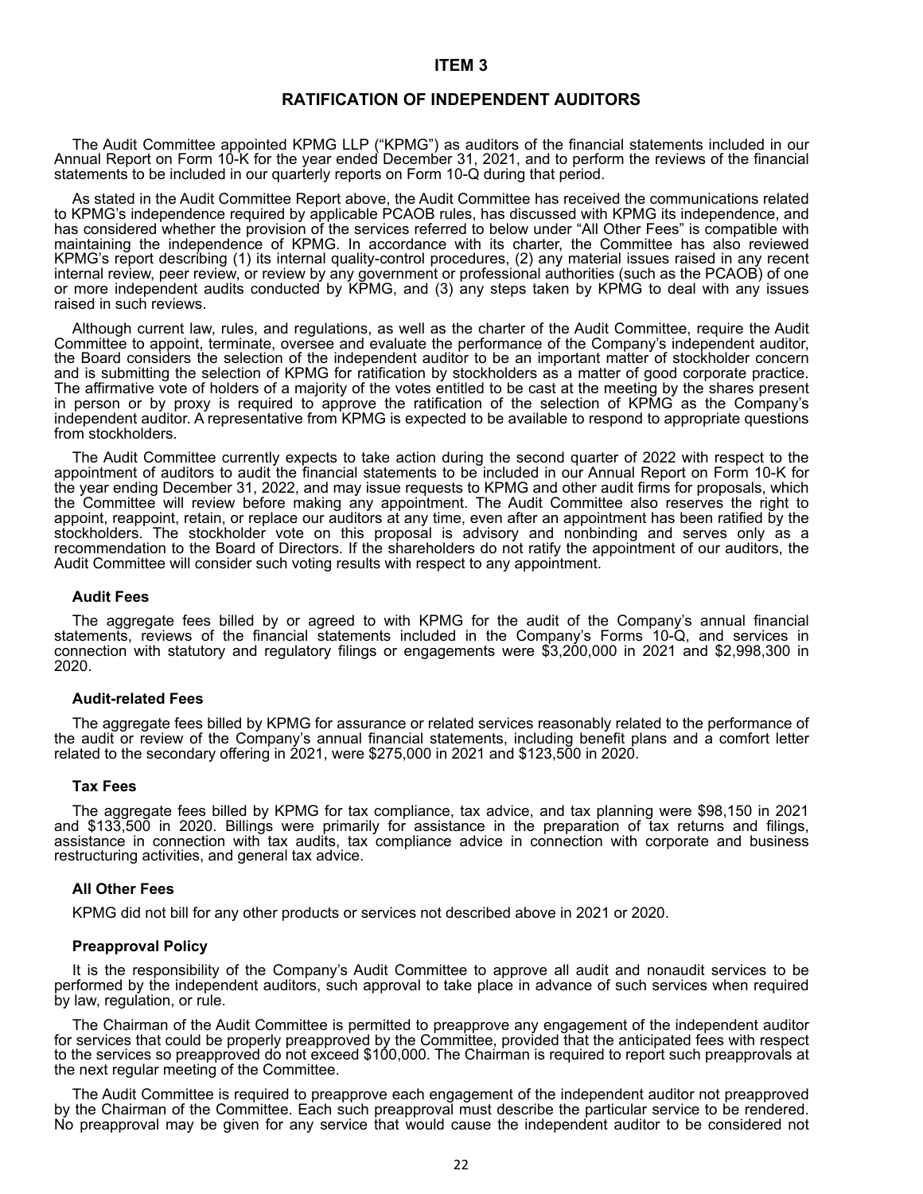# ITEM 3

## RATIFICATION OF INDEPENDENT AUDITORS

The Audit Committee appointed KPMG LLP ("KPMG") as auditors of the financial statements included in our Annual Report on Form 10-K for the year ended December 31, 2021, and to perform the reviews of the financial statements to be included in our quarterly reports on Form 10-Q during that period.

As stated in the Audit Committee Report above, the Audit Committee has received the communications related to KPMG's independence required by applicable PCAOB rules, has discussed with KPMG its independence, and has considered whether the provision of the services referred to below under "All Other Fees" is compatible with maintaining the independence of KPMG. In accordance with its charter, the Committee has also reviewed KPMG's report describing (1) its internal quality-control procedures, (2) any material issues raised in any recent internal review, peer review, or review by any government or professional authorities (such as the PCAOB) of one or more independent audits conducted by KPMG, and (3) any steps taken by KPMG to deal with any issues raised in such reviews.

Although current law, rules, and regulations, as well as the charter of the Audit Committee, require the Audit Committee to appoint, terminate, oversee and evaluate the performance of the Company's independent auditor, the Board considers the selection of the independent auditor to be an important matter of stockholder concern and is submitting the selection of KPMG for ratification by stockholders as a matter of good corporate practice. The affirmative vote of holders of a majority of the votes entitled to be cast at the meeting by the shares present in person or by proxy is required to approve the ratification of the selection of KPMG as the Company's independent auditor. A representative from KPMG is expected to be available to respond to appropriate questions from stockholders.

The Audit Committee currently expects to take action during the second quarter of 2022 with respect to the appointment of auditors to audit the financial statements to be included in our Annual Report on Form 10-K for the year ending December 31, 2022, and may issue requests to KPMG and other audit firms for proposals, which the Committee will review before making any appointment. The Audit Committee also reserves the right to appoint, reappoint, retain, or replace our auditors at any time, even after an appointment has been ratified by the stockholders. The stockholder vote on this proposal is advisory and nonbinding and serves only as a recommendation to the Board of Directors. If the shareholders do not ratify the appointment of our auditors, the Audit Committee will consider such voting results with respect to any appointment.

### Audit Fees

The aggregate fees billed by or agreed to with KPMG for the audit of the Company's annual financial statements, reviews of the financial statements included in the Company's Forms 10-Q, and services in connection with statutory and regulatory filings or engagements were $3,200,000 in 2021 and $2,998,300 in 2020.

### Audit-related Fees

The aggregate fees billed by KPMG for assurance or related services reasonably related to the performance of the audit or review of the Company's annual financial statements, including benefit plans and a comfort letter related to the secondary offering in 2021, were $275,000 in 2021 and $123,500 in 2020.

### Tax Fees

The aggregate fees billed by KPMG for tax compliance, tax advice, and tax planning were $98,150 in 2021 and $133,500 in 2020. Billings were primarily for assistance in the preparation of tax returns and filings, assistance in connection with tax audits, tax compliance advice in connection with corporate and business restructuring activities, and general tax advice.

### All Other Fees

KPMG did not bill for any other products or services not described above in 2021 or 2020.

### Preapproval Policy

It is the responsibility of the Company's Audit Committee to approve all audit and nonaudit services to be performed by the independent auditors, such approval to take place in advance of such services when required by law, regulation, or rule.

The Chairman of the Audit Committee is permitted to preapprove any engagement of the independent auditor for services that could be properly preapproved by the Committee, provided that the anticipated fees with respect to the services so preapproved do not exceed $100,000. The Chairman is required to report such preapprovals at the next regular meeting of the Committee.

The Audit Committee is required to preapprove each engagement of the independent auditor not preapproved by the Chairman of the Committee. Each such preapproval must describe the particular service to be rendered. No preapproval may be given for any service that would cause the independent auditor to be considered not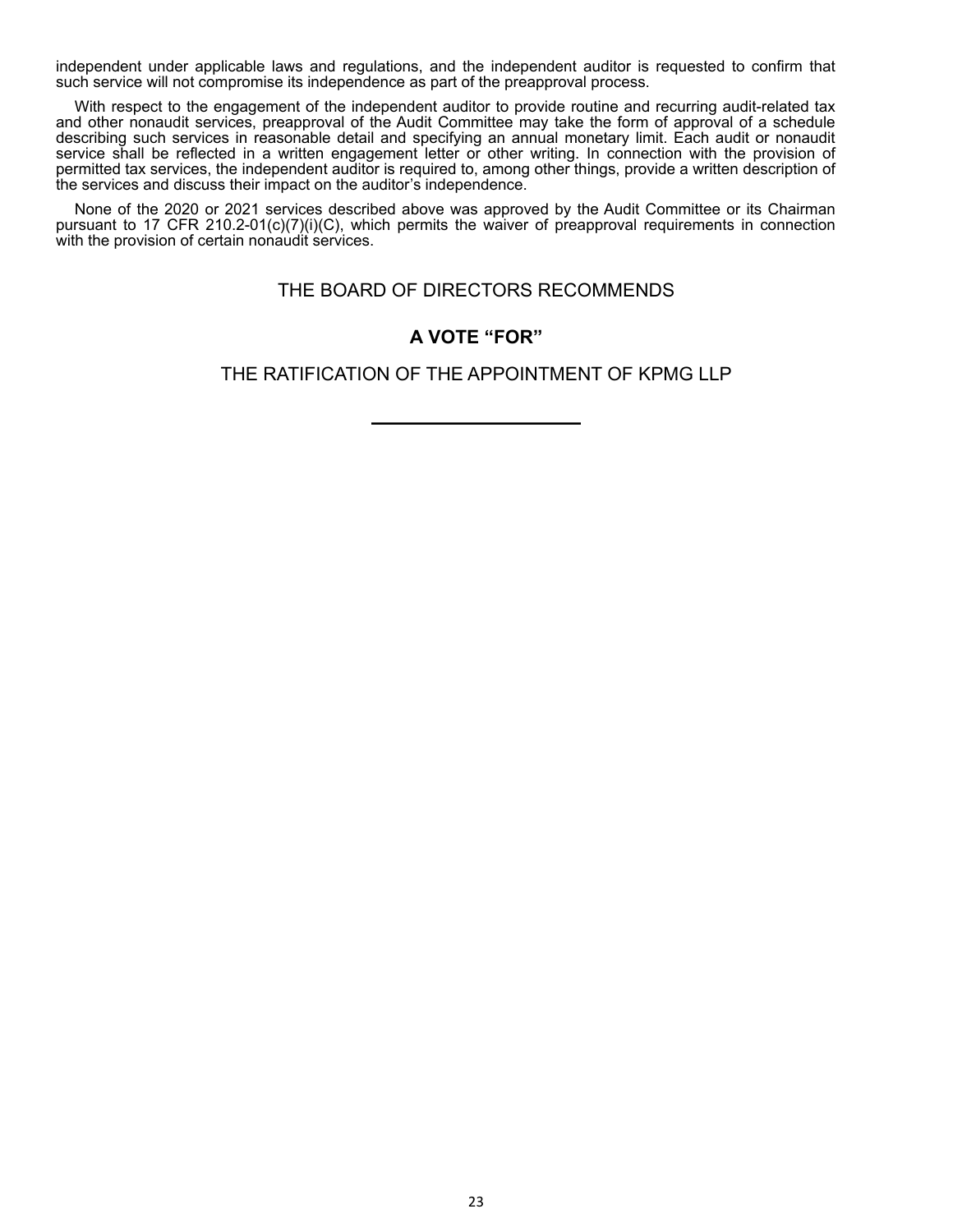independent under applicable laws and regulations, and the independent auditor is requested to confirm that such service will not compromise its independence as part of the preapproval process.

With respect to the engagement of the independent auditor to provide routine and recurring audit-related tax and other nonaudit services, preapproval of the Audit Committee may take the form of approval of a schedule describing such services in reasonable detail and specifying an annual monetary limit. Each audit or nonaudit service shall be reflected in a written engagement letter or other writing. In connection with the provision of permitted tax services, the independent auditor is required to, among other things, provide a written description of the services and discuss their impact on the auditor's independence.

None of the 2020 or 2021 services described above was approved by the Audit Committee or its Chairman pursuant to 17 CFR 210.2-01(c)(7)(i)(C), which permits the waiver of preapproval requirements in connection with the provision of certain nonaudit services.

THE BOARD OF DIRECTORS RECOMMENDS

**A VOTE "FOR"**

THE RATIFICATION OF THE APPOINTMENT OF KPMG LLP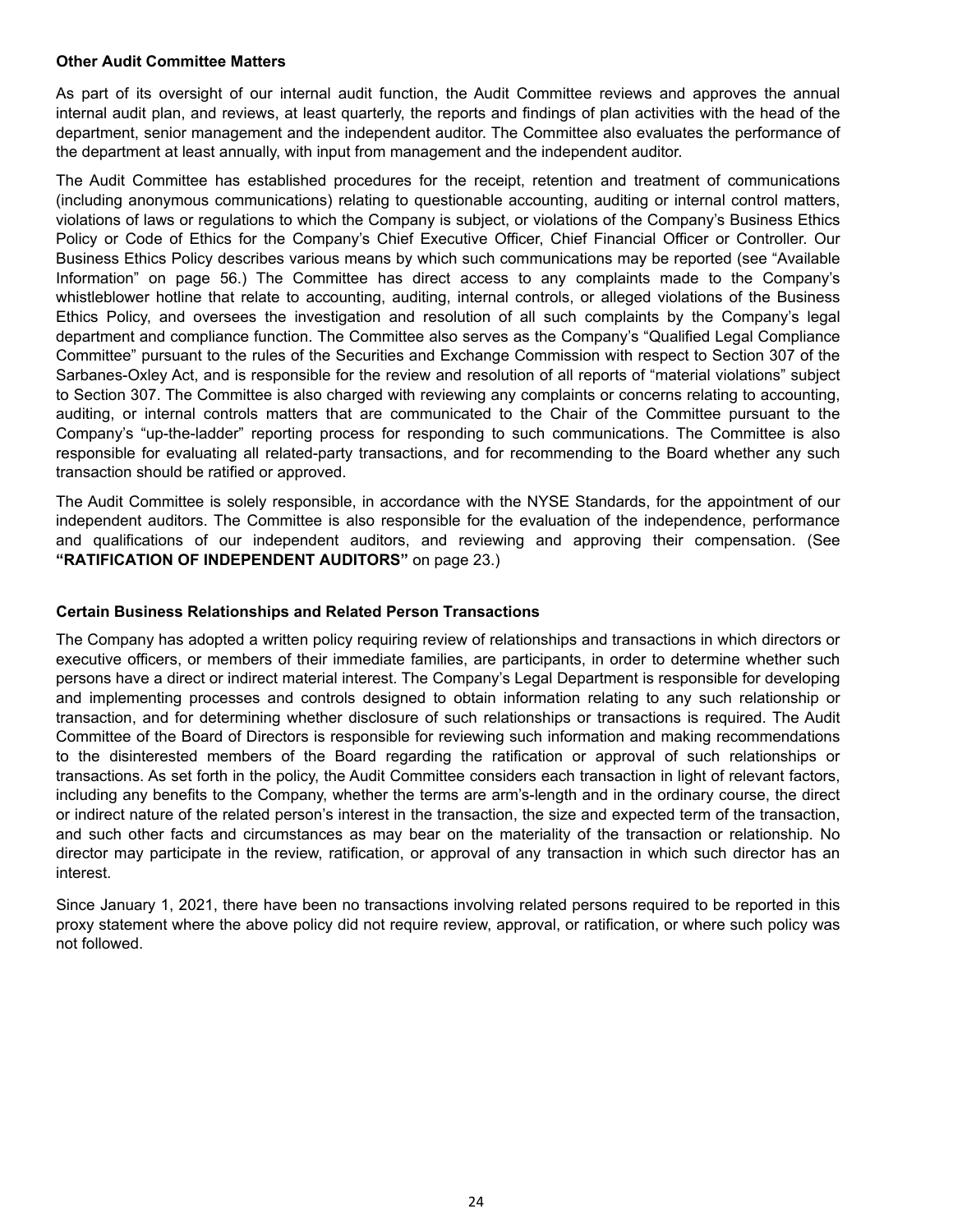### Other Audit Committee Matters

As part of its oversight of our internal audit function, the Audit Committee reviews and approves the annual internal audit plan, and reviews, at least quarterly, the reports and findings of plan activities with the head of the department, senior management and the independent auditor. The Committee also evaluates the performance of the department at least annually, with input from management and the independent auditor.

The Audit Committee has established procedures for the receipt, retention and treatment of communications (including anonymous communications) relating to questionable accounting, auditing or internal control matters, violations of laws or regulations to which the Company is subject, or violations of the Company's Business Ethics Policy or Code of Ethics for the Company's Chief Executive Officer, Chief Financial Officer or Controller. Our Business Ethics Policy describes various means by which such communications may be reported (see "Available Information" on page 56.) The Committee has direct access to any complaints made to the Company's whistleblower hotline that relate to accounting, auditing, internal controls, or alleged violations of the Business Ethics Policy, and oversees the investigation and resolution of all such complaints by the Company's legal department and compliance function. The Committee also serves as the Company's "Qualified Legal Compliance Committee" pursuant to the rules of the Securities and Exchange Commission with respect to Section 307 of the Sarbanes-Oxley Act, and is responsible for the review and resolution of all reports of "material violations" subject to Section 307. The Committee is also charged with reviewing any complaints or concerns relating to accounting, auditing, or internal controls matters that are communicated to the Chair of the Committee pursuant to the Company's "up-the-ladder" reporting process for responding to such communications. The Committee is also responsible for evaluating all related-party transactions, and for recommending to the Board whether any such transaction should be ratified or approved.

The Audit Committee is solely responsible, in accordance with the NYSE Standards, for the appointment of our independent auditors. The Committee is also responsible for the evaluation of the independence, performance and qualifications of our independent auditors, and reviewing and approving their compensation. (See **"RATIFICATION OF INDEPENDENT AUDITORS"** on page 23.)

### Certain Business Relationships and Related Person Transactions

The Company has adopted a written policy requiring review of relationships and transactions in which directors or executive officers, or members of their immediate families, are participants, in order to determine whether such persons have a direct or indirect material interest. The Company's Legal Department is responsible for developing and implementing processes and controls designed to obtain information relating to any such relationship or transaction, and for determining whether disclosure of such relationships or transactions is required. The Audit Committee of the Board of Directors is responsible for reviewing such information and making recommendations to the disinterested members of the Board regarding the ratification or approval of such relationships or transactions. As set forth in the policy, the Audit Committee considers each transaction in light of relevant factors, including any benefits to the Company, whether the terms are arm's-length and in the ordinary course, the direct or indirect nature of the related person's interest in the transaction, the size and expected term of the transaction, and such other facts and circumstances as may bear on the materiality of the transaction or relationship. No director may participate in the review, ratification, or approval of any transaction in which such director has an interest.

Since January 1, 2021, there have been no transactions involving related persons required to be reported in this proxy statement where the above policy did not require review, approval, or ratification, or where such policy was not followed.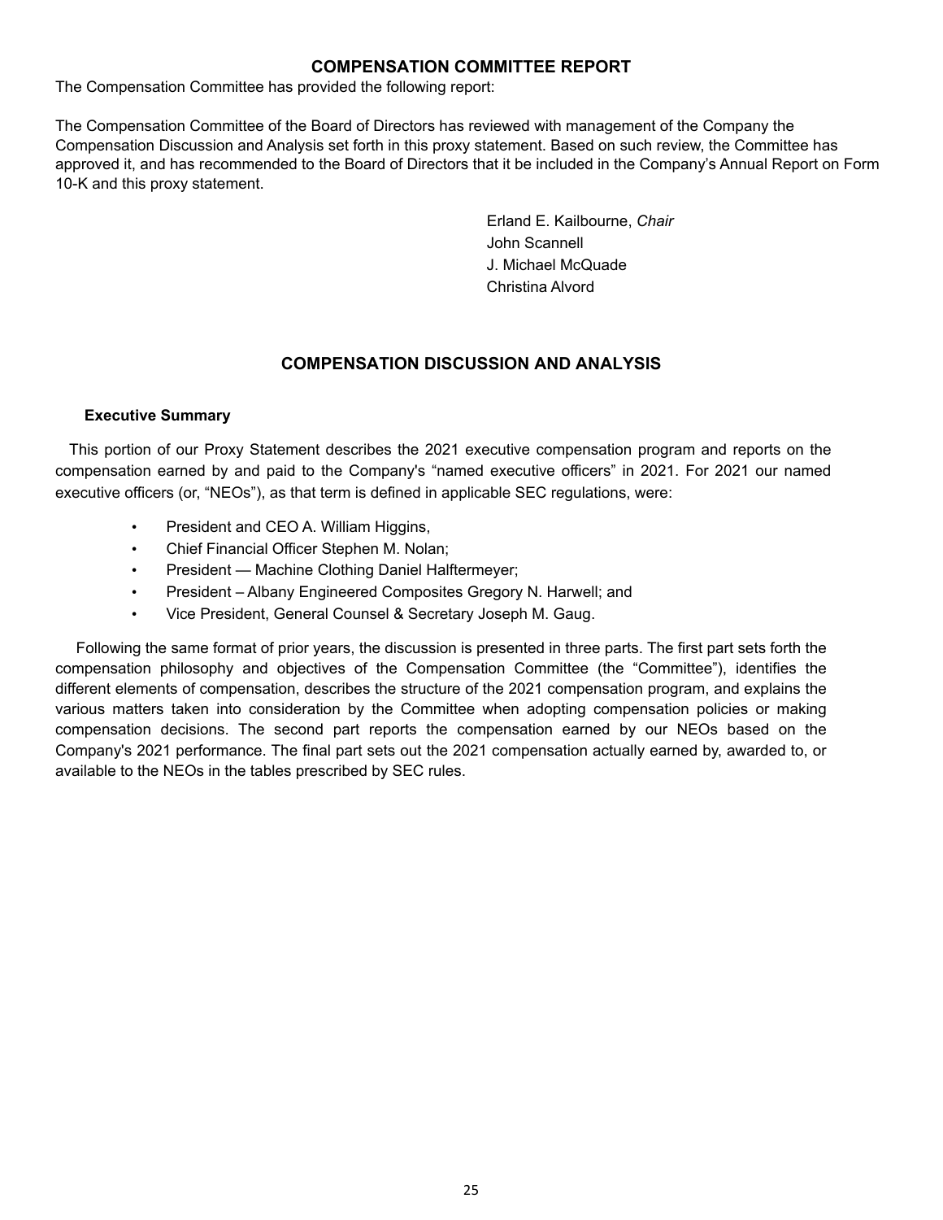## COMPENSATION COMMITTEE REPORT

The Compensation Committee has provided the following report:

The Compensation Committee of the Board of Directors has reviewed with management of the Company the Compensation Discussion and Analysis set forth in this proxy statement. Based on such review, the Committee has approved it, and has recommended to the Board of Directors that it be included in the Company's Annual Report on Form 10-K and this proxy statement.

Erland E. Kailbourne, *Chair*
John Scannell
J. Michael McQuade
Christina Alvord

## COMPENSATION DISCUSSION AND ANALYSIS

### Executive Summary

This portion of our Proxy Statement describes the 2021 executive compensation program and reports on the compensation earned by and paid to the Company's "named executive officers" in 2021. For 2021 our named executive officers (or, "NEOs"), as that term is defined in applicable SEC regulations, were:

- President and CEO A. William Higgins,
- Chief Financial Officer Stephen M. Nolan;
- President — Machine Clothing Daniel Halftermeyer;
- President – Albany Engineered Composites Gregory N. Harwell; and
- Vice President, General Counsel & Secretary Joseph M. Gaug.

Following the same format of prior years, the discussion is presented in three parts. The first part sets forth the compensation philosophy and objectives of the Compensation Committee (the "Committee"), identifies the different elements of compensation, describes the structure of the 2021 compensation program, and explains the various matters taken into consideration by the Committee when adopting compensation policies or making compensation decisions. The second part reports the compensation earned by our NEOs based on the Company's 2021 performance. The final part sets out the 2021 compensation actually earned by, awarded to, or available to the NEOs in the tables prescribed by SEC rules.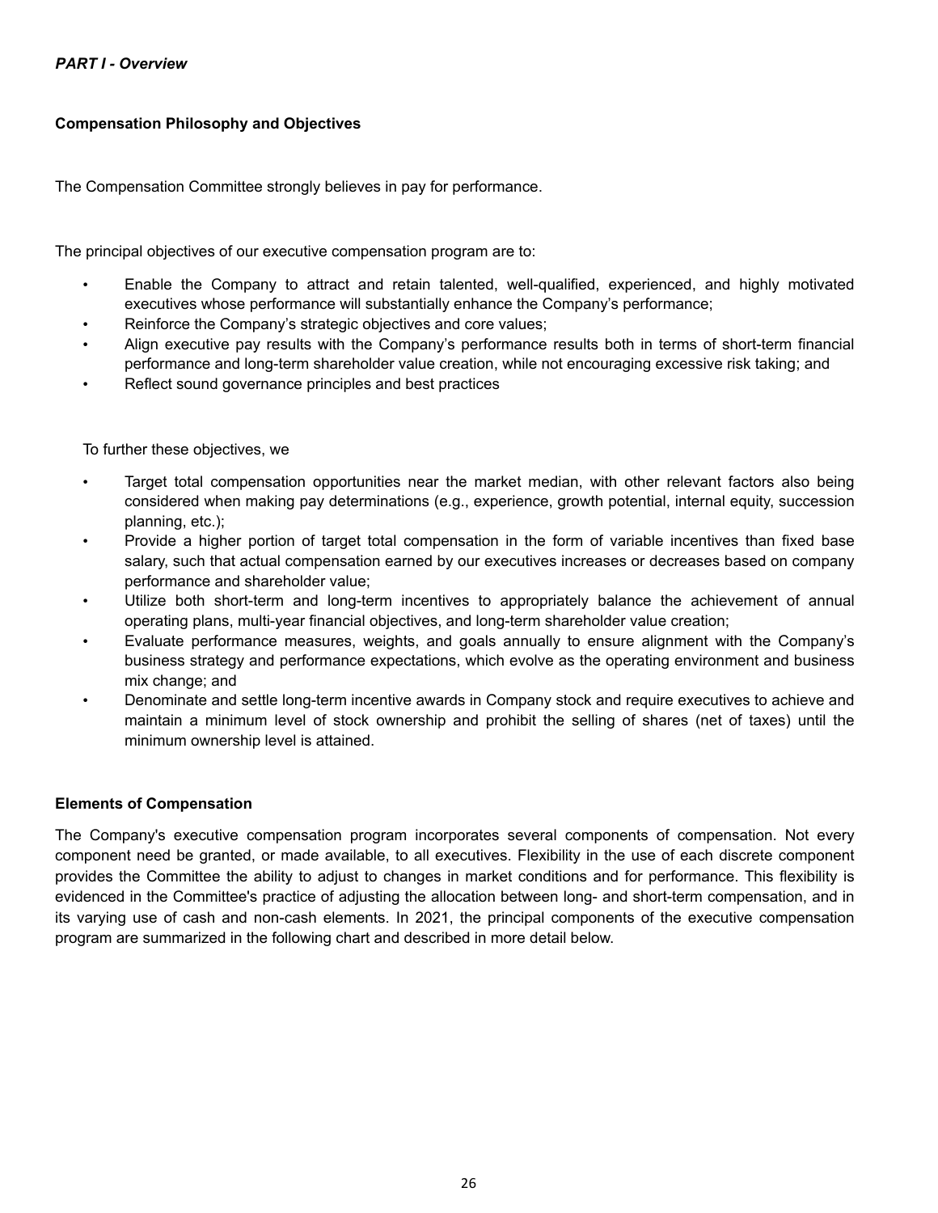*PART I - Overview*

### Compensation Philosophy and Objectives

The Compensation Committee strongly believes in pay for performance.

The principal objectives of our executive compensation program are to:

- Enable the Company to attract and retain talented, well-qualified, experienced, and highly motivated executives whose performance will substantially enhance the Company's performance;
- Reinforce the Company's strategic objectives and core values;
- Align executive pay results with the Company's performance results both in terms of short-term financial performance and long-term shareholder value creation, while not encouraging excessive risk taking; and
- Reflect sound governance principles and best practices

To further these objectives, we

- Target total compensation opportunities near the market median, with other relevant factors also being considered when making pay determinations (e.g., experience, growth potential, internal equity, succession planning, etc.);
- Provide a higher portion of target total compensation in the form of variable incentives than fixed base salary, such that actual compensation earned by our executives increases or decreases based on company performance and shareholder value;
- Utilize both short-term and long-term incentives to appropriately balance the achievement of annual operating plans, multi-year financial objectives, and long-term shareholder value creation;
- Evaluate performance measures, weights, and goals annually to ensure alignment with the Company's business strategy and performance expectations, which evolve as the operating environment and business mix change; and
- Denominate and settle long-term incentive awards in Company stock and require executives to achieve and maintain a minimum level of stock ownership and prohibit the selling of shares (net of taxes) until the minimum ownership level is attained.

### Elements of Compensation

The Company's executive compensation program incorporates several components of compensation. Not every component need be granted, or made available, to all executives. Flexibility in the use of each discrete component provides the Committee the ability to adjust to changes in market conditions and for performance. This flexibility is evidenced in the Committee's practice of adjusting the allocation between long- and short-term compensation, and in its varying use of cash and non-cash elements. In 2021, the principal components of the executive compensation program are summarized in the following chart and described in more detail below.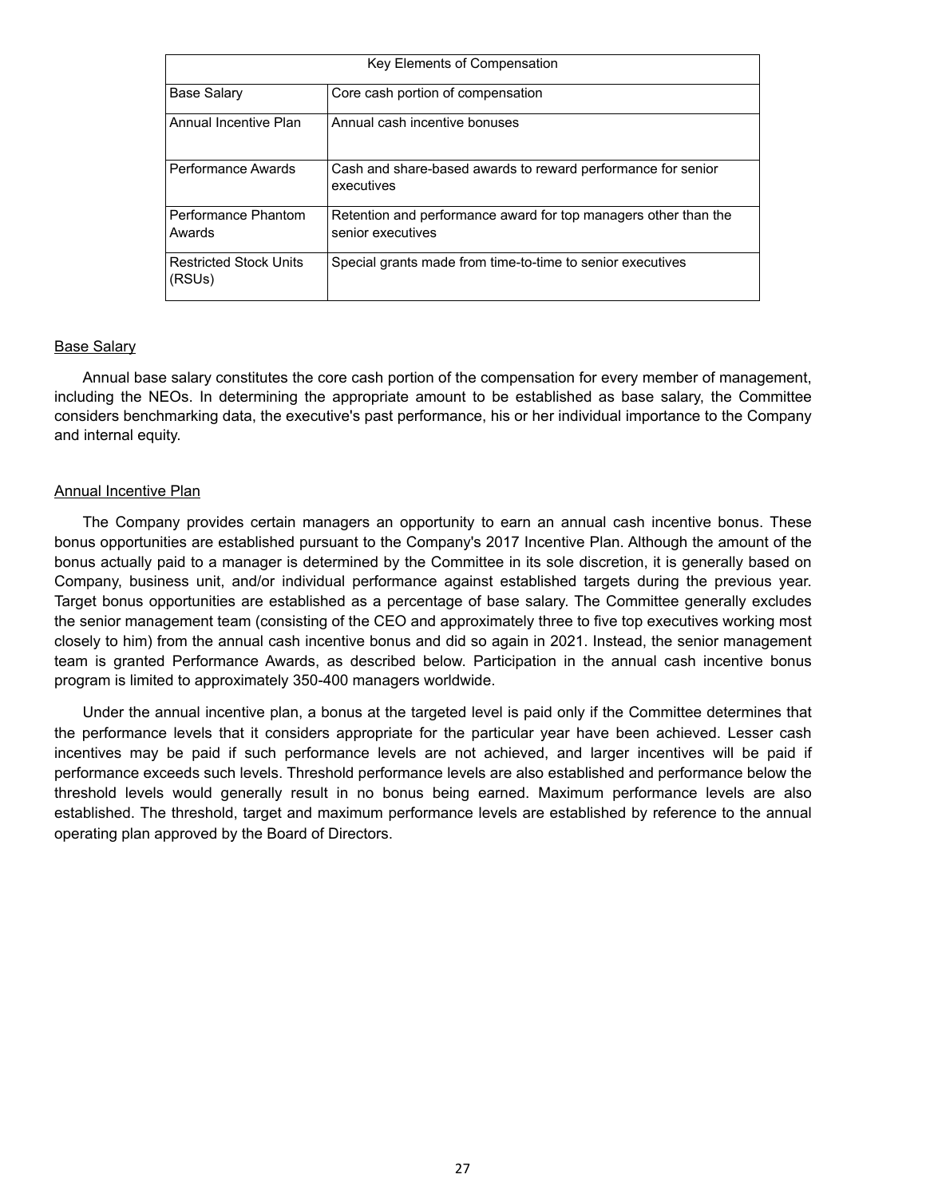| Key Elements of Compensation | |
|---|---|
| Base Salary | Core cash portion of compensation |
| Annual Incentive Plan | Annual cash incentive bonuses |
| Performance Awards | Cash and share-based awards to reward performance for senior executives |
| Performance Phantom Awards | Retention and performance award for top managers other than the senior executives |
| Restricted Stock Units (RSUs) | Special grants made from time-to-time to senior executives |

Base Salary

Annual base salary constitutes the core cash portion of the compensation for every member of management, including the NEOs. In determining the appropriate amount to be established as base salary, the Committee considers benchmarking data, the executive's past performance, his or her individual importance to the Company and internal equity.

Annual Incentive Plan

The Company provides certain managers an opportunity to earn an annual cash incentive bonus. These bonus opportunities are established pursuant to the Company's 2017 Incentive Plan. Although the amount of the bonus actually paid to a manager is determined by the Committee in its sole discretion, it is generally based on Company, business unit, and/or individual performance against established targets during the previous year. Target bonus opportunities are established as a percentage of base salary. The Committee generally excludes the senior management team (consisting of the CEO and approximately three to five top executives working most closely to him) from the annual cash incentive bonus and did so again in 2021. Instead, the senior management team is granted Performance Awards, as described below. Participation in the annual cash incentive bonus program is limited to approximately 350-400 managers worldwide.

Under the annual incentive plan, a bonus at the targeted level is paid only if the Committee determines that the performance levels that it considers appropriate for the particular year have been achieved. Lesser cash incentives may be paid if such performance levels are not achieved, and larger incentives will be paid if performance exceeds such levels. Threshold performance levels are also established and performance below the threshold levels would generally result in no bonus being earned. Maximum performance levels are also established. The threshold, target and maximum performance levels are established by reference to the annual operating plan approved by the Board of Directors.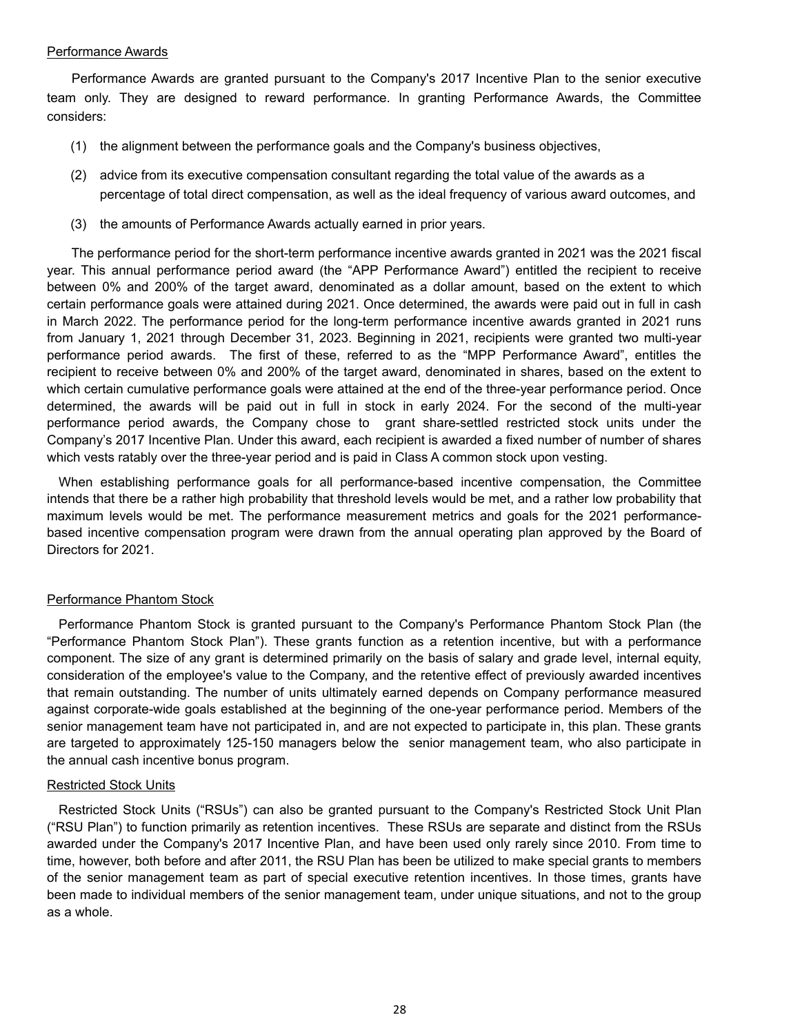Performance Awards

Performance Awards are granted pursuant to the Company's 2017 Incentive Plan to the senior executive team only. They are designed to reward performance. In granting Performance Awards, the Committee considers:

(1) the alignment between the performance goals and the Company's business objectives,

(2) advice from its executive compensation consultant regarding the total value of the awards as a percentage of total direct compensation, as well as the ideal frequency of various award outcomes, and

(3) the amounts of Performance Awards actually earned in prior years.

The performance period for the short-term performance incentive awards granted in 2021 was the 2021 fiscal year. This annual performance period award (the “APP Performance Award”) entitled the recipient to receive between 0% and 200% of the target award, denominated as a dollar amount, based on the extent to which certain performance goals were attained during 2021. Once determined, the awards were paid out in full in cash in March 2022. The performance period for the long-term performance incentive awards granted in 2021 runs from January 1, 2021 through December 31, 2023. Beginning in 2021, recipients were granted two multi-year performance period awards. The first of these, referred to as the “MPP Performance Award”, entitles the recipient to receive between 0% and 200% of the target award, denominated in shares, based on the extent to which certain cumulative performance goals were attained at the end of the three-year performance period. Once determined, the awards will be paid out in full in stock in early 2024. For the second of the multi-year performance period awards, the Company chose to grant share-settled restricted stock units under the Company’s 2017 Incentive Plan. Under this award, each recipient is awarded a fixed number of number of shares which vests ratably over the three-year period and is paid in Class A common stock upon vesting.

When establishing performance goals for all performance-based incentive compensation, the Committee intends that there be a rather high probability that threshold levels would be met, and a rather low probability that maximum levels would be met. The performance measurement metrics and goals for the 2021 performance-based incentive compensation program were drawn from the annual operating plan approved by the Board of Directors for 2021.

Performance Phantom Stock

Performance Phantom Stock is granted pursuant to the Company's Performance Phantom Stock Plan (the “Performance Phantom Stock Plan”). These grants function as a retention incentive, but with a performance component. The size of any grant is determined primarily on the basis of salary and grade level, internal equity, consideration of the employee's value to the Company, and the retentive effect of previously awarded incentives that remain outstanding. The number of units ultimately earned depends on Company performance measured against corporate-wide goals established at the beginning of the one-year performance period. Members of the senior management team have not participated in, and are not expected to participate in, this plan. These grants are targeted to approximately 125-150 managers below the senior management team, who also participate in the annual cash incentive bonus program.

Restricted Stock Units

Restricted Stock Units (“RSUs”) can also be granted pursuant to the Company's Restricted Stock Unit Plan (“RSU Plan”) to function primarily as retention incentives. These RSUs are separate and distinct from the RSUs awarded under the Company's 2017 Incentive Plan, and have been used only rarely since 2010. From time to time, however, both before and after 2011, the RSU Plan has been be utilized to make special grants to members of the senior management team as part of special executive retention incentives. In those times, grants have been made to individual members of the senior management team, under unique situations, and not to the group as a whole.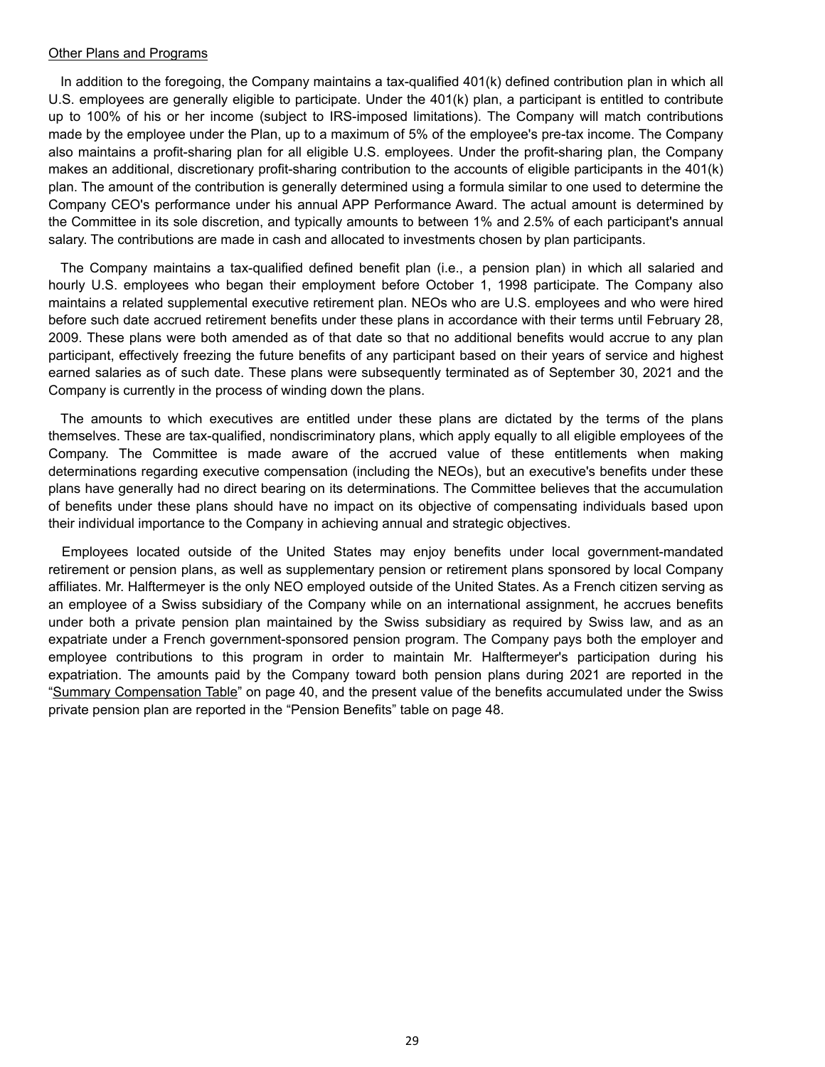Other Plans and Programs

In addition to the foregoing, the Company maintains a tax-qualified 401(k) defined contribution plan in which all U.S. employees are generally eligible to participate. Under the 401(k) plan, a participant is entitled to contribute up to 100% of his or her income (subject to IRS-imposed limitations). The Company will match contributions made by the employee under the Plan, up to a maximum of 5% of the employee's pre-tax income. The Company also maintains a profit-sharing plan for all eligible U.S. employees. Under the profit-sharing plan, the Company makes an additional, discretionary profit-sharing contribution to the accounts of eligible participants in the 401(k) plan. The amount of the contribution is generally determined using a formula similar to one used to determine the Company CEO's performance under his annual APP Performance Award. The actual amount is determined by the Committee in its sole discretion, and typically amounts to between 1% and 2.5% of each participant's annual salary. The contributions are made in cash and allocated to investments chosen by plan participants.

The Company maintains a tax-qualified defined benefit plan (i.e., a pension plan) in which all salaried and hourly U.S. employees who began their employment before October 1, 1998 participate. The Company also maintains a related supplemental executive retirement plan. NEOs who are U.S. employees and who were hired before such date accrued retirement benefits under these plans in accordance with their terms until February 28, 2009. These plans were both amended as of that date so that no additional benefits would accrue to any plan participant, effectively freezing the future benefits of any participant based on their years of service and highest earned salaries as of such date. These plans were subsequently terminated as of September 30, 2021 and the Company is currently in the process of winding down the plans.

The amounts to which executives are entitled under these plans are dictated by the terms of the plans themselves. These are tax-qualified, nondiscriminatory plans, which apply equally to all eligible employees of the Company. The Committee is made aware of the accrued value of these entitlements when making determinations regarding executive compensation (including the NEOs), but an executive's benefits under these plans have generally had no direct bearing on its determinations. The Committee believes that the accumulation of benefits under these plans should have no impact on its objective of compensating individuals based upon their individual importance to the Company in achieving annual and strategic objectives.

Employees located outside of the United States may enjoy benefits under local government-mandated retirement or pension plans, as well as supplementary pension or retirement plans sponsored by local Company affiliates. Mr. Halftermeyer is the only NEO employed outside of the United States. As a French citizen serving as an employee of a Swiss subsidiary of the Company while on an international assignment, he accrues benefits under both a private pension plan maintained by the Swiss subsidiary as required by Swiss law, and as an expatriate under a French government-sponsored pension program. The Company pays both the employer and employee contributions to this program in order to maintain Mr. Halftermeyer's participation during his expatriation. The amounts paid by the Company toward both pension plans during 2021 are reported in the "Summary Compensation Table" on page 40, and the present value of the benefits accumulated under the Swiss private pension plan are reported in the "Pension Benefits" table on page 48.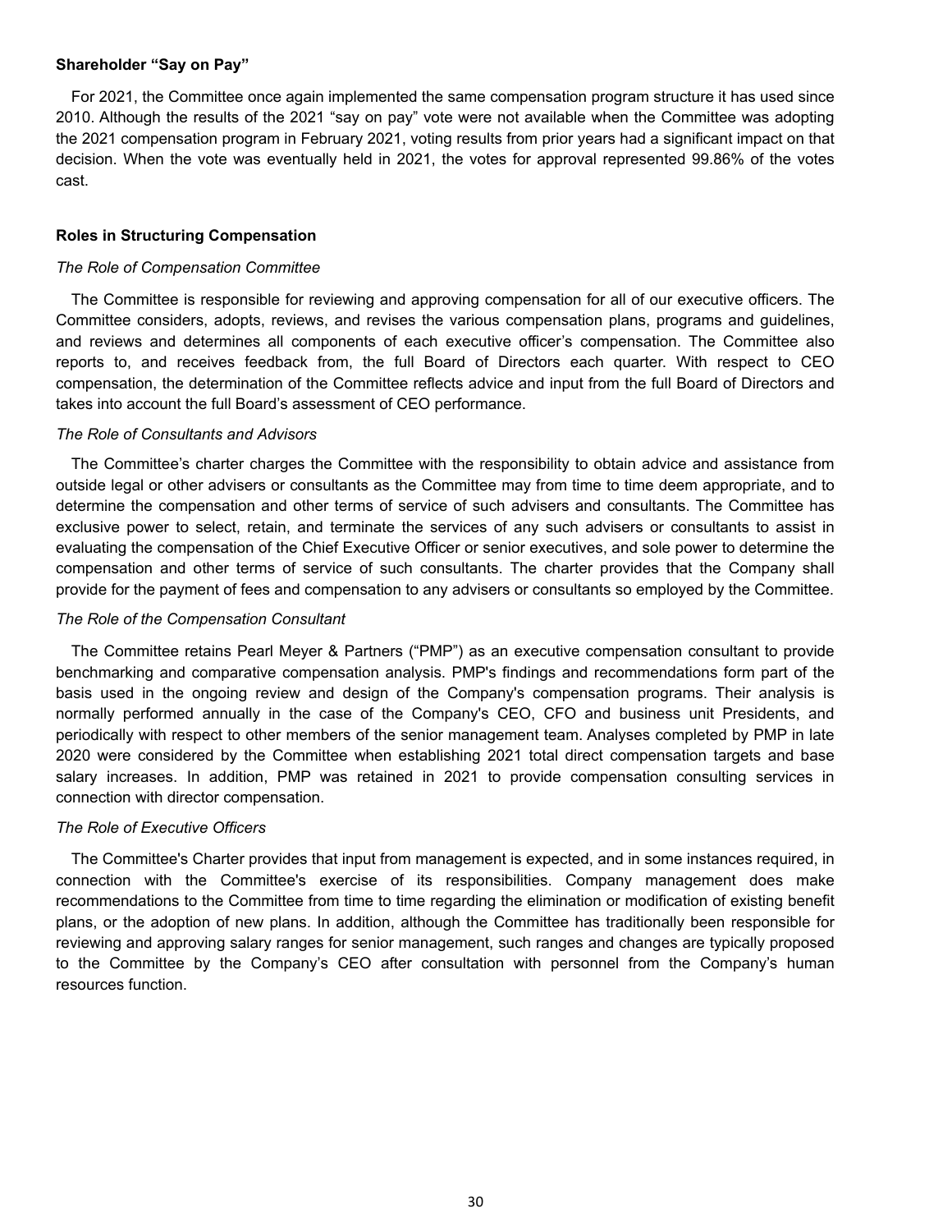**Shareholder "Say on Pay"**

For 2021, the Committee once again implemented the same compensation program structure it has used since 2010. Although the results of the 2021 "say on pay" vote were not available when the Committee was adopting the 2021 compensation program in February 2021, voting results from prior years had a significant impact on that decision. When the vote was eventually held in 2021, the votes for approval represented 99.86% of the votes cast.

**Roles in Structuring Compensation**

*The Role of Compensation Committee*

The Committee is responsible for reviewing and approving compensation for all of our executive officers. The Committee considers, adopts, reviews, and revises the various compensation plans, programs and guidelines, and reviews and determines all components of each executive officer's compensation. The Committee also reports to, and receives feedback from, the full Board of Directors each quarter. With respect to CEO compensation, the determination of the Committee reflects advice and input from the full Board of Directors and takes into account the full Board's assessment of CEO performance.

*The Role of Consultants and Advisors*

The Committee's charter charges the Committee with the responsibility to obtain advice and assistance from outside legal or other advisers or consultants as the Committee may from time to time deem appropriate, and to determine the compensation and other terms of service of such advisers and consultants. The Committee has exclusive power to select, retain, and terminate the services of any such advisers or consultants to assist in evaluating the compensation of the Chief Executive Officer or senior executives, and sole power to determine the compensation and other terms of service of such consultants. The charter provides that the Company shall provide for the payment of fees and compensation to any advisers or consultants so employed by the Committee.

*The Role of the Compensation Consultant*

The Committee retains Pearl Meyer & Partners ("PMP") as an executive compensation consultant to provide benchmarking and comparative compensation analysis. PMP's findings and recommendations form part of the basis used in the ongoing review and design of the Company's compensation programs. Their analysis is normally performed annually in the case of the Company's CEO, CFO and business unit Presidents, and periodically with respect to other members of the senior management team. Analyses completed by PMP in late 2020 were considered by the Committee when establishing 2021 total direct compensation targets and base salary increases. In addition, PMP was retained in 2021 to provide compensation consulting services in connection with director compensation.

*The Role of Executive Officers*

The Committee's Charter provides that input from management is expected, and in some instances required, in connection with the Committee's exercise of its responsibilities. Company management does make recommendations to the Committee from time to time regarding the elimination or modification of existing benefit plans, or the adoption of new plans. In addition, although the Committee has traditionally been responsible for reviewing and approving salary ranges for senior management, such ranges and changes are typically proposed to the Committee by the Company's CEO after consultation with personnel from the Company's human resources function.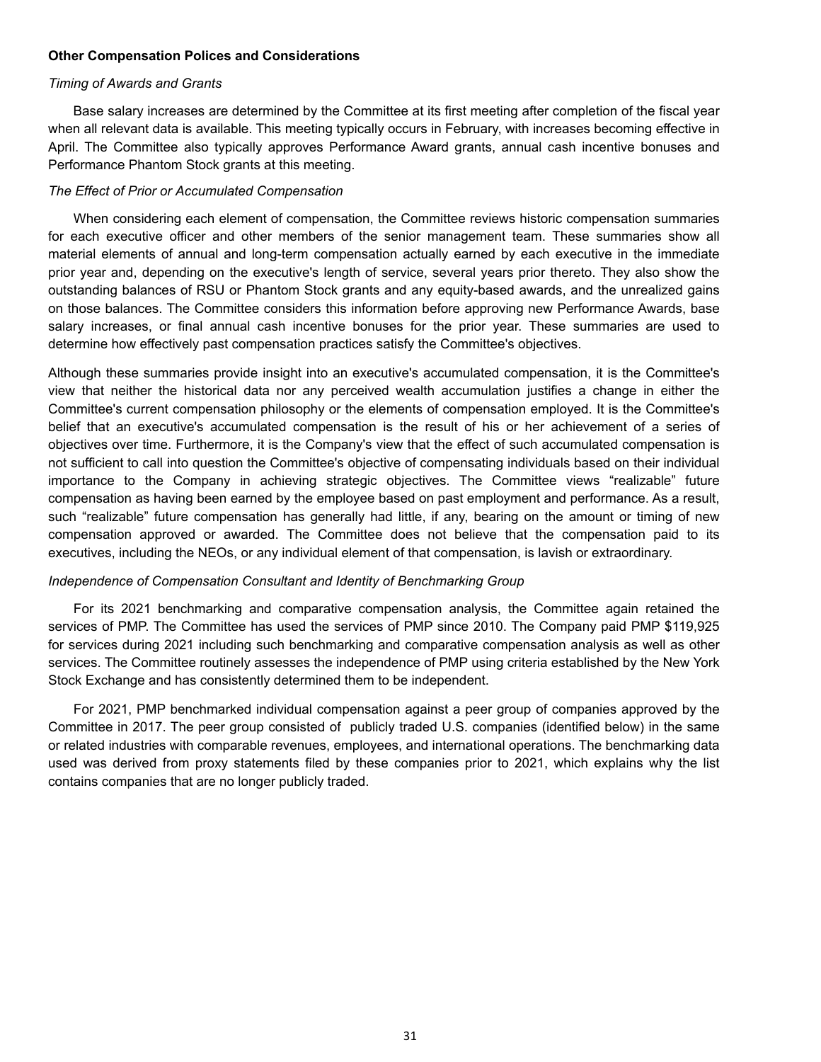**Other Compensation Polices and Considerations**

*Timing of Awards and Grants*

Base salary increases are determined by the Committee at its first meeting after completion of the fiscal year when all relevant data is available. This meeting typically occurs in February, with increases becoming effective in April. The Committee also typically approves Performance Award grants, annual cash incentive bonuses and Performance Phantom Stock grants at this meeting.

*The Effect of Prior or Accumulated Compensation*

When considering each element of compensation, the Committee reviews historic compensation summaries for each executive officer and other members of the senior management team. These summaries show all material elements of annual and long-term compensation actually earned by each executive in the immediate prior year and, depending on the executive's length of service, several years prior thereto. They also show the outstanding balances of RSU or Phantom Stock grants and any equity-based awards, and the unrealized gains on those balances. The Committee considers this information before approving new Performance Awards, base salary increases, or final annual cash incentive bonuses for the prior year. These summaries are used to determine how effectively past compensation practices satisfy the Committee's objectives.

Although these summaries provide insight into an executive's accumulated compensation, it is the Committee's view that neither the historical data nor any perceived wealth accumulation justifies a change in either the Committee's current compensation philosophy or the elements of compensation employed. It is the Committee's belief that an executive's accumulated compensation is the result of his or her achievement of a series of objectives over time. Furthermore, it is the Company's view that the effect of such accumulated compensation is not sufficient to call into question the Committee's objective of compensating individuals based on their individual importance to the Company in achieving strategic objectives. The Committee views "realizable" future compensation as having been earned by the employee based on past employment and performance. As a result, such "realizable" future compensation has generally had little, if any, bearing on the amount or timing of new compensation approved or awarded. The Committee does not believe that the compensation paid to its executives, including the NEOs, or any individual element of that compensation, is lavish or extraordinary.

*Independence of Compensation Consultant and Identity of Benchmarking Group*

For its 2021 benchmarking and comparative compensation analysis, the Committee again retained the services of PMP. The Committee has used the services of PMP since 2010. The Company paid PMP $119,925 for services during 2021 including such benchmarking and comparative compensation analysis as well as other services. The Committee routinely assesses the independence of PMP using criteria established by the New York Stock Exchange and has consistently determined them to be independent.

For 2021, PMP benchmarked individual compensation against a peer group of companies approved by the Committee in 2017. The peer group consisted of publicly traded U.S. companies (identified below) in the same or related industries with comparable revenues, employees, and international operations. The benchmarking data used was derived from proxy statements filed by these companies prior to 2021, which explains why the list contains companies that are no longer publicly traded.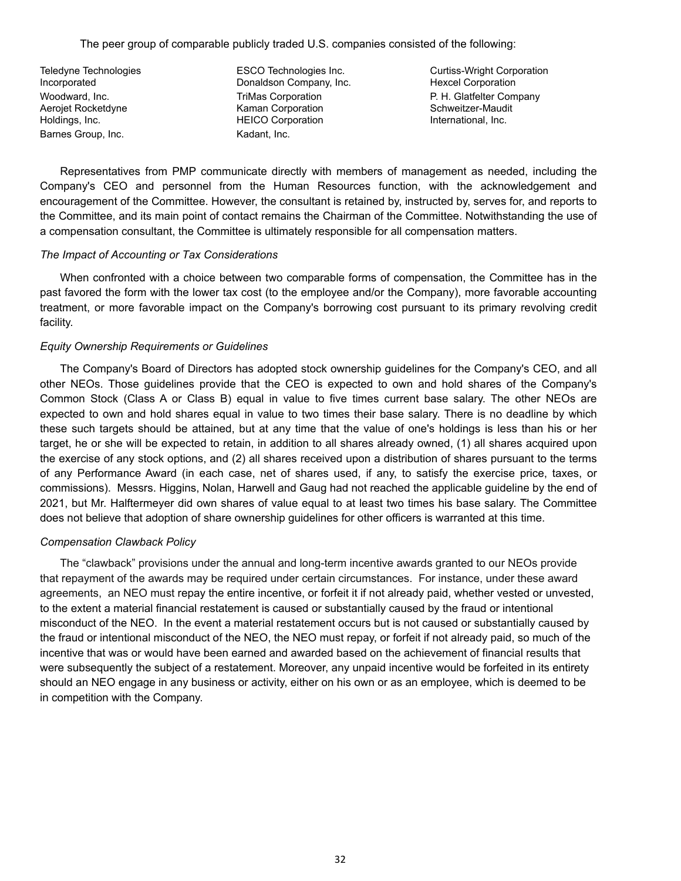The peer group of comparable publicly traded U.S. companies consisted of the following:

| | | |
|---|---|---|
| Teledyne Technologies Incorporated | ESCO Technologies Inc. | Curtiss-Wright Corporation |
| Woodward, Inc. | Donaldson Company, Inc. | Hexcel Corporation |
| Aerojet Rocketdyne Holdings, Inc. | TriMas Corporation | P. H. Glatfelter Company |
| Barnes Group, Inc. | Kaman Corporation | Schweitzer-Maudit International, Inc. |
| | HEICO Corporation | |
| | Kadant, Inc. | |

Representatives from PMP communicate directly with members of management as needed, including the Company's CEO and personnel from the Human Resources function, with the acknowledgement and encouragement of the Committee. However, the consultant is retained by, instructed by, serves for, and reports to the Committee, and its main point of contact remains the Chairman of the Committee. Notwithstanding the use of a compensation consultant, the Committee is ultimately responsible for all compensation matters.

*The Impact of Accounting or Tax Considerations*

When confronted with a choice between two comparable forms of compensation, the Committee has in the past favored the form with the lower tax cost (to the employee and/or the Company), more favorable accounting treatment, or more favorable impact on the Company's borrowing cost pursuant to its primary revolving credit facility.

*Equity Ownership Requirements or Guidelines*

The Company's Board of Directors has adopted stock ownership guidelines for the Company's CEO, and all other NEOs. Those guidelines provide that the CEO is expected to own and hold shares of the Company's Common Stock (Class A or Class B) equal in value to five times current base salary. The other NEOs are expected to own and hold shares equal in value to two times their base salary. There is no deadline by which these such targets should be attained, but at any time that the value of one's holdings is less than his or her target, he or she will be expected to retain, in addition to all shares already owned, (1) all shares acquired upon the exercise of any stock options, and (2) all shares received upon a distribution of shares pursuant to the terms of any Performance Award (in each case, net of shares used, if any, to satisfy the exercise price, taxes, or commissions). Messrs. Higgins, Nolan, Harwell and Gaug had not reached the applicable guideline by the end of 2021, but Mr. Halftermeyer did own shares of value equal to at least two times his base salary. The Committee does not believe that adoption of share ownership guidelines for other officers is warranted at this time.

*Compensation Clawback Policy*

The "clawback" provisions under the annual and long-term incentive awards granted to our NEOs provide that repayment of the awards may be required under certain circumstances. For instance, under these award agreements, an NEO must repay the entire incentive, or forfeit it if not already paid, whether vested or unvested, to the extent a material financial restatement is caused or substantially caused by the fraud or intentional misconduct of the NEO. In the event a material restatement occurs but is not caused or substantially caused by the fraud or intentional misconduct of the NEO, the NEO must repay, or forfeit if not already paid, so much of the incentive that was or would have been earned and awarded based on the achievement of financial results that were subsequently the subject of a restatement. Moreover, any unpaid incentive would be forfeited in its entirety should an NEO engage in any business or activity, either on his own or as an employee, which is deemed to be in competition with the Company.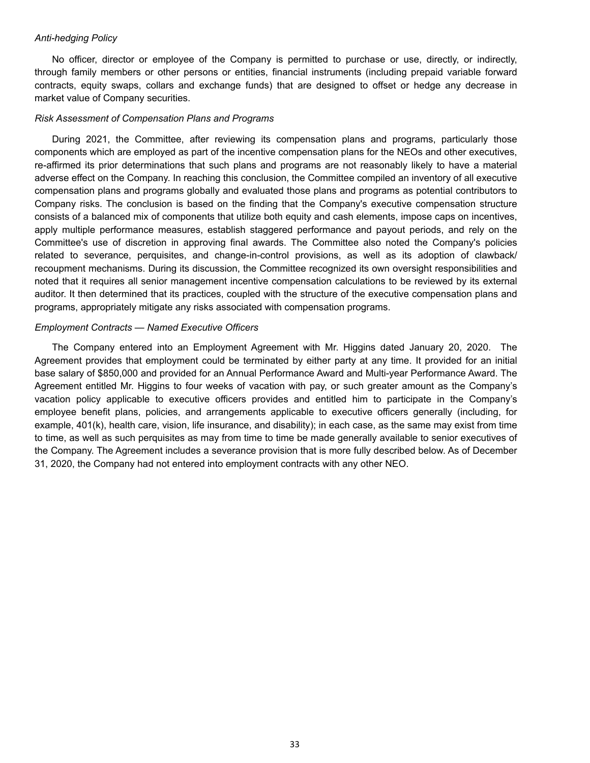*Anti-hedging Policy*

No officer, director or employee of the Company is permitted to purchase or use, directly, or indirectly, through family members or other persons or entities, financial instruments (including prepaid variable forward contracts, equity swaps, collars and exchange funds) that are designed to offset or hedge any decrease in market value of Company securities.

*Risk Assessment of Compensation Plans and Programs*

During 2021, the Committee, after reviewing its compensation plans and programs, particularly those components which are employed as part of the incentive compensation plans for the NEOs and other executives, re-affirmed its prior determinations that such plans and programs are not reasonably likely to have a material adverse effect on the Company. In reaching this conclusion, the Committee compiled an inventory of all executive compensation plans and programs globally and evaluated those plans and programs as potential contributors to Company risks. The conclusion is based on the finding that the Company's executive compensation structure consists of a balanced mix of components that utilize both equity and cash elements, impose caps on incentives, apply multiple performance measures, establish staggered performance and payout periods, and rely on the Committee's use of discretion in approving final awards. The Committee also noted the Company's policies related to severance, perquisites, and change-in-control provisions, as well as its adoption of clawback/ recoupment mechanisms. During its discussion, the Committee recognized its own oversight responsibilities and noted that it requires all senior management incentive compensation calculations to be reviewed by its external auditor. It then determined that its practices, coupled with the structure of the executive compensation plans and programs, appropriately mitigate any risks associated with compensation programs.

*Employment Contracts — Named Executive Officers*

The Company entered into an Employment Agreement with Mr. Higgins dated January 20, 2020. The Agreement provides that employment could be terminated by either party at any time. It provided for an initial base salary of $850,000 and provided for an Annual Performance Award and Multi-year Performance Award. The Agreement entitled Mr. Higgins to four weeks of vacation with pay, or such greater amount as the Company's vacation policy applicable to executive officers provides and entitled him to participate in the Company's employee benefit plans, policies, and arrangements applicable to executive officers generally (including, for example, 401(k), health care, vision, life insurance, and disability); in each case, as the same may exist from time to time, as well as such perquisites as may from time to time be made generally available to senior executives of the Company. The Agreement includes a severance provision that is more fully described below. As of December 31, 2020, the Company had not entered into employment contracts with any other NEO.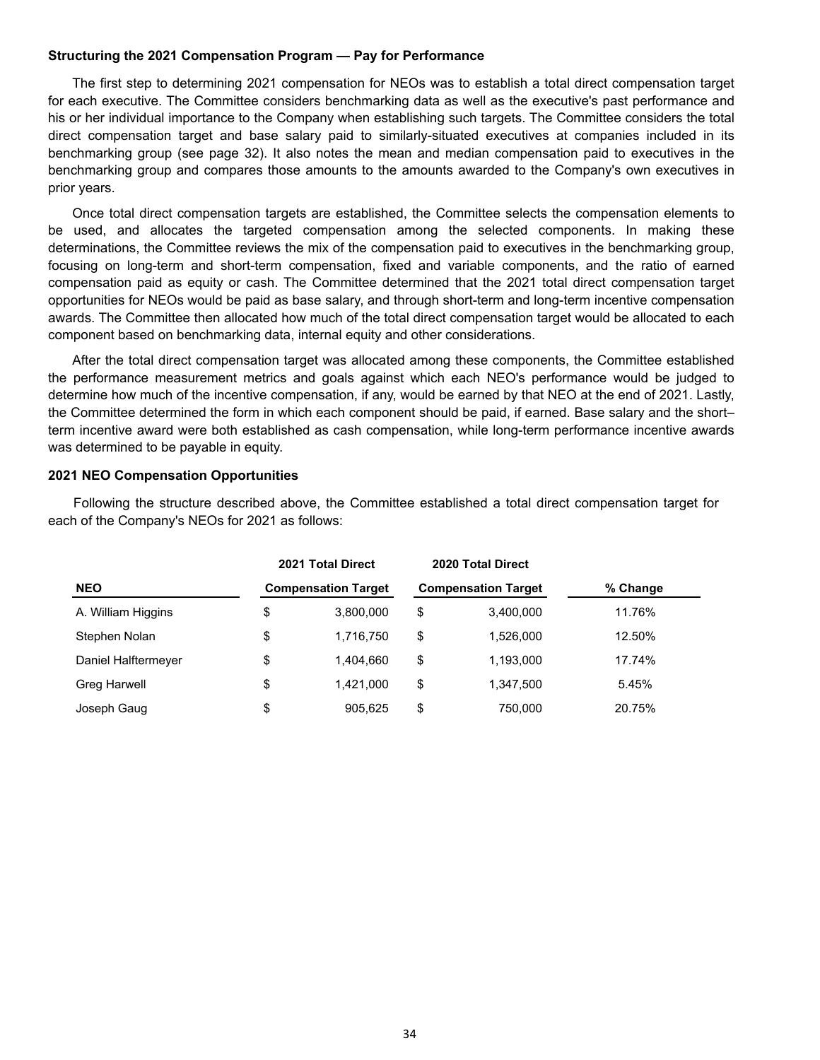### Structuring the 2021 Compensation Program — Pay for Performance

The first step to determining 2021 compensation for NEOs was to establish a total direct compensation target for each executive. The Committee considers benchmarking data as well as the executive's past performance and his or her individual importance to the Company when establishing such targets. The Committee considers the total direct compensation target and base salary paid to similarly-situated executives at companies included in its benchmarking group (see page 32). It also notes the mean and median compensation paid to executives in the benchmarking group and compares those amounts to the amounts awarded to the Company's own executives in prior years.

Once total direct compensation targets are established, the Committee selects the compensation elements to be used, and allocates the targeted compensation among the selected components. In making these determinations, the Committee reviews the mix of the compensation paid to executives in the benchmarking group, focusing on long-term and short-term compensation, fixed and variable components, and the ratio of earned compensation paid as equity or cash. The Committee determined that the 2021 total direct compensation target opportunities for NEOs would be paid as base salary, and through short-term and long-term incentive compensation awards. The Committee then allocated how much of the total direct compensation target would be allocated to each component based on benchmarking data, internal equity and other considerations.

After the total direct compensation target was allocated among these components, the Committee established the performance measurement metrics and goals against which each NEO's performance would be judged to determine how much of the incentive compensation, if any, would be earned by that NEO at the end of 2021. Lastly, the Committee determined the form in which each component should be paid, if earned. Base salary and the short–term incentive award were both established as cash compensation, while long-term performance incentive awards was determined to be payable in equity.

### 2021 NEO Compensation Opportunities

Following the structure described above, the Committee established a total direct compensation target for each of the Company's NEOs for 2021 as follows:

| NEO | 2021 Total Direct Compensation Target | 2020 Total Direct Compensation Target | % Change |
|---|---|---|---|
| A. William Higgins | $ 3,800,000 | $ 3,400,000 | 11.76% |
| Stephen Nolan | $ 1,716,750 | $ 1,526,000 | 12.50% |
| Daniel Halftermeyer | $ 1,404,660 | $ 1,193,000 | 17.74% |
| Greg Harwell | $ 1,421,000 | $ 1,347,500 | 5.45% |
| Joseph Gaug | $ 905,625 | $ 750,000 | 20.75% |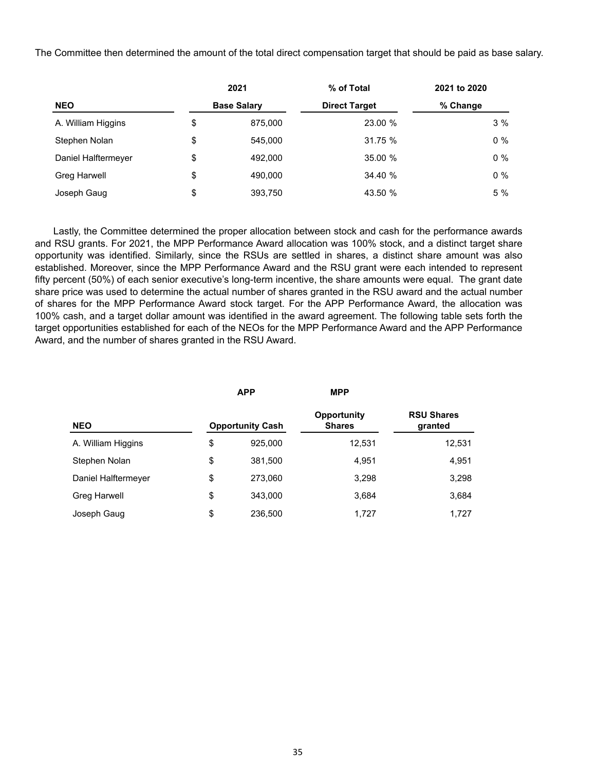The Committee then determined the amount of the total direct compensation target that should be paid as base salary.

| | 2021 | % of Total | 2021 to 2020 |
|---|---|---|---|
| **NEO** | **Base Salary** | **Direct Target** | **% Change** |
| A. William Higgins | $ 875,000 | 23.00 % | 3 % |
| Stephen Nolan | $ 545,000 | 31.75 % | 0 % |
| Daniel Halftermeyer | $ 492,000 | 35.00 % | 0 % |
| Greg Harwell | $ 490,000 | 34.40 % | 0 % |
| Joseph Gaug | $ 393,750 | 43.50 % | 5 % |

Lastly, the Committee determined the proper allocation between stock and cash for the performance awards and RSU grants. For 2021, the MPP Performance Award allocation was 100% stock, and a distinct target share opportunity was identified. Similarly, since the RSUs are settled in shares, a distinct share amount was also established. Moreover, since the MPP Performance Award and the RSU grant were each intended to represent fifty percent (50%) of each senior executive's long-term incentive, the share amounts were equal. The grant date share price was used to determine the actual number of shares granted in the RSU award and the actual number of shares for the MPP Performance Award stock target. For the APP Performance Award, the allocation was 100% cash, and a target dollar amount was identified in the award agreement. The following table sets forth the target opportunities established for each of the NEOs for the MPP Performance Award and the APP Performance Award, and the number of shares granted in the RSU Award.

| | APP | MPP | |
|---|---|---|---|
| **NEO** | **Opportunity Cash** | **Opportunity Shares** | **RSU Shares granted** |
| A. William Higgins | $ 925,000 | 12,531 | 12,531 |
| Stephen Nolan | $ 381,500 | 4,951 | 4,951 |
| Daniel Halftermeyer | $ 273,060 | 3,298 | 3,298 |
| Greg Harwell | $ 343,000 | 3,684 | 3,684 |
| Joseph Gaug | $ 236,500 | 1,727 | 1,727 |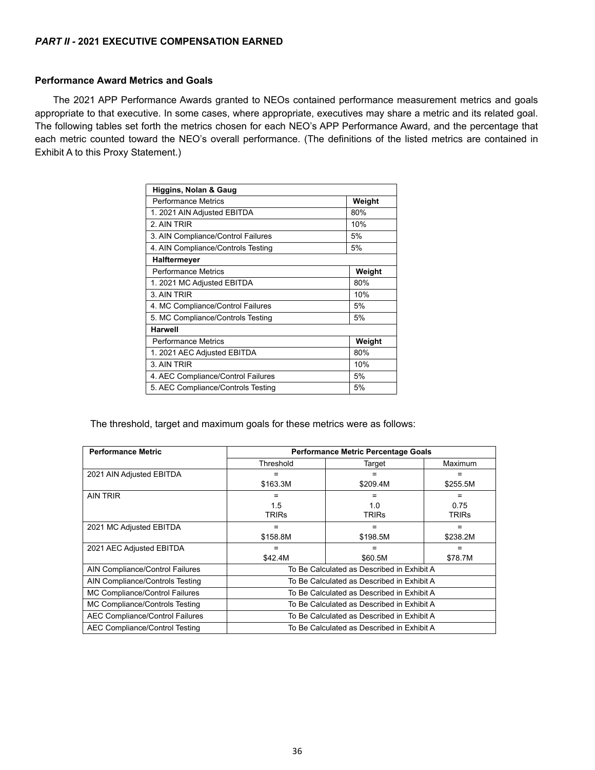*PART II* - **2021 EXECUTIVE COMPENSATION EARNED**

**Performance Award Metrics and Goals**

The 2021 APP Performance Awards granted to NEOs contained performance measurement metrics and goals appropriate to that executive. In some cases, where appropriate, executives may share a metric and its related goal. The following tables set forth the metrics chosen for each NEO's APP Performance Award, and the percentage that each metric counted toward the NEO's overall performance. (The definitions of the listed metrics are contained in Exhibit A to this Proxy Statement.)

| **Higgins, Nolan & Gaug** | |
|---|---|
| Performance Metrics | **Weight** |
| 1. 2021 AIN Adjusted EBITDA | 80% |
| 2. AIN TRIR | 10% |
| 3. AIN Compliance/Control Failures | 5% |
| 4. AIN Compliance/Controls Testing | 5% |
| **Halftermeyer** | |
| Performance Metrics | **Weight** |
| 1. 2021 MC Adjusted EBITDA | 80% |
| 3. AIN TRIR | 10% |
| 4. MC Compliance/Control Failures | 5% |
| 5. MC Compliance/Controls Testing | 5% |
| **Harwell** | |
| Performance Metrics | **Weight** |
| 1. 2021 AEC Adjusted EBITDA | 80% |
| 3. AIN TRIR | 10% |
| 4. AEC Compliance/Control Failures | 5% |
| 5. AEC Compliance/Controls Testing | 5% |

The threshold, target and maximum goals for these metrics were as follows:

| **Performance Metric** | **Performance Metric Percentage Goals** | | |
|---|---|---|---|
| | Threshold | Target | Maximum |
| 2021 AIN Adjusted EBITDA | = $163.3M | = $209.4M | = $255.5M |
| AIN TRIR | = 1.5 TRIRs | = 1.0 TRIRs | = 0.75 TRIRs |
| 2021 MC Adjusted EBITDA | = $158.8M | = $198.5M | = $238.2M |
| 2021 AEC Adjusted EBITDA | = $42.4M | = $60.5M | = $78.7M |
| AIN Compliance/Control Failures | To Be Calculated as Described in Exhibit A | | |
| AIN Compliance/Controls Testing | To Be Calculated as Described in Exhibit A | | |
| MC Compliance/Control Failures | To Be Calculated as Described in Exhibit A | | |
| MC Compliance/Controls Testing | To Be Calculated as Described in Exhibit A | | |
| AEC Compliance/Control Failures | To Be Calculated as Described in Exhibit A | | |
| AEC Compliance/Control Testing | To Be Calculated as Described in Exhibit A | | |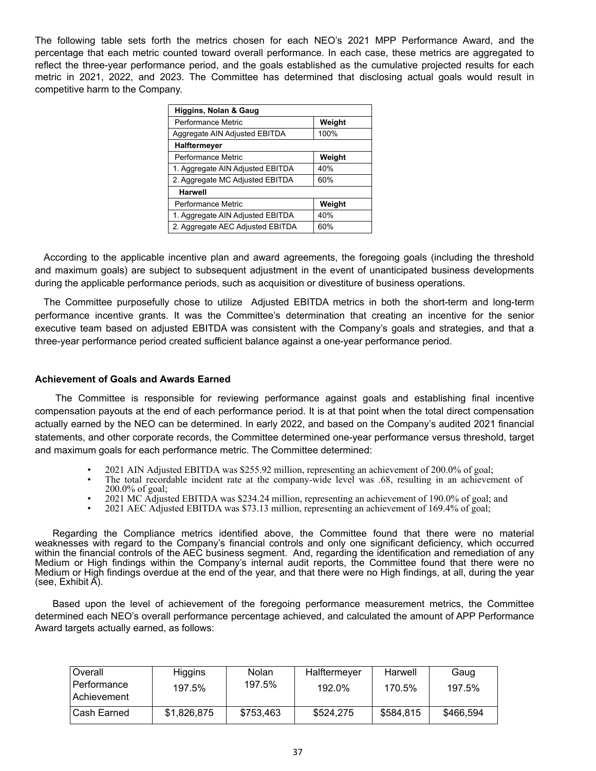The following table sets forth the metrics chosen for each NEO's 2021 MPP Performance Award, and the percentage that each metric counted toward overall performance. In each case, these metrics are aggregated to reflect the three-year performance period, and the goals established as the cumulative projected results for each metric in 2021, 2022, and 2023. The Committee has determined that disclosing actual goals would result in competitive harm to the Company.

| **Higgins, Nolan & Gaug** | |
|---|---|
| Performance Metric | **Weight** |
| Aggregate AIN Adjusted EBITDA | 100% |
| **Halftermeyer** | |
| Performance Metric | **Weight** |
| 1. Aggregate AIN Adjusted EBITDA | 40% |
| 2. Aggregate MC Adjusted EBITDA | 60% |
| **Harwell** | |
| Performance Metric | **Weight** |
| 1. Aggregate AIN Adjusted EBITDA | 40% |
| 2. Aggregate AEC Adjusted EBITDA | 60% |

According to the applicable incentive plan and award agreements, the foregoing goals (including the threshold and maximum goals) are subject to subsequent adjustment in the event of unanticipated business developments during the applicable performance periods, such as acquisition or divestiture of business operations.

The Committee purposefully chose to utilize Adjusted EBITDA metrics in both the short-term and long-term performance incentive grants. It was the Committee's determination that creating an incentive for the senior executive team based on adjusted EBITDA was consistent with the Company's goals and strategies, and that a three-year performance period created sufficient balance against a one-year performance period.

### Achievement of Goals and Awards Earned

The Committee is responsible for reviewing performance against goals and establishing final incentive compensation payouts at the end of each performance period. It is at that point when the total direct compensation actually earned by the NEO can be determined. In early 2022, and based on the Company's audited 2021 financial statements, and other corporate records, the Committee determined one-year performance versus threshold, target and maximum goals for each performance metric. The Committee determined:

- 2021 AIN Adjusted EBITDA was $255.92 million, representing an achievement of 200.0% of goal;
- The total recordable incident rate at the company-wide level was .68, resulting in an achievement of 200.0% of goal;
- 2021 MC Adjusted EBITDA was $234.24 million, representing an achievement of 190.0% of goal; and
- 2021 AEC Adjusted EBITDA was $73.13 million, representing an achievement of 169.4% of goal;

Regarding the Compliance metrics identified above, the Committee found that there were no material weaknesses with regard to the Company's financial controls and only one significant deficiency, which occurred within the financial controls of the AEC business segment. And, regarding the identification and remediation of any Medium or High findings within the Company's internal audit reports, the Committee found that there were no Medium or High findings overdue at the end of the year, and that there were no High findings, at all, during the year (see, Exhibit A).

Based upon the level of achievement of the foregoing performance measurement metrics, the Committee determined each NEO's overall performance percentage achieved, and calculated the amount of APP Performance Award targets actually earned, as follows:

| Overall Performance Achievement | Higgins 197.5% | Nolan 197.5% | Halftermeyer 192.0% | Harwell 170.5% | Gaug 197.5% |
|---|---|---|---|---|---|
| Cash Earned | $1,826,875 | $753,463 | $524,275 | $584,815 | $466,594 |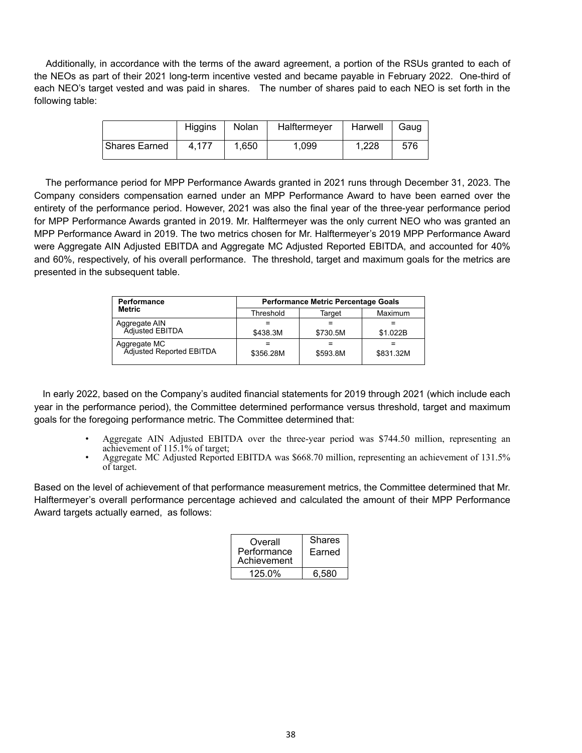Additionally, in accordance with the terms of the award agreement, a portion of the RSUs granted to each of the NEOs as part of their 2021 long-term incentive vested and became payable in February 2022. One-third of each NEO's target vested and was paid in shares. The number of shares paid to each NEO is set forth in the following table:

| | Higgins | Nolan | Halftermeyer | Harwell | Gaug |
|---|---|---|---|---|---|
| Shares Earned | 4,177 | 1,650 | 1,099 | 1,228 | 576 |

The performance period for MPP Performance Awards granted in 2021 runs through December 31, 2023. The Company considers compensation earned under an MPP Performance Award to have been earned over the entirety of the performance period. However, 2021 was also the final year of the three-year performance period for MPP Performance Awards granted in 2019. Mr. Halftermeyer was the only current NEO who was granted an MPP Performance Award in 2019. The two metrics chosen for Mr. Halftermeyer's 2019 MPP Performance Award were Aggregate AIN Adjusted EBITDA and Aggregate MC Adjusted Reported EBITDA, and accounted for 40% and 60%, respectively, of his overall performance. The threshold, target and maximum goals for the metrics are presented in the subsequent table.

| Performance Metric | Performance Metric Percentage Goals | | |
|---|---|---|---|
| | Threshold | Target | Maximum |
| Aggregate AIN Adjusted EBITDA | = $438.3M | = $730.5M | = $1.022B |
| Aggregate MC Adjusted Reported EBITDA | = $356.28M | = $593.8M | = $831.32M |

In early 2022, based on the Company's audited financial statements for 2019 through 2021 (which include each year in the performance period), the Committee determined performance versus threshold, target and maximum goals for the foregoing performance metric. The Committee determined that:

- Aggregate AIN Adjusted EBITDA over the three-year period was $744.50 million, representing an achievement of 115.1% of target;
- Aggregate MC Adjusted Reported EBITDA was $668.70 million, representing an achievement of 131.5% of target.

Based on the level of achievement of that performance measurement metrics, the Committee determined that Mr. Halftermeyer's overall performance percentage achieved and calculated the amount of their MPP Performance Award targets actually earned, as follows:

| Overall Performance Achievement | Shares Earned |
|---|---|
| 125.0% | 6,580 |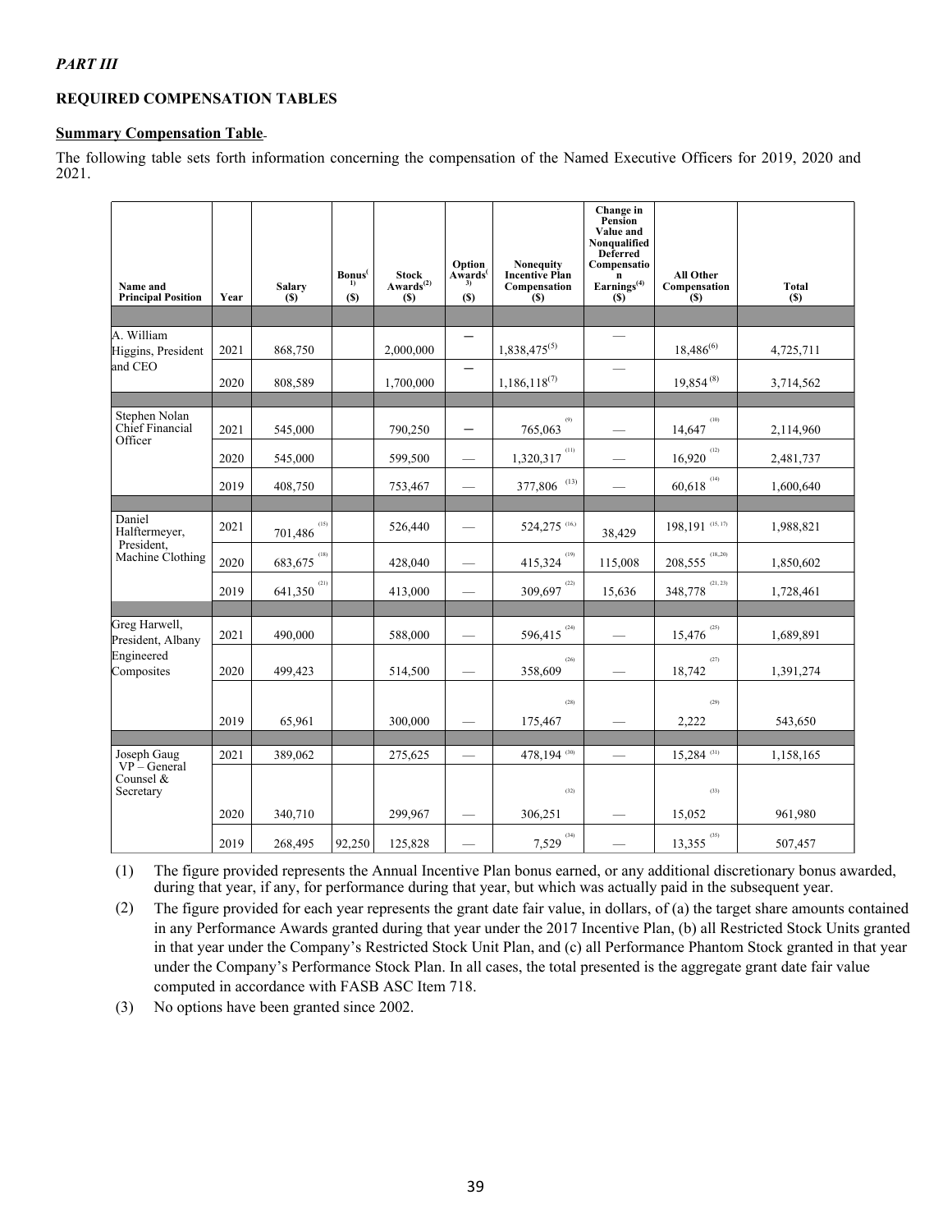*PART III*

**REQUIRED COMPENSATION TABLES**

**Summary Compensation Table**

The following table sets forth information concerning the compensation of the Named Executive Officers for 2019, 2020 and 2021.

| Name and Principal Position | Year | Salary ($) | Bonus[1] ($) | Stock Awards[2] ($) | Option Awards[3] ($) | Nonequity Incentive Plan Compensation ($) | Change in Pension Value and Nonqualified Deferred Compensation Earnings[4] ($) | All Other Compensation ($) | Total ($) |
|---|---|---|---|---|---|---|---|---|---|
| A. William Higgins, President and CEO | 2021 | 868,750 | | 2,000,000 | – | 1,838,475[5] | — | 18,486[6] | 4,725,711 |
| | 2020 | 808,589 | | 1,700,000 | – | 1,186,118[7] | — | 19,854[8] | 3,714,562 |
| Stephen Nolan Chief Financial Officer | 2021 | 545,000 | | 790,250 | – | 765,063[9] | — | 14,647[10] | 2,114,960 |
| | 2020 | 545,000 | | 599,500 | — | 1,320,317[11] | — | 16,920[12] | 2,481,737 |
| | 2019 | 408,750 | | 753,467 | — | 377,806[13] | — | 60,618[14] | 1,600,640 |
| Daniel Halftermeyer, President, Machine Clothing | 2021 | 701,486[15] | | 526,440 | — | 524,275[16] | 38,429 | 198,191[15, 17] | 1,988,821 |
| | 2020 | 683,675[18] | | 428,040 | — | 415,324[19] | 115,008 | 208,555[18,20] | 1,850,602 |
| | 2019 | 641,350[21] | | 413,000 | — | 309,697[22] | 15,636 | 348,778[21, 23] | 1,728,461 |
| Greg Harwell, President, Albany Engineered Composites | 2021 | 490,000 | | 588,000 | — | 596,415[24] | — | 15,476[25] | 1,689,891 |
| | 2020 | 499,423 | | 514,500 | — | 358,609[26] | — | 18,742[27] | 1,391,274 |
| | 2019 | 65,961 | | 300,000 | — | 175,467[28] | — | 2,222[29] | 543,650 |
| Joseph Gaug VP – General Counsel & Secretary | 2021 | 389,062 | | 275,625 | — | 478,194[30] | — | 15,284[31] | 1,158,165 |
| | 2020 | 340,710 | | 299,967 | — | 306,251[32] | — | 15,052[33] | 961,980 |
| | 2019 | 268,495 | 92,250 | 125,828 | — | 7,529[34] | — | 13,355[35] | 507,457 |

(1) The figure provided represents the Annual Incentive Plan bonus earned, or any additional discretionary bonus awarded, during that year, if any, for performance during that year, but which was actually paid in the subsequent year.

(2) The figure provided for each year represents the grant date fair value, in dollars, of (a) the target share amounts contained in any Performance Awards granted during that year under the 2017 Incentive Plan, (b) all Restricted Stock Units granted in that year under the Company's Restricted Stock Unit Plan, and (c) all Performance Phantom Stock granted in that year under the Company's Performance Stock Plan. In all cases, the total presented is the aggregate grant date fair value computed in accordance with FASB ASC Item 718.

(3) No options have been granted since 2002.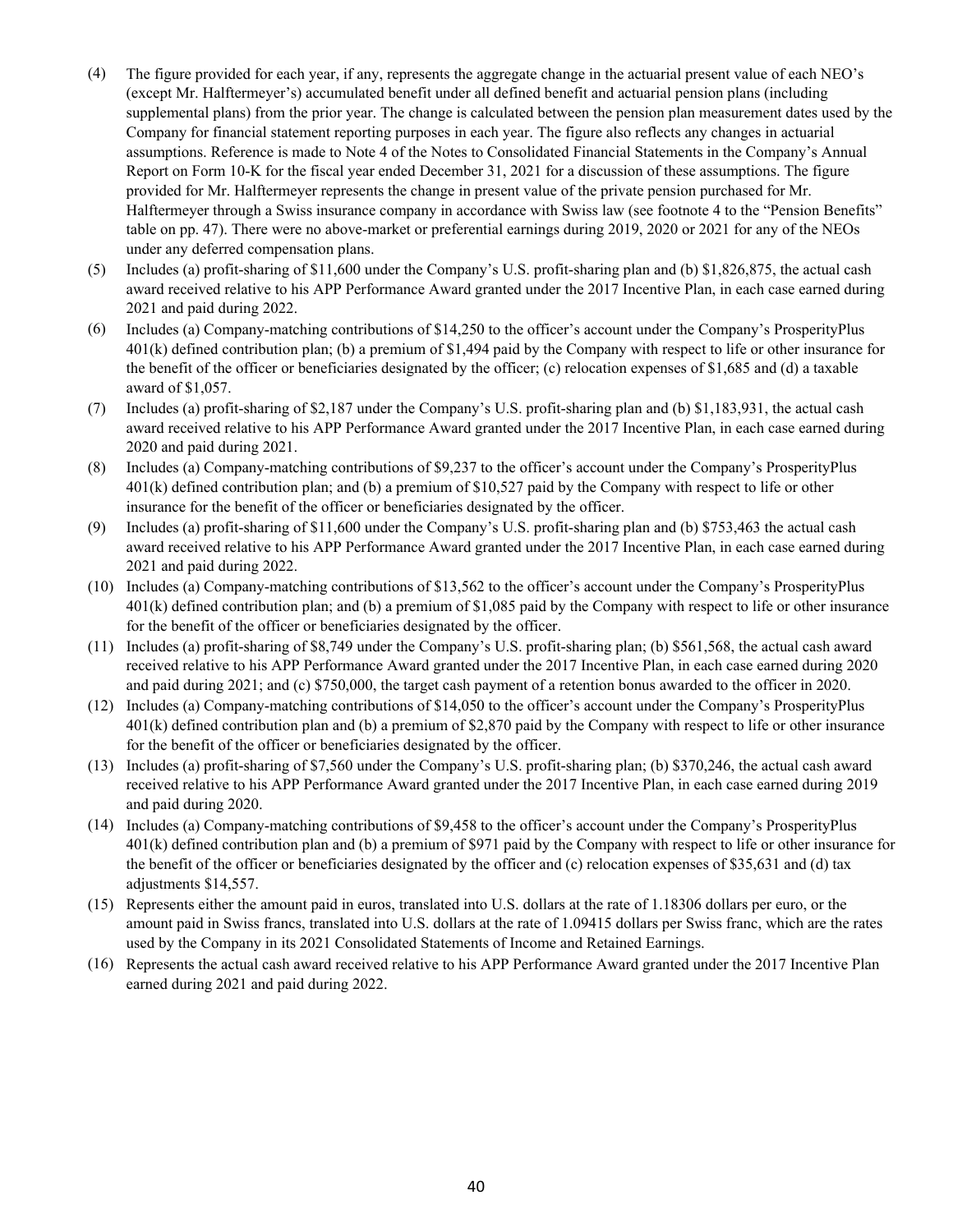(4) The figure provided for each year, if any, represents the aggregate change in the actuarial present value of each NEO's (except Mr. Halftermeyer's) accumulated benefit under all defined benefit and actuarial pension plans (including supplemental plans) from the prior year. The change is calculated between the pension plan measurement dates used by the Company for financial statement reporting purposes in each year. The figure also reflects any changes in actuarial assumptions. Reference is made to Note 4 of the Notes to Consolidated Financial Statements in the Company's Annual Report on Form 10-K for the fiscal year ended December 31, 2021 for a discussion of these assumptions. The figure provided for Mr. Halftermeyer represents the change in present value of the private pension purchased for Mr. Halftermeyer through a Swiss insurance company in accordance with Swiss law (see footnote 4 to the "Pension Benefits" table on pp. 47). There were no above-market or preferential earnings during 2019, 2020 or 2021 for any of the NEOs under any deferred compensation plans.

(5) Includes (a) profit-sharing of $11,600 under the Company's U.S. profit-sharing plan and (b) $1,826,875, the actual cash award received relative to his APP Performance Award granted under the 2017 Incentive Plan, in each case earned during 2021 and paid during 2022.

(6) Includes (a) Company-matching contributions of $14,250 to the officer's account under the Company's ProsperityPlus 401(k) defined contribution plan; (b) a premium of $1,494 paid by the Company with respect to life or other insurance for the benefit of the officer or beneficiaries designated by the officer; (c) relocation expenses of $1,685 and (d) a taxable award of $1,057.

(7) Includes (a) profit-sharing of $2,187 under the Company's U.S. profit-sharing plan and (b) $1,183,931, the actual cash award received relative to his APP Performance Award granted under the 2017 Incentive Plan, in each case earned during 2020 and paid during 2021.

(8) Includes (a) Company-matching contributions of $9,237 to the officer's account under the Company's ProsperityPlus 401(k) defined contribution plan; and (b) a premium of $10,527 paid by the Company with respect to life or other insurance for the benefit of the officer or beneficiaries designated by the officer.

(9) Includes (a) profit-sharing of $11,600 under the Company's U.S. profit-sharing plan and (b) $753,463 the actual cash award received relative to his APP Performance Award granted under the 2017 Incentive Plan, in each case earned during 2021 and paid during 2022.

(10) Includes (a) Company-matching contributions of $13,562 to the officer's account under the Company's ProsperityPlus 401(k) defined contribution plan; and (b) a premium of $1,085 paid by the Company with respect to life or other insurance for the benefit of the officer or beneficiaries designated by the officer.

(11) Includes (a) profit-sharing of $8,749 under the Company's U.S. profit-sharing plan; (b) $561,568, the actual cash award received relative to his APP Performance Award granted under the 2017 Incentive Plan, in each case earned during 2020 and paid during 2021; and (c) $750,000, the target cash payment of a retention bonus awarded to the officer in 2020.

(12) Includes (a) Company-matching contributions of $14,050 to the officer's account under the Company's ProsperityPlus 401(k) defined contribution plan and (b) a premium of $2,870 paid by the Company with respect to life or other insurance for the benefit of the officer or beneficiaries designated by the officer.

(13) Includes (a) profit-sharing of $7,560 under the Company's U.S. profit-sharing plan; (b) $370,246, the actual cash award received relative to his APP Performance Award granted under the 2017 Incentive Plan, in each case earned during 2019 and paid during 2020.

(14) Includes (a) Company-matching contributions of $9,458 to the officer's account under the Company's ProsperityPlus 401(k) defined contribution plan and (b) a premium of $971 paid by the Company with respect to life or other insurance for the benefit of the officer or beneficiaries designated by the officer and (c) relocation expenses of $35,631 and (d) tax adjustments $14,557.

(15) Represents either the amount paid in euros, translated into U.S. dollars at the rate of 1.18306 dollars per euro, or the amount paid in Swiss francs, translated into U.S. dollars at the rate of 1.09415 dollars per Swiss franc, which are the rates used by the Company in its 2021 Consolidated Statements of Income and Retained Earnings.

(16) Represents the actual cash award received relative to his APP Performance Award granted under the 2017 Incentive Plan earned during 2021 and paid during 2022.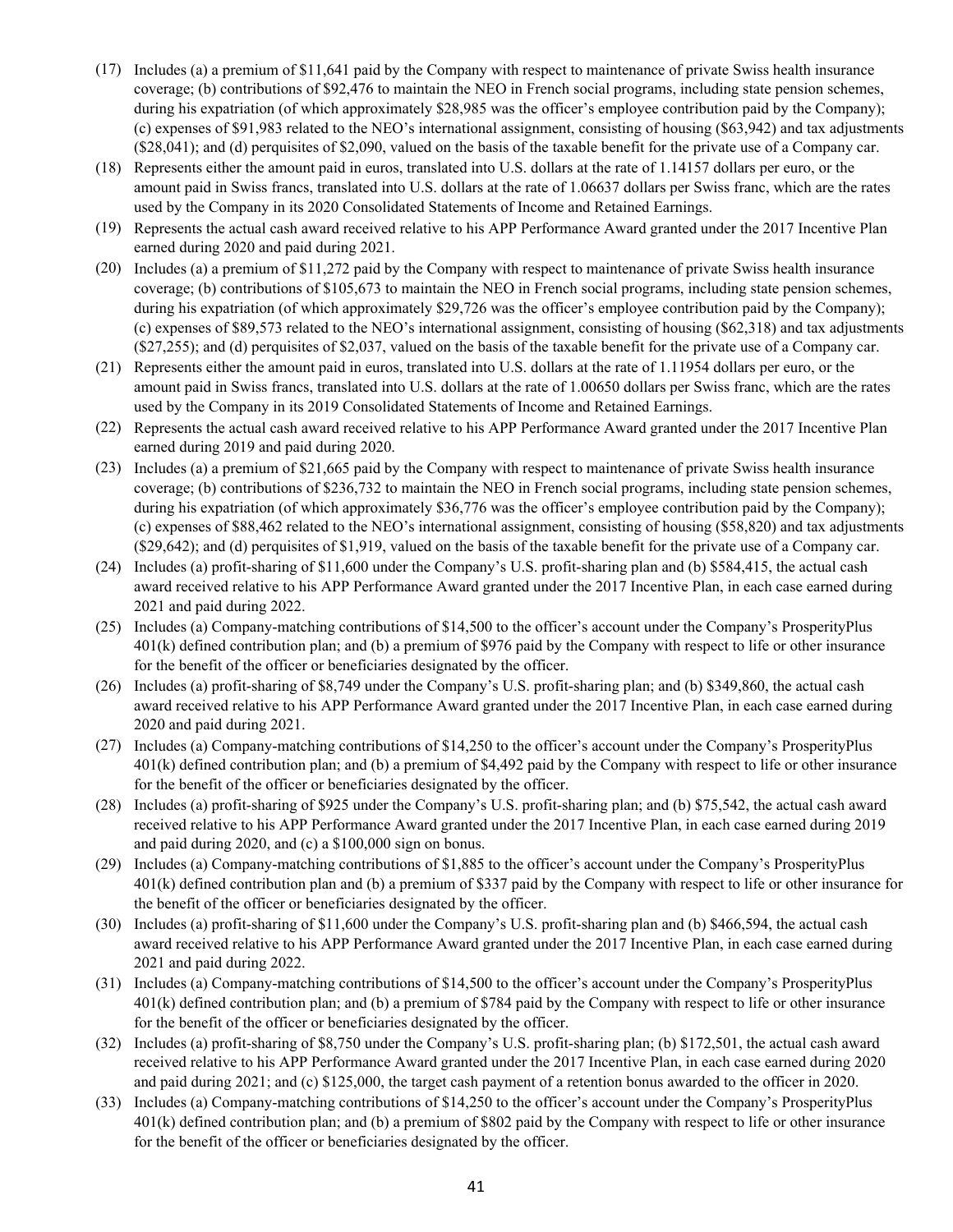(17) Includes (a) a premium of $11,641 paid by the Company with respect to maintenance of private Swiss health insurance coverage; (b) contributions of $92,476 to maintain the NEO in French social programs, including state pension schemes, during his expatriation (of which approximately $28,985 was the officer's employee contribution paid by the Company); (c) expenses of $91,983 related to the NEO's international assignment, consisting of housing ($63,942) and tax adjustments ($28,041); and (d) perquisites of $2,090, valued on the basis of the taxable benefit for the private use of a Company car.

(18) Represents either the amount paid in euros, translated into U.S. dollars at the rate of 1.14157 dollars per euro, or the amount paid in Swiss francs, translated into U.S. dollars at the rate of 1.06637 dollars per Swiss franc, which are the rates used by the Company in its 2020 Consolidated Statements of Income and Retained Earnings.

(19) Represents the actual cash award received relative to his APP Performance Award granted under the 2017 Incentive Plan earned during 2020 and paid during 2021.

(20) Includes (a) a premium of $11,272 paid by the Company with respect to maintenance of private Swiss health insurance coverage; (b) contributions of $105,673 to maintain the NEO in French social programs, including state pension schemes, during his expatriation (of which approximately $29,726 was the officer's employee contribution paid by the Company); (c) expenses of $89,573 related to the NEO's international assignment, consisting of housing ($62,318) and tax adjustments ($27,255); and (d) perquisites of $2,037, valued on the basis of the taxable benefit for the private use of a Company car.

(21) Represents either the amount paid in euros, translated into U.S. dollars at the rate of 1.11954 dollars per euro, or the amount paid in Swiss francs, translated into U.S. dollars at the rate of 1.00650 dollars per Swiss franc, which are the rates used by the Company in its 2019 Consolidated Statements of Income and Retained Earnings.

(22) Represents the actual cash award received relative to his APP Performance Award granted under the 2017 Incentive Plan earned during 2019 and paid during 2020.

(23) Includes (a) a premium of $21,665 paid by the Company with respect to maintenance of private Swiss health insurance coverage; (b) contributions of $236,732 to maintain the NEO in French social programs, including state pension schemes, during his expatriation (of which approximately $36,776 was the officer's employee contribution paid by the Company); (c) expenses of $88,462 related to the NEO's international assignment, consisting of housing ($58,820) and tax adjustments ($29,642); and (d) perquisites of $1,919, valued on the basis of the taxable benefit for the private use of a Company car.

(24) Includes (a) profit-sharing of $11,600 under the Company's U.S. profit-sharing plan and (b) $584,415, the actual cash award received relative to his APP Performance Award granted under the 2017 Incentive Plan, in each case earned during 2021 and paid during 2022.

(25) Includes (a) Company-matching contributions of $14,500 to the officer's account under the Company's ProsperityPlus 401(k) defined contribution plan; and (b) a premium of $976 paid by the Company with respect to life or other insurance for the benefit of the officer or beneficiaries designated by the officer.

(26) Includes (a) profit-sharing of $8,749 under the Company's U.S. profit-sharing plan; and (b) $349,860, the actual cash award received relative to his APP Performance Award granted under the 2017 Incentive Plan, in each case earned during 2020 and paid during 2021.

(27) Includes (a) Company-matching contributions of $14,250 to the officer's account under the Company's ProsperityPlus 401(k) defined contribution plan; and (b) a premium of $4,492 paid by the Company with respect to life or other insurance for the benefit of the officer or beneficiaries designated by the officer.

(28) Includes (a) profit-sharing of $925 under the Company's U.S. profit-sharing plan; and (b) $75,542, the actual cash award received relative to his APP Performance Award granted under the 2017 Incentive Plan, in each case earned during 2019 and paid during 2020, and (c) a $100,000 sign on bonus.

(29) Includes (a) Company-matching contributions of $1,885 to the officer's account under the Company's ProsperityPlus 401(k) defined contribution plan and (b) a premium of $337 paid by the Company with respect to life or other insurance for the benefit of the officer or beneficiaries designated by the officer.

(30) Includes (a) profit-sharing of $11,600 under the Company's U.S. profit-sharing plan and (b) $466,594, the actual cash award received relative to his APP Performance Award granted under the 2017 Incentive Plan, in each case earned during 2021 and paid during 2022.

(31) Includes (a) Company-matching contributions of $14,500 to the officer's account under the Company's ProsperityPlus 401(k) defined contribution plan; and (b) a premium of $784 paid by the Company with respect to life or other insurance for the benefit of the officer or beneficiaries designated by the officer.

(32) Includes (a) profit-sharing of $8,750 under the Company's U.S. profit-sharing plan; (b) $172,501, the actual cash award received relative to his APP Performance Award granted under the 2017 Incentive Plan, in each case earned during 2020 and paid during 2021; and (c) $125,000, the target cash payment of a retention bonus awarded to the officer in 2020.

(33) Includes (a) Company-matching contributions of $14,250 to the officer's account under the Company's ProsperityPlus 401(k) defined contribution plan; and (b) a premium of $802 paid by the Company with respect to life or other insurance for the benefit of the officer or beneficiaries designated by the officer.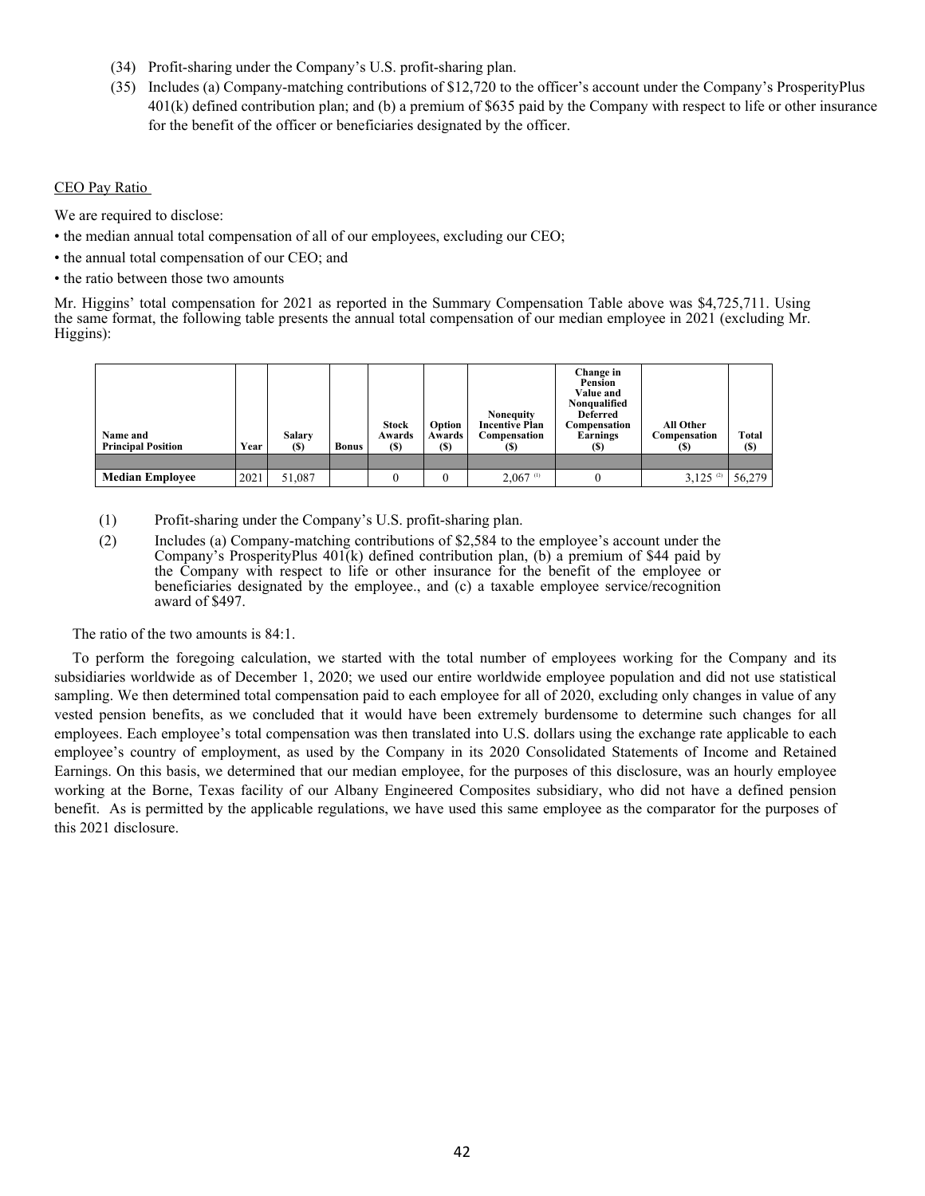(34) Profit-sharing under the Company's U.S. profit-sharing plan.

(35) Includes (a) Company-matching contributions of $12,720 to the officer's account under the Company's ProsperityPlus 401(k) defined contribution plan; and (b) a premium of $635 paid by the Company with respect to life or other insurance for the benefit of the officer or beneficiaries designated by the officer.

CEO Pay Ratio

We are required to disclose:

- the median annual total compensation of all of our employees, excluding our CEO;
- the annual total compensation of our CEO; and
- the ratio between those two amounts

Mr. Higgins' total compensation for 2021 as reported in the Summary Compensation Table above was $4,725,711. Using the same format, the following table presents the annual total compensation of our median employee in 2021 (excluding Mr. Higgins):

| Name and Principal Position | Year | Salary ($) | Bonus | Stock Awards ($) | Option Awards ($) | Nonequity Incentive Plan Compensation ($) | Change in Pension Value and Nonqualified Deferred Compensation Earnings ($) | All Other Compensation ($) | Total ($) |
|---|---|---|---|---|---|---|---|---|---|
| **Median Employee** | 2021 | 51,087 | | 0 | 0 | 2,067 (1) | 0 | 3,125 (2) | 56,279 |

(1) Profit-sharing under the Company's U.S. profit-sharing plan.

(2) Includes (a) Company-matching contributions of $2,584 to the employee's account under the Company's ProsperityPlus 401(k) defined contribution plan, (b) a premium of $44 paid by the Company with respect to life or other insurance for the benefit of the employee or beneficiaries designated by the employee., and (c) a taxable employee service/recognition award of $497.

The ratio of the two amounts is 84:1.

To perform the foregoing calculation, we started with the total number of employees working for the Company and its subsidiaries worldwide as of December 1, 2020; we used our entire worldwide employee population and did not use statistical sampling. We then determined total compensation paid to each employee for all of 2020, excluding only changes in value of any vested pension benefits, as we concluded that it would have been extremely burdensome to determine such changes for all employees. Each employee's total compensation was then translated into U.S. dollars using the exchange rate applicable to each employee's country of employment, as used by the Company in its 2020 Consolidated Statements of Income and Retained Earnings. On this basis, we determined that our median employee, for the purposes of this disclosure, was an hourly employee working at the Borne, Texas facility of our Albany Engineered Composites subsidiary, who did not have a defined pension benefit. As is permitted by the applicable regulations, we have used this same employee as the comparator for the purposes of this 2021 disclosure.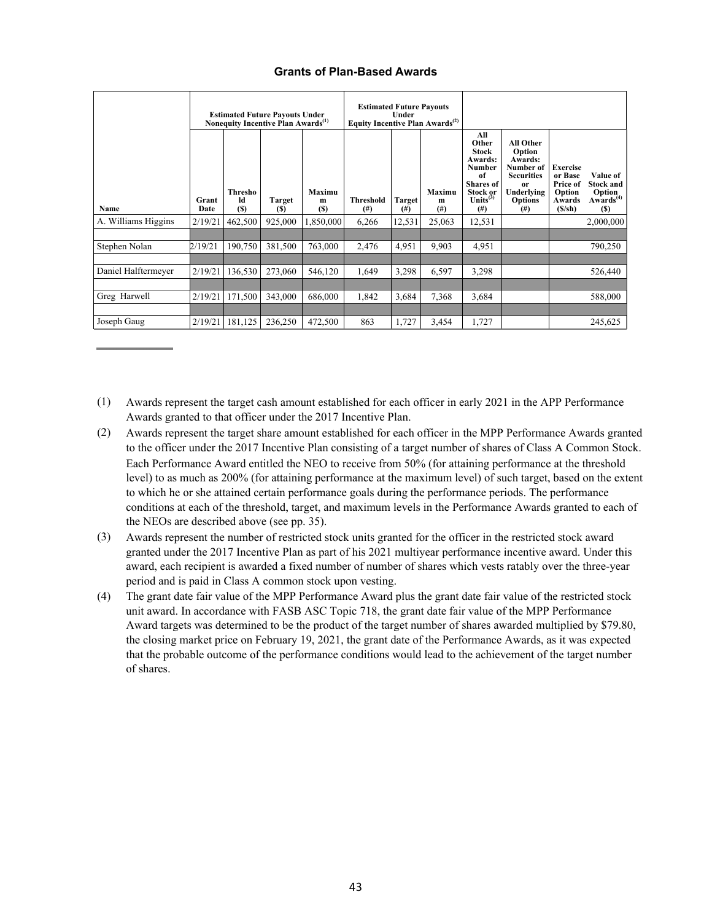### Grants of Plan-Based Awards

| | | Estimated Future Payouts Under Nonequity Incentive Plan Awards[(1)] | | | Estimated Future Payouts Under Equity Incentive Plan Awards[(2)] | | | | | | |
|---|---|---|---|---|---|---|---|---|---|---|---|
| Name | Grant Date | Threshold ($) | Target ($) | Maximum ($) | Threshold (#) | Target (#) | Maximum (#) | All Other Stock Awards: Number of Shares of Stock or Units[(3)] (#) | All Other Option Awards: Number of Securities or Underlying Options (#) | Exercise or Base Price of Option Awards ($/sh) | Value of Stock and Option Awards[(4)] ($) |
| A. Williams Higgins | 2/19/21 | 462,500 | 925,000 | 1,850,000 | 6,266 | 12,531 | 25,063 | 12,531 | | | 2,000,000 |
| Stephen Nolan | 2/19/21 | 190,750 | 381,500 | 763,000 | 2,476 | 4,951 | 9,903 | 4,951 | | | 790,250 |
| Daniel Halftermeyer | 2/19/21 | 136,530 | 273,060 | 546,120 | 1,649 | 3,298 | 6,597 | 3,298 | | | 526,440 |
| Greg Harwell | 2/19/21 | 171,500 | 343,000 | 686,000 | 1,842 | 3,684 | 7,368 | 3,684 | | | 588,000 |
| Joseph Gaug | 2/19/21 | 181,125 | 236,250 | 472,500 | 863 | 1,727 | 3,454 | 1,727 | | | 245,625 |

(1) Awards represent the target cash amount established for each officer in early 2021 in the APP Performance Awards granted to that officer under the 2017 Incentive Plan.

(2) Awards represent the target share amount established for each officer in the MPP Performance Awards granted to the officer under the 2017 Incentive Plan consisting of a target number of shares of Class A Common Stock. Each Performance Award entitled the NEO to receive from 50% (for attaining performance at the threshold level) to as much as 200% (for attaining performance at the maximum level) of such target, based on the extent to which he or she attained certain performance goals during the performance periods. The performance conditions at each of the threshold, target, and maximum levels in the Performance Awards granted to each of the NEOs are described above (see pp. 35).

(3) Awards represent the number of restricted stock units granted for the officer in the restricted stock award granted under the 2017 Incentive Plan as part of his 2021 multiyear performance incentive award. Under this award, each recipient is awarded a fixed number of number of shares which vests ratably over the three-year period and is paid in Class A common stock upon vesting.

(4) The grant date fair value of the MPP Performance Award plus the grant date fair value of the restricted stock unit award. In accordance with FASB ASC Topic 718, the grant date fair value of the MPP Performance Award targets was determined to be the product of the target number of shares awarded multiplied by $79.80, the closing market price on February 19, 2021, the grant date of the Performance Awards, as it was expected that the probable outcome of the performance conditions would lead to the achievement of the target number of shares.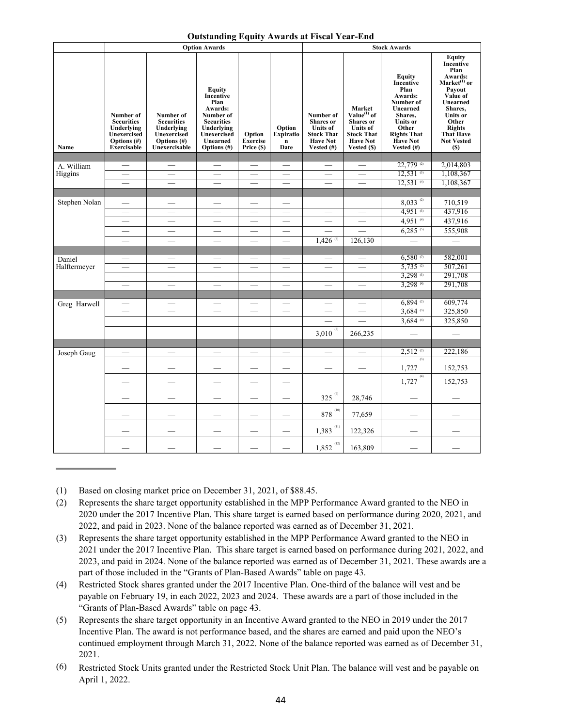**Outstanding Equity Awards at Fiscal Year-End**

| | Option Awards | | | | | Stock Awards | | | |
|---|---|---|---|---|---|---|---|---|---|
| Name | Number of Securities Underlying Unexercised Options (#) Exercisable | Number of Securities Underlying Unexercised Options (#) Unexercisable | Equity Incentive Plan Awards: Number of Securities Underlying Unexercised Unearned Options (#) | Option Exercise Price ($) | Option Expiration Date | Number of Shares or Units of Stock That Have Not Vested (#) | Market Value[1] of Shares or Units of Stock That Have Not Vested ($) | Equity Incentive Plan Awards: Number of Unearned Shares, Units or Other Rights That Have Not Vested (#) | Equity Incentive Plan Awards: Market[1] or Payout Value of Unearned Shares, Units or Other Rights That Have Not Vested ($) |
| A. William Higgins | — | — | — | — | — | — | — | 22,779 [2] | 2,014,803 |
| | — | — | — | — | — | — | — | 12,531 [3] | 1,108,367 |
| | — | — | — | — | — | — | — | 12,531 [4] | 1,108,367 |
| Stephen Nolan | — | — | — | — | — | | | 8,033 [2] | 710,519 |
| | — | — | — | — | — | — | — | 4,951 [3] | 437,916 |
| | — | — | — | — | — | — | — | 4,951 [4] | 437,916 |
| | — | — | — | — | — | — | — | 6,285 [5] | 555,908 |
| | — | — | — | — | — | 1,426 [6] | 126,130 | — | — |
| Daniel Halftermeyer | — | — | — | — | — | — | — | 6,580 [7] | 582,001 |
| | — | — | — | — | — | — | — | 5,735 [2] | 507,261 |
| | — | — | — | — | — | — | — | 3,298 [3] | 291,708 |
| | — | — | — | — | — | — | — | 3,298 [4] | 291,708 |
| Greg Harwell | — | — | — | — | — | — | — | 6,894 [2] | 609,774 |
| | — | — | — | — | — | — | — | 3,684 [3] | 325,850 |
| | | | | | | — | — | 3,684 [4] | 325,850 |
| | | | | | | 3,010 [8] | 266,235 | — | — |
| Joseph Gaug | — | — | — | — | — | — | — | 2,512 [2] | 222,186 |
| | — | — | — | — | — | — | — | 1,727 [3] | 152,753 |
| | — | — | — | — | — | | | 1,727 [4] | 152,753 |
| | — | — | — | — | — | 325 [9] | 28,746 | — | — |
| | — | — | — | — | — | 878 [10] | 77,659 | — | — |
| | — | — | — | — | — | 1,383 [11] | 122,326 | — | — |
| | — | — | — | — | — | 1,852 [12] | 163,809 | — | — |

(1) Based on closing market price on December 31, 2021, of $88.45.

(2) Represents the share target opportunity established in the MPP Performance Award granted to the NEO in 2020 under the 2017 Incentive Plan. This share target is earned based on performance during 2020, 2021, and 2022, and paid in 2023. None of the balance reported was earned as of December 31, 2021.

(3) Represents the share target opportunity established in the MPP Performance Award granted to the NEO in 2021 under the 2017 Incentive Plan. This share target is earned based on performance during 2021, 2022, and 2023, and paid in 2024. None of the balance reported was earned as of December 31, 2021. These awards are a part of those included in the "Grants of Plan-Based Awards" table on page 43.

(4) Restricted Stock shares granted under the 2017 Incentive Plan. One-third of the balance will vest and be payable on February 19, in each 2022, 2023 and 2024. These awards are a part of those included in the "Grants of Plan-Based Awards" table on page 43.

(5) Represents the share target opportunity in an Incentive Award granted to the NEO in 2019 under the 2017 Incentive Plan. The award is not performance based, and the shares are earned and paid upon the NEO's continued employment through March 31, 2022. None of the balance reported was earned as of December 31, 2021.

(6) Restricted Stock Units granted under the Restricted Stock Unit Plan. The balance will vest and be payable on April 1, 2022.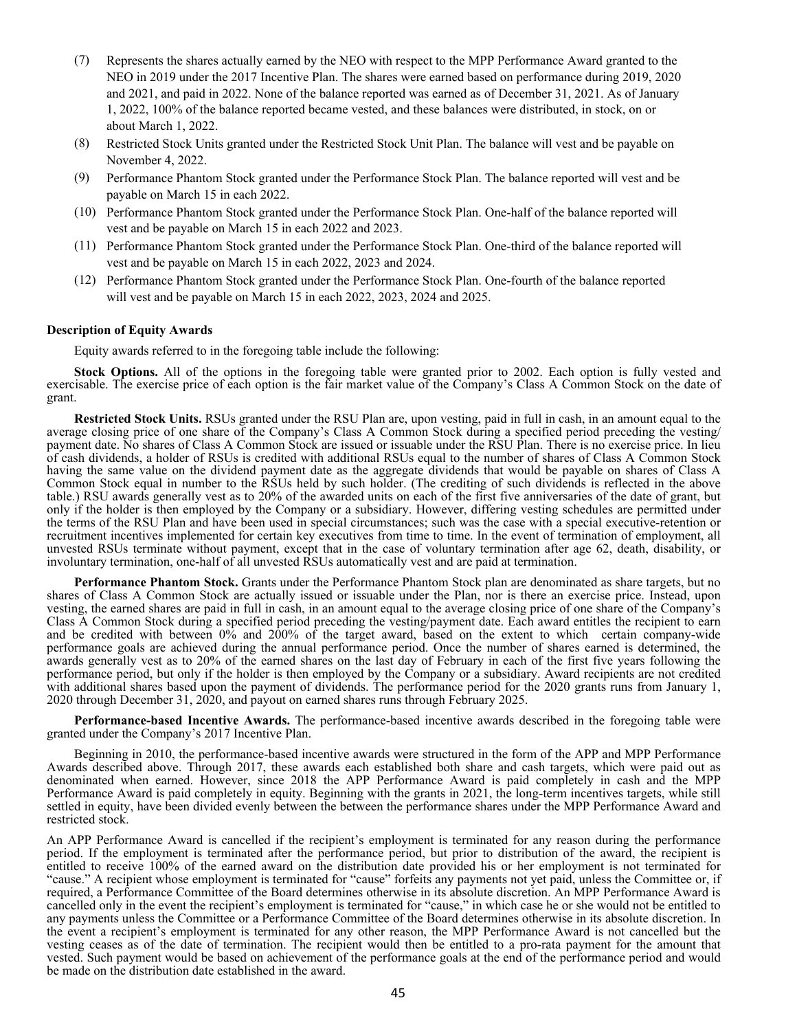(7) Represents the shares actually earned by the NEO with respect to the MPP Performance Award granted to the NEO in 2019 under the 2017 Incentive Plan. The shares were earned based on performance during 2019, 2020 and 2021, and paid in 2022. None of the balance reported was earned as of December 31, 2021. As of January 1, 2022, 100% of the balance reported became vested, and these balances were distributed, in stock, on or about March 1, 2022.

(8) Restricted Stock Units granted under the Restricted Stock Unit Plan. The balance will vest and be payable on November 4, 2022.

(9) Performance Phantom Stock granted under the Performance Stock Plan. The balance reported will vest and be payable on March 15 in each 2022.

(10) Performance Phantom Stock granted under the Performance Stock Plan. One-half of the balance reported will vest and be payable on March 15 in each 2022 and 2023.

(11) Performance Phantom Stock granted under the Performance Stock Plan. One-third of the balance reported will vest and be payable on March 15 in each 2022, 2023 and 2024.

(12) Performance Phantom Stock granted under the Performance Stock Plan. One-fourth of the balance reported will vest and be payable on March 15 in each 2022, 2023, 2024 and 2025.

**Description of Equity Awards**

Equity awards referred to in the foregoing table include the following:

**Stock Options.** All of the options in the foregoing table were granted prior to 2002. Each option is fully vested and exercisable. The exercise price of each option is the fair market value of the Company's Class A Common Stock on the date of grant.

**Restricted Stock Units.** RSUs granted under the RSU Plan are, upon vesting, paid in full in cash, in an amount equal to the average closing price of one share of the Company's Class A Common Stock during a specified period preceding the vesting/ payment date. No shares of Class A Common Stock are issued or issuable under the RSU Plan. There is no exercise price. In lieu of cash dividends, a holder of RSUs is credited with additional RSUs equal to the number of shares of Class A Common Stock having the same value on the dividend payment date as the aggregate dividends that would be payable on shares of Class A Common Stock equal in number to the RSUs held by such holder. (The crediting of such dividends is reflected in the above table.) RSU awards generally vest as to 20% of the awarded units on each of the first five anniversaries of the date of grant, but only if the holder is then employed by the Company or a subsidiary. However, differing vesting schedules are permitted under the terms of the RSU Plan and have been used in special circumstances; such was the case with a special executive-retention or recruitment incentives implemented for certain key executives from time to time. In the event of termination of employment, all unvested RSUs terminate without payment, except that in the case of voluntary termination after age 62, death, disability, or involuntary termination, one-half of all unvested RSUs automatically vest and are paid at termination.

**Performance Phantom Stock.** Grants under the Performance Phantom Stock plan are denominated as share targets, but no shares of Class A Common Stock are actually issued or issuable under the Plan, nor is there an exercise price. Instead, upon vesting, the earned shares are paid in full in cash, in an amount equal to the average closing price of one share of the Company's Class A Common Stock during a specified period preceding the vesting/payment date. Each award entitles the recipient to earn and be credited with between 0% and 200% of the target award, based on the extent to which certain company-wide performance goals are achieved during the annual performance period. Once the number of shares earned is determined, the awards generally vest as to 20% of the earned shares on the last day of February in each of the first five years following the performance period, but only if the holder is then employed by the Company or a subsidiary. Award recipients are not credited with additional shares based upon the payment of dividends. The performance period for the 2020 grants runs from January 1, 2020 through December 31, 2020, and payout on earned shares runs through February 2025.

**Performance-based Incentive Awards.** The performance-based incentive awards described in the foregoing table were granted under the Company's 2017 Incentive Plan.

Beginning in 2010, the performance-based incentive awards were structured in the form of the APP and MPP Performance Awards described above. Through 2017, these awards each established both share and cash targets, which were paid out as denominated when earned. However, since 2018 the APP Performance Award is paid completely in cash and the MPP Performance Award is paid completely in equity. Beginning with the grants in 2021, the long-term incentives targets, while still settled in equity, have been divided evenly between the between the performance shares under the MPP Performance Award and restricted stock.

An APP Performance Award is cancelled if the recipient's employment is terminated for any reason during the performance period. If the employment is terminated after the performance period, but prior to distribution of the award, the recipient is entitled to receive 100% of the earned award on the distribution date provided his or her employment is not terminated for "cause." A recipient whose employment is terminated for "cause" forfeits any payments not yet paid, unless the Committee or, if required, a Performance Committee of the Board determines otherwise in its absolute discretion. An MPP Performance Award is cancelled only in the event the recipient's employment is terminated for "cause," in which case he or she would not be entitled to any payments unless the Committee or a Performance Committee of the Board determines otherwise in its absolute discretion. In the event a recipient's employment is terminated for any other reason, the MPP Performance Award is not cancelled but the vesting ceases as of the date of termination. The recipient would then be entitled to a pro-rata payment for the amount that vested. Such payment would be based on achievement of the performance goals at the end of the performance period and would be made on the distribution date established in the award.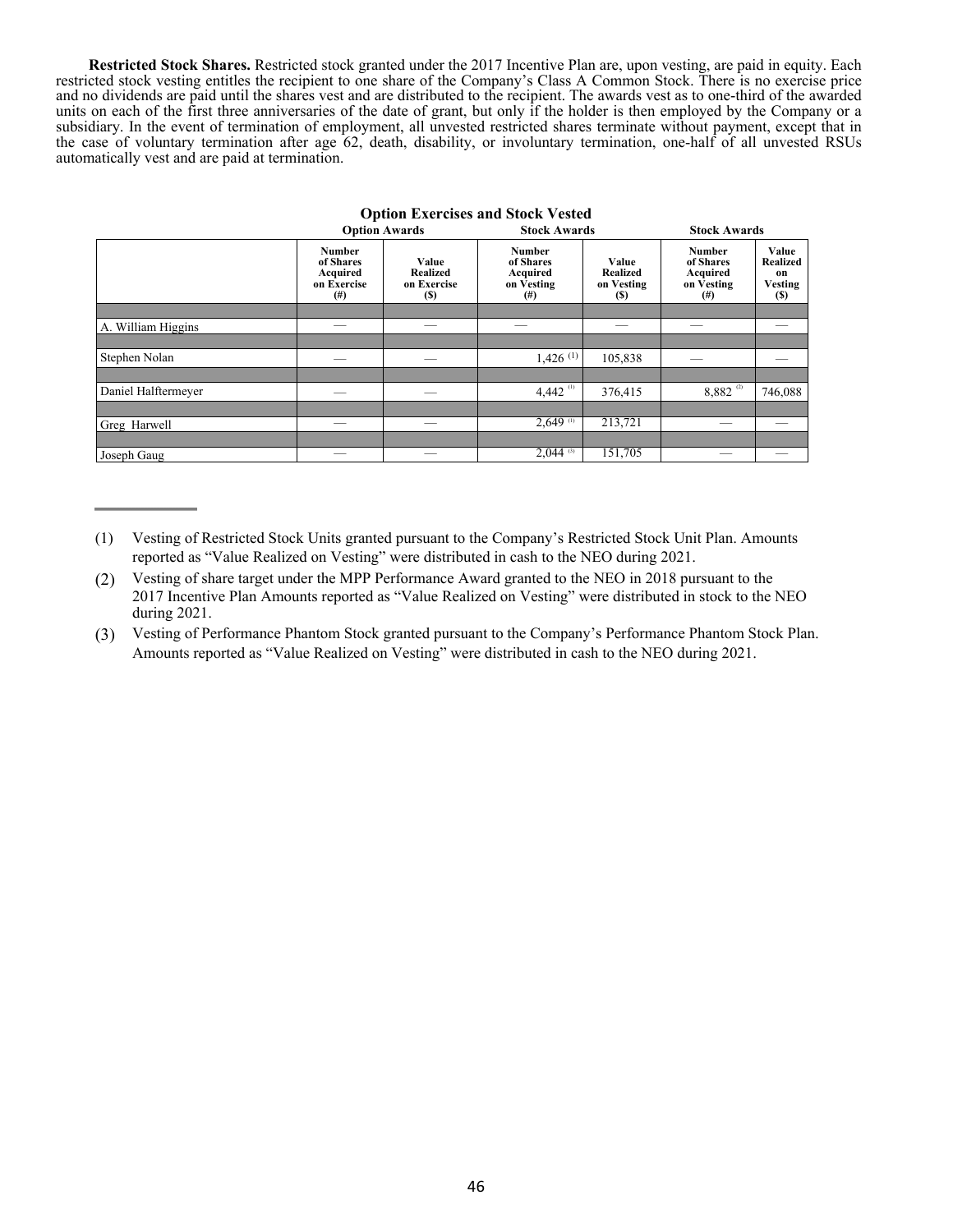**Restricted Stock Shares.** Restricted stock granted under the 2017 Incentive Plan are, upon vesting, are paid in equity. Each restricted stock vesting entitles the recipient to one share of the Company's Class A Common Stock. There is no exercise price and no dividends are paid until the shares vest and are distributed to the recipient. The awards vest as to one-third of the awarded units on each of the first three anniversaries of the date of grant, but only if the holder is then employed by the Company or a subsidiary. In the event of termination of employment, all unvested restricted shares terminate without payment, except that in the case of voluntary termination after age 62, death, disability, or involuntary termination, one-half of all unvested RSUs automatically vest and are paid at termination.

**Option Exercises and Stock Vested**

| | Option Awards | | Stock Awards | | Stock Awards | |
|---|---|---|---|---|---|---|
| | Number of Shares Acquired on Exercise (#) | Value Realized on Exercise ($) | Number of Shares Acquired on Vesting (#) | Value Realized on Vesting ($) | Number of Shares Acquired on Vesting (#) | Value Realized on Vesting ($) |
| A. William Higgins | — | — | — | — | — | — |
| Stephen Nolan | — | — | 1,426 (1) | 105,838 | — | — |
| Daniel Halftermeyer | — | — | 4,442 (1) | 376,415 | 8,882 (2) | 746,088 |
| Greg Harwell | — | — | 2,649 (1) | 213,721 | — | — |
| Joseph Gaug | — | — | 2,044 (3) | 151,705 | — | — |

---

(1) Vesting of Restricted Stock Units granted pursuant to the Company's Restricted Stock Unit Plan. Amounts reported as "Value Realized on Vesting" were distributed in cash to the NEO during 2021.

(2) Vesting of share target under the MPP Performance Award granted to the NEO in 2018 pursuant to the 2017 Incentive Plan Amounts reported as "Value Realized on Vesting" were distributed in stock to the NEO during 2021.

(3) Vesting of Performance Phantom Stock granted pursuant to the Company's Performance Phantom Stock Plan. Amounts reported as "Value Realized on Vesting" were distributed in cash to the NEO during 2021.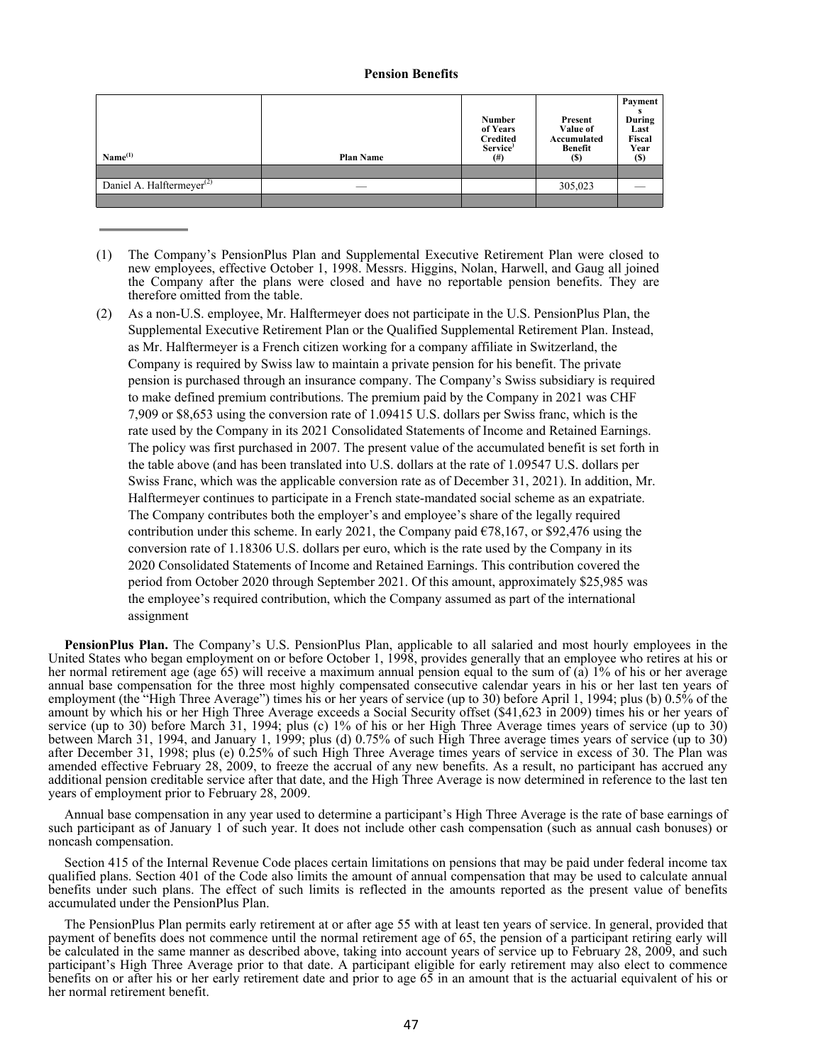**Pension Benefits**

| Name[(1)] | Plan Name | Number of Years Credited Service[)] (#) | Present Value of Accumulated Benefit ($) | Payments During Last Fiscal Year ($) |
|---|---|---|---|---|
| | | | | |
| Daniel A. Halftermeyer[(2)] | — | | 305,023 | — |
| | | | | |

---

(1) The Company's PensionPlus Plan and Supplemental Executive Retirement Plan were closed to new employees, effective October 1, 1998. Messrs. Higgins, Nolan, Harwell, and Gaug all joined the Company after the plans were closed and have no reportable pension benefits. They are therefore omitted from the table.

(2) As a non-U.S. employee, Mr. Halftermeyer does not participate in the U.S. PensionPlus Plan, the Supplemental Executive Retirement Plan or the Qualified Supplemental Retirement Plan. Instead, as Mr. Halftermeyer is a French citizen working for a company affiliate in Switzerland, the Company is required by Swiss law to maintain a private pension for his benefit. The private pension is purchased through an insurance company. The Company's Swiss subsidiary is required to make defined premium contributions. The premium paid by the Company in 2021 was CHF 7,909 or $8,653 using the conversion rate of 1.09415 U.S. dollars per Swiss franc, which is the rate used by the Company in its 2021 Consolidated Statements of Income and Retained Earnings. The policy was first purchased in 2007. The present value of the accumulated benefit is set forth in the table above (and has been translated into U.S. dollars at the rate of 1.09547 U.S. dollars per Swiss Franc, which was the applicable conversion rate as of December 31, 2021). In addition, Mr. Halftermeyer continues to participate in a French state-mandated social scheme as an expatriate. The Company contributes both the employer's and employee's share of the legally required contribution under this scheme. In early 2021, the Company paid €78,167, or $92,476 using the conversion rate of 1.18306 U.S. dollars per euro, which is the rate used by the Company in its 2020 Consolidated Statements of Income and Retained Earnings. This contribution covered the period from October 2020 through September 2021. Of this amount, approximately $25,985 was the employee's required contribution, which the Company assumed as part of the international assignment

**PensionPlus Plan.** The Company's U.S. PensionPlus Plan, applicable to all salaried and most hourly employees in the United States who began employment on or before October 1, 1998, provides generally that an employee who retires at his or her normal retirement age (age 65) will receive a maximum annual pension equal to the sum of (a) 1% of his or her average annual base compensation for the three most highly compensated consecutive calendar years in his or her last ten years of employment (the "High Three Average") times his or her years of service (up to 30) before April 1, 1994; plus (b) 0.5% of the amount by which his or her High Three Average exceeds a Social Security offset ($41,623 in 2009) times his or her years of service (up to 30) before March 31, 1994; plus (c) 1% of his or her High Three Average times years of service (up to 30) between March 31, 1994, and January 1, 1999; plus (d) 0.75% of such High Three average times years of service (up to 30) after December 31, 1998; plus (e) 0.25% of such High Three Average times years of service in excess of 30. The Plan was amended effective February 28, 2009, to freeze the accrual of any new benefits. As a result, no participant has accrued any additional pension creditable service after that date, and the High Three Average is now determined in reference to the last ten years of employment prior to February 28, 2009.

Annual base compensation in any year used to determine a participant's High Three Average is the rate of base earnings of such participant as of January 1 of such year. It does not include other cash compensation (such as annual cash bonuses) or noncash compensation.

Section 415 of the Internal Revenue Code places certain limitations on pensions that may be paid under federal income tax qualified plans. Section 401 of the Code also limits the amount of annual compensation that may be used to calculate annual benefits under such plans. The effect of such limits is reflected in the amounts reported as the present value of benefits accumulated under the PensionPlus Plan.

The PensionPlus Plan permits early retirement at or after age 55 with at least ten years of service. In general, provided that payment of benefits does not commence until the normal retirement age of 65, the pension of a participant retiring early will be calculated in the same manner as described above, taking into account years of service up to February 28, 2009, and such participant's High Three Average prior to that date. A participant eligible for early retirement may also elect to commence benefits on or after his or her early retirement date and prior to age 65 in an amount that is the actuarial equivalent of his or her normal retirement benefit.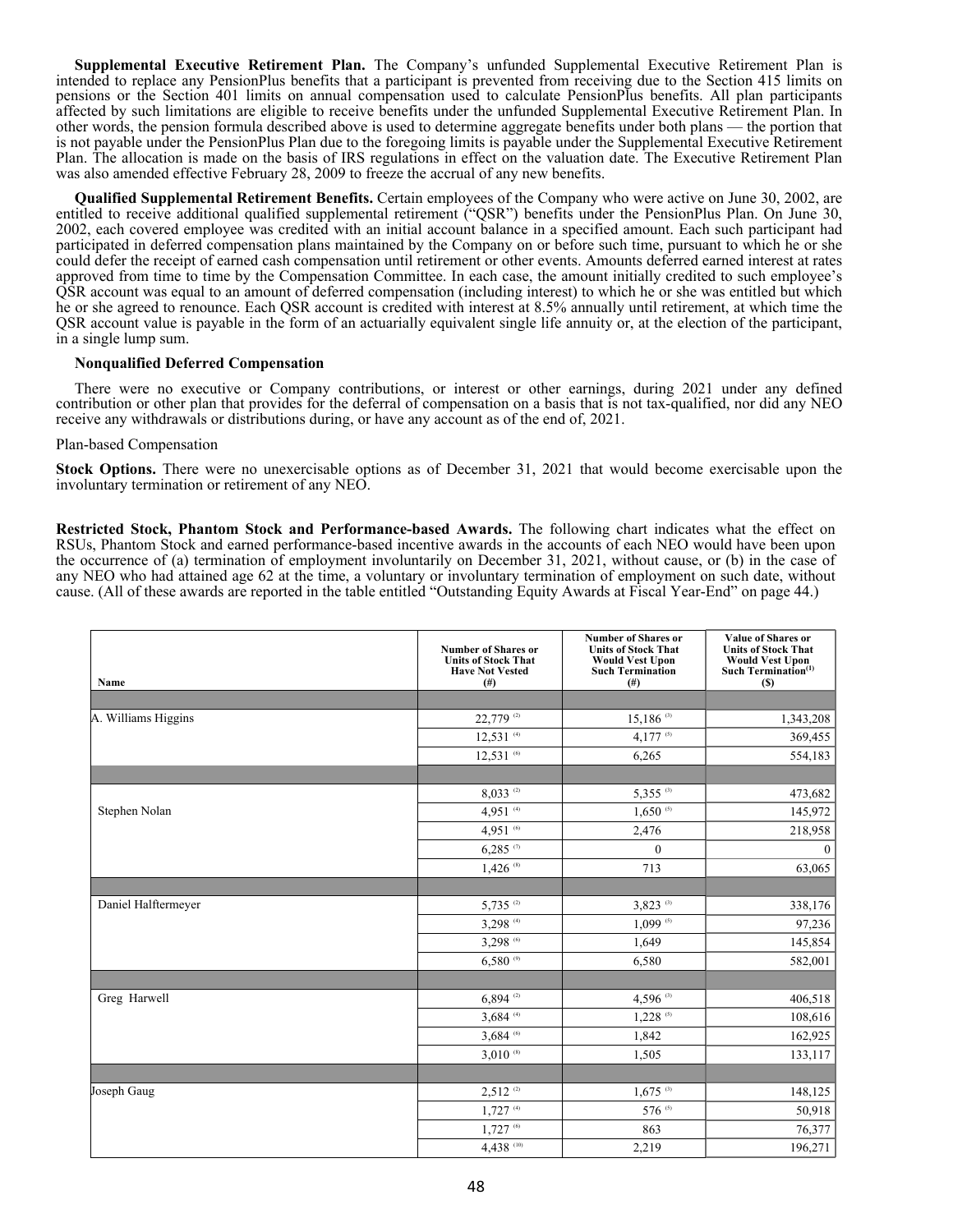**Supplemental Executive Retirement Plan.** The Company's unfunded Supplemental Executive Retirement Plan is intended to replace any PensionPlus benefits that a participant is prevented from receiving due to the Section 415 limits on pensions or the Section 401 limits on annual compensation used to calculate PensionPlus benefits. All plan participants affected by such limitations are eligible to receive benefits under the unfunded Supplemental Executive Retirement Plan. In other words, the pension formula described above is used to determine aggregate benefits under both plans — the portion that is not payable under the PensionPlus Plan due to the foregoing limits is payable under the Supplemental Executive Retirement Plan. The allocation is made on the basis of IRS regulations in effect on the valuation date. The Executive Retirement Plan was also amended effective February 28, 2009 to freeze the accrual of any new benefits.

**Qualified Supplemental Retirement Benefits.** Certain employees of the Company who were active on June 30, 2002, are entitled to receive additional qualified supplemental retirement ("QSR") benefits under the PensionPlus Plan. On June 30, 2002, each covered employee was credited with an initial account balance in a specified amount. Each such participant had participated in deferred compensation plans maintained by the Company on or before such time, pursuant to which he or she could defer the receipt of earned cash compensation until retirement or other events. Amounts deferred earned interest at rates approved from time to time by the Compensation Committee. In each case, the amount initially credited to such employee's QSR account was equal to an amount of deferred compensation (including interest) to which he or she was entitled but which he or she agreed to renounce. Each QSR account is credited with interest at 8.5% annually until retirement, at which time the QSR account value is payable in the form of an actuarially equivalent single life annuity or, at the election of the participant, in a single lump sum.

**Nonqualified Deferred Compensation**

There were no executive or Company contributions, or interest or other earnings, during 2021 under any defined contribution or other plan that provides for the deferral of compensation on a basis that is not tax-qualified, nor did any NEO receive any withdrawals or distributions during, or have any account as of the end of, 2021.

Plan-based Compensation

**Stock Options.** There were no unexercisable options as of December 31, 2021 that would become exercisable upon the involuntary termination or retirement of any NEO.

**Restricted Stock, Phantom Stock and Performance-based Awards.** The following chart indicates what the effect on RSUs, Phantom Stock and earned performance-based incentive awards in the accounts of each NEO would have been upon the occurrence of (a) termination of employment involuntarily on December 31, 2021, without cause, or (b) in the case of any NEO who had attained age 62 at the time, a voluntary or involuntary termination of employment on such date, without cause. (All of these awards are reported in the table entitled "Outstanding Equity Awards at Fiscal Year-End" on page 44.)

| Name | Number of Shares or Units of Stock That Have Not Vested (#) | Number of Shares or Units of Stock That Would Vest Upon Such Termination (#) | Value of Shares or Units of Stock That Would Vest Upon Such Termination[(1)] ($) |
|---|---|---|---|
| A. Williams Higgins | 22,779 [(2)] | 15,186 [(3)] | 1,343,208 |
| | 12,531 [(4)] | 4,177 [(5)] | 369,455 |
| | 12,531 [(6)] | 6,265 | 554,183 |
| Stephen Nolan | 8,033 [(2)] | 5,355 [(3)] | 473,682 |
| | 4,951 [(4)] | 1,650 [(5)] | 145,972 |
| | 4,951 [(6)] | 2,476 | 218,958 |
| | 6,285 [(7)] | 0 | 0 |
| | 1,426 [(8)] | 713 | 63,065 |
| Daniel Halftermeyer | 5,735 [(2)] | 3,823 [(3)] | 338,176 |
| | 3,298 [(4)] | 1,099 [(5)] | 97,236 |
| | 3,298 [(6)] | 1,649 | 145,854 |
| | 6,580 [(9)] | 6,580 | 582,001 |
| Greg Harwell | 6,894 [(2)] | 4,596 [(3)] | 406,518 |
| | 3,684 [(4)] | 1,228 [(5)] | 108,616 |
| | 3,684 [(6)] | 1,842 | 162,925 |
| | 3,010 [(8)] | 1,505 | 133,117 |
| Joseph Gaug | 2,512 [(2)] | 1,675 [(3)] | 148,125 |
| | 1,727 [(4)] | 576 [(5)] | 50,918 |
| | 1,727 [(6)] | 863 | 76,377 |
| | 4,438 [(10)] | 2,219 | 196,271 |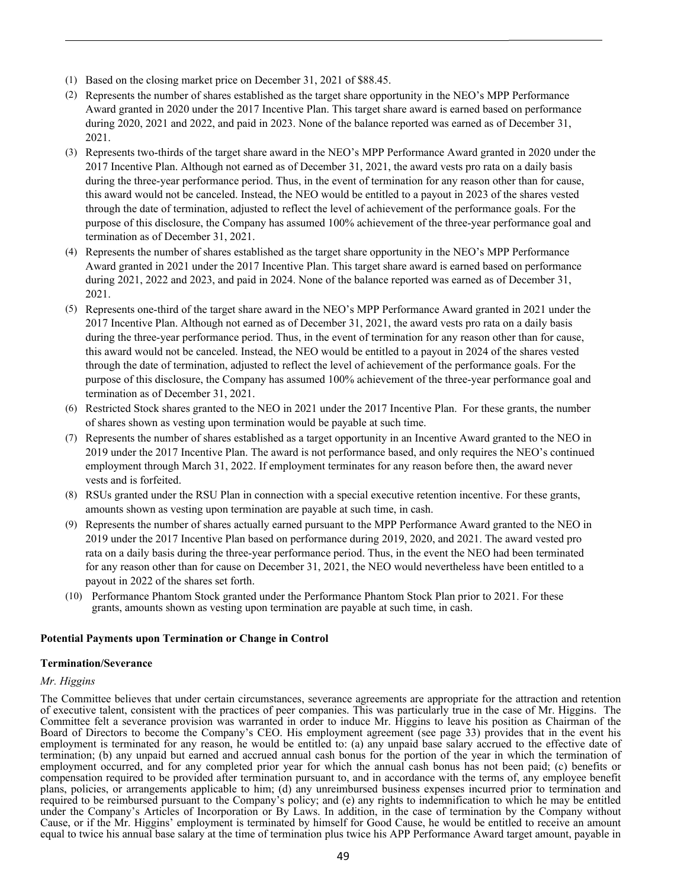(1) Based on the closing market price on December 31, 2021 of $88.45.

(2) Represents the number of shares established as the target share opportunity in the NEO's MPP Performance Award granted in 2020 under the 2017 Incentive Plan. This target share award is earned based on performance during 2020, 2021 and 2022, and paid in 2023. None of the balance reported was earned as of December 31, 2021.

(3) Represents two-thirds of the target share award in the NEO's MPP Performance Award granted in 2020 under the 2017 Incentive Plan. Although not earned as of December 31, 2021, the award vests pro rata on a daily basis during the three-year performance period. Thus, in the event of termination for any reason other than for cause, this award would not be canceled. Instead, the NEO would be entitled to a payout in 2023 of the shares vested through the date of termination, adjusted to reflect the level of achievement of the performance goals. For the purpose of this disclosure, the Company has assumed 100% achievement of the three-year performance goal and termination as of December 31, 2021.

(4) Represents the number of shares established as the target share opportunity in the NEO's MPP Performance Award granted in 2021 under the 2017 Incentive Plan. This target share award is earned based on performance during 2021, 2022 and 2023, and paid in 2024. None of the balance reported was earned as of December 31, 2021.

(5) Represents one-third of the target share award in the NEO's MPP Performance Award granted in 2021 under the 2017 Incentive Plan. Although not earned as of December 31, 2021, the award vests pro rata on a daily basis during the three-year performance period. Thus, in the event of termination for any reason other than for cause, this award would not be canceled. Instead, the NEO would be entitled to a payout in 2024 of the shares vested through the date of termination, adjusted to reflect the level of achievement of the performance goals. For the purpose of this disclosure, the Company has assumed 100% achievement of the three-year performance goal and termination as of December 31, 2021.

(6) Restricted Stock shares granted to the NEO in 2021 under the 2017 Incentive Plan. For these grants, the number of shares shown as vesting upon termination would be payable at such time.

(7) Represents the number of shares established as a target opportunity in an Incentive Award granted to the NEO in 2019 under the 2017 Incentive Plan. The award is not performance based, and only requires the NEO's continued employment through March 31, 2022. If employment terminates for any reason before then, the award never vests and is forfeited.

(8) RSUs granted under the RSU Plan in connection with a special executive retention incentive. For these grants, amounts shown as vesting upon termination are payable at such time, in cash.

(9) Represents the number of shares actually earned pursuant to the MPP Performance Award granted to the NEO in 2019 under the 2017 Incentive Plan based on performance during 2019, 2020, and 2021. The award vested pro rata on a daily basis during the three-year performance period. Thus, in the event the NEO had been terminated for any reason other than for cause on December 31, 2021, the NEO would nevertheless have been entitled to a payout in 2022 of the shares set forth.

(10) Performance Phantom Stock granted under the Performance Phantom Stock Plan prior to 2021. For these grants, amounts shown as vesting upon termination are payable at such time, in cash.

**Potential Payments upon Termination or Change in Control**

**Termination/Severance**

*Mr. Higgins*

The Committee believes that under certain circumstances, severance agreements are appropriate for the attraction and retention of executive talent, consistent with the practices of peer companies. This was particularly true in the case of Mr. Higgins. The Committee felt a severance provision was warranted in order to induce Mr. Higgins to leave his position as Chairman of the Board of Directors to become the Company's CEO. His employment agreement (see page 33) provides that in the event his employment is terminated for any reason, he would be entitled to: (a) any unpaid base salary accrued to the effective date of termination; (b) any unpaid but earned and accrued annual cash bonus for the portion of the year in which the termination of employment occurred, and for any completed prior year for which the annual cash bonus has not been paid; (c) benefits or compensation required to be provided after termination pursuant to, and in accordance with the terms of, any employee benefit plans, policies, or arrangements applicable to him; (d) any unreimbursed business expenses incurred prior to termination and required to be reimbursed pursuant to the Company's policy; and (e) any rights to indemnification to which he may be entitled under the Company's Articles of Incorporation or By Laws. In addition, in the case of termination by the Company without Cause, or if the Mr. Higgins' employment is terminated by himself for Good Cause, he would be entitled to receive an amount equal to twice his annual base salary at the time of termination plus twice his APP Performance Award target amount, payable in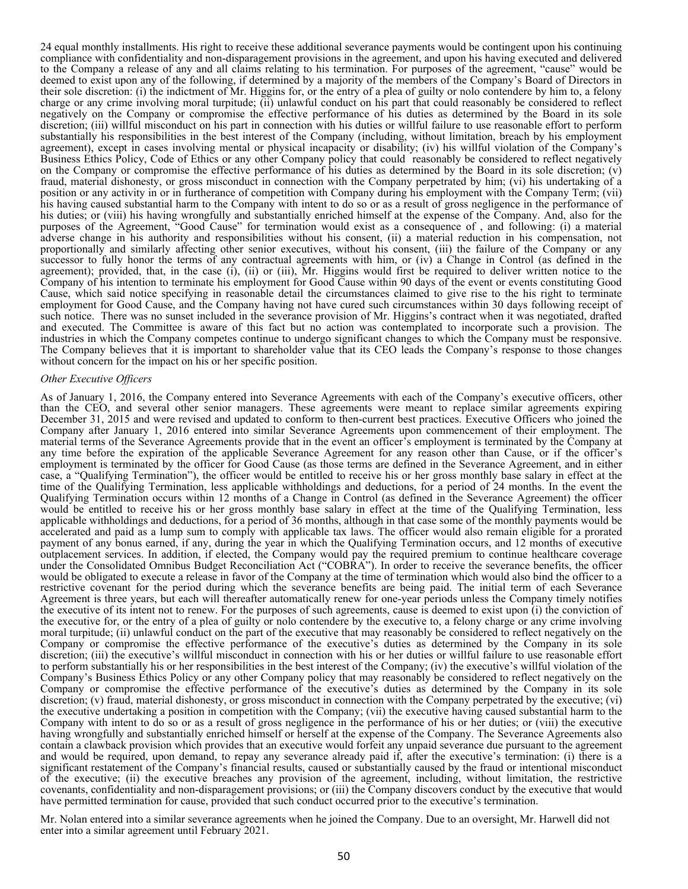24 equal monthly installments. His right to receive these additional severance payments would be contingent upon his continuing compliance with confidentiality and non-disparagement provisions in the agreement, and upon his having executed and delivered to the Company a release of any and all claims relating to his termination. For purposes of the agreement, "cause" would be deemed to exist upon any of the following, if determined by a majority of the members of the Company's Board of Directors in their sole discretion: (i) the indictment of Mr. Higgins for, or the entry of a plea of guilty or nolo contendere by him to, a felony charge or any crime involving moral turpitude; (ii) unlawful conduct on his part that could reasonably be considered to reflect negatively on the Company or compromise the effective performance of his duties as determined by the Board in its sole discretion; (iii) willful misconduct on his part in connection with his duties or willful failure to use reasonable effort to perform substantially his responsibilities in the best interest of the Company (including, without limitation, breach by his employment agreement), except in cases involving mental or physical incapacity or disability; (iv) his willful violation of the Company's Business Ethics Policy, Code of Ethics or any other Company policy that could reasonably be considered to reflect negatively on the Company or compromise the effective performance of his duties as determined by the Board in its sole discretion; (v) fraud, material dishonesty, or gross misconduct in connection with the Company perpetrated by him; (vi) his undertaking of a position or any activity in or in furtherance of competition with Company during his employment with the Company Term; (vii) his having caused substantial harm to the Company with intent to do so or as a result of gross negligence in the performance of his duties; or (viii) his having wrongfully and substantially enriched himself at the expense of the Company. And, also for the purposes of the Agreement, "Good Cause" for termination would exist as a consequence of , and following: (i) a material adverse change in his authority and responsibilities without his consent, (ii) a material reduction in his compensation, not proportionally and similarly affecting other senior executives, without his consent, (iii) the failure of the Company or any successor to fully honor the terms of any contractual agreements with him, or (iv) a Change in Control (as defined in the agreement); provided, that, in the case (i), (ii) or (iii), Mr. Higgins would first be required to deliver written notice to the Company of his intention to terminate his employment for Good Cause within 90 days of the event or events constituting Good Cause, which said notice specifying in reasonable detail the circumstances claimed to give rise to the his right to terminate employment for Good Cause, and the Company having not have cured such circumstances within 30 days following receipt of such notice. There was no sunset included in the severance provision of Mr. Higgins's contract when it was negotiated, drafted and executed. The Committee is aware of this fact but no action was contemplated to incorporate such a provision. The industries in which the Company competes continue to undergo significant changes to which the Company must be responsive. The Company believes that it is important to shareholder value that its CEO leads the Company's response to those changes without concern for the impact on his or her specific position.

*Other Executive Officers*

As of January 1, 2016, the Company entered into Severance Agreements with each of the Company's executive officers, other than the CEO, and several other senior managers. These agreements were meant to replace similar agreements expiring December 31, 2015 and were revised and updated to conform to then-current best practices. Executive Officers who joined the Company after January 1, 2016 entered into similar Severance Agreements upon commencement of their employment. The material terms of the Severance Agreements provide that in the event an officer's employment is terminated by the Company at any time before the expiration of the applicable Severance Agreement for any reason other than Cause, or if the officer's employment is terminated by the officer for Good Cause (as those terms are defined in the Severance Agreement, and in either case, a "Qualifying Termination"), the officer would be entitled to receive his or her gross monthly base salary in effect at the time of the Qualifying Termination, less applicable withholdings and deductions, for a period of 24 months. In the event the Qualifying Termination occurs within 12 months of a Change in Control (as defined in the Severance Agreement) the officer would be entitled to receive his or her gross monthly base salary in effect at the time of the Qualifying Termination, less applicable withholdings and deductions, for a period of 36 months, although in that case some of the monthly payments would be accelerated and paid as a lump sum to comply with applicable tax laws. The officer would also remain eligible for a prorated payment of any bonus earned, if any, during the year in which the Qualifying Termination occurs, and 12 months of executive outplacement services. In addition, if elected, the Company would pay the required premium to continue healthcare coverage under the Consolidated Omnibus Budget Reconciliation Act ("COBRA"). In order to receive the severance benefits, the officer would be obligated to execute a release in favor of the Company at the time of termination which would also bind the officer to a restrictive covenant for the period during which the severance benefits are being paid. The initial term of each Severance Agreement is three years, but each will thereafter automatically renew for one-year periods unless the Company timely notifies the executive of its intent not to renew. For the purposes of such agreements, cause is deemed to exist upon (i) the conviction of the executive for, or the entry of a plea of guilty or nolo contendere by the executive to, a felony charge or any crime involving moral turpitude; (ii) unlawful conduct on the part of the executive that may reasonably be considered to reflect negatively on the Company or compromise the effective performance of the executive's duties as determined by the Company in its sole discretion; (iii) the executive's willful misconduct in connection with his or her duties or willful failure to use reasonable effort to perform substantially his or her responsibilities in the best interest of the Company; (iv) the executive's willful violation of the Company's Business Ethics Policy or any other Company policy that may reasonably be considered to reflect negatively on the Company or compromise the effective performance of the executive's duties as determined by the Company in its sole discretion; (v) fraud, material dishonesty, or gross misconduct in connection with the Company perpetrated by the executive; (vi) the executive undertaking a position in competition with the Company; (vii) the executive having caused substantial harm to the Company with intent to do so or as a result of gross negligence in the performance of his or her duties; or (viii) the executive having wrongfully and substantially enriched himself or herself at the expense of the Company. The Severance Agreements also contain a clawback provision which provides that an executive would forfeit any unpaid severance due pursuant to the agreement and would be required, upon demand, to repay any severance already paid if, after the executive's termination: (i) there is a significant restatement of the Company's financial results, caused or substantially caused by the fraud or intentional misconduct of the executive; (ii) the executive breaches any provision of the agreement, including, without limitation, the restrictive covenants, confidentiality and non-disparagement provisions; or (iii) the Company discovers conduct by the executive that would have permitted termination for cause, provided that such conduct occurred prior to the executive's termination.

Mr. Nolan entered into a similar severance agreements when he joined the Company. Due to an oversight, Mr. Harwell did not enter into a similar agreement until February 2021.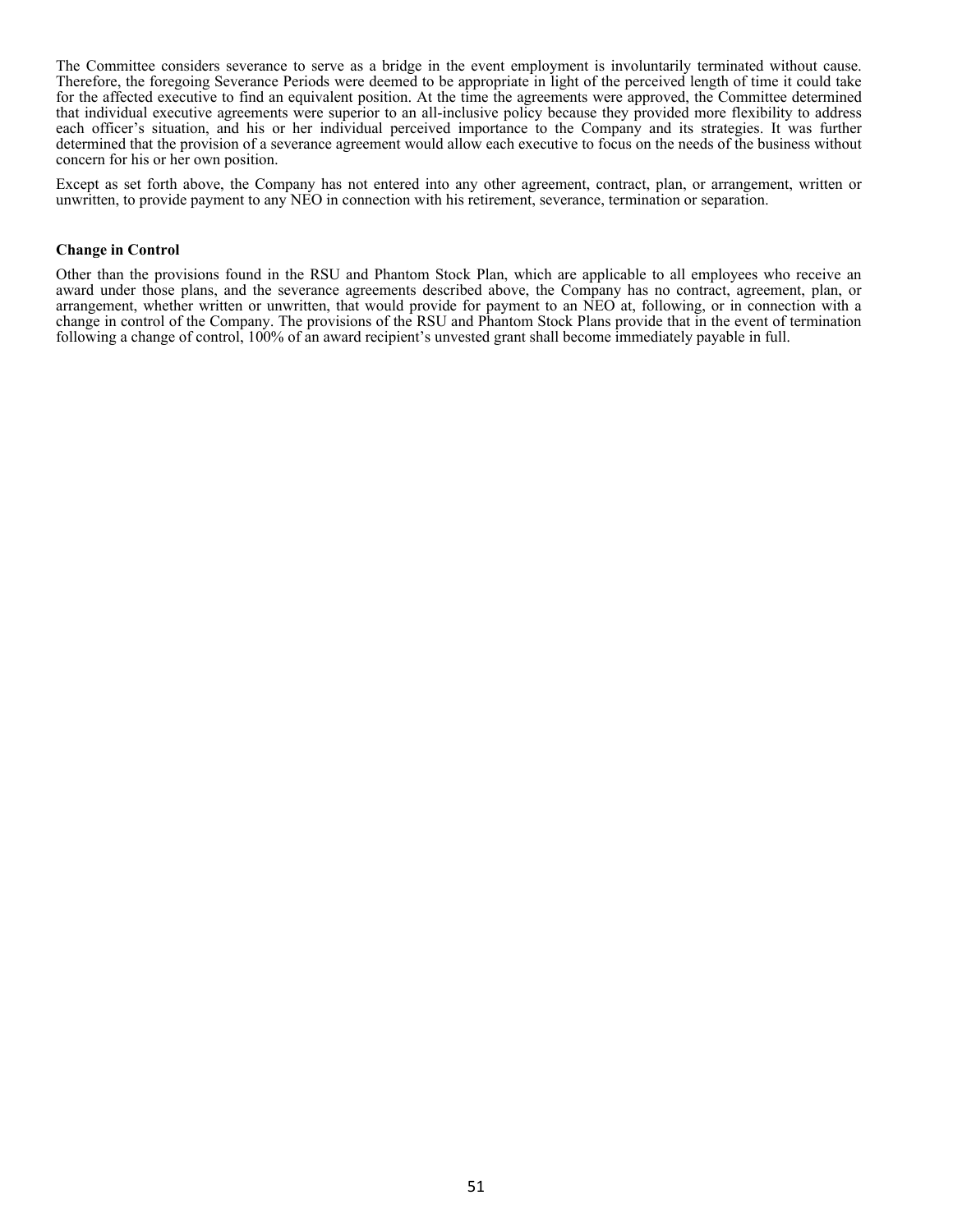The Committee considers severance to serve as a bridge in the event employment is involuntarily terminated without cause. Therefore, the foregoing Severance Periods were deemed to be appropriate in light of the perceived length of time it could take for the affected executive to find an equivalent position. At the time the agreements were approved, the Committee determined that individual executive agreements were superior to an all-inclusive policy because they provided more flexibility to address each officer's situation, and his or her individual perceived importance to the Company and its strategies. It was further determined that the provision of a severance agreement would allow each executive to focus on the needs of the business without concern for his or her own position.

Except as set forth above, the Company has not entered into any other agreement, contract, plan, or arrangement, written or unwritten, to provide payment to any NEO in connection with his retirement, severance, termination or separation.

**Change in Control**

Other than the provisions found in the RSU and Phantom Stock Plan, which are applicable to all employees who receive an award under those plans, and the severance agreements described above, the Company has no contract, agreement, plan, or arrangement, whether written or unwritten, that would provide for payment to an NEO at, following, or in connection with a change in control of the Company. The provisions of the RSU and Phantom Stock Plans provide that in the event of termination following a change of control, 100% of an award recipient's unvested grant shall become immediately payable in full.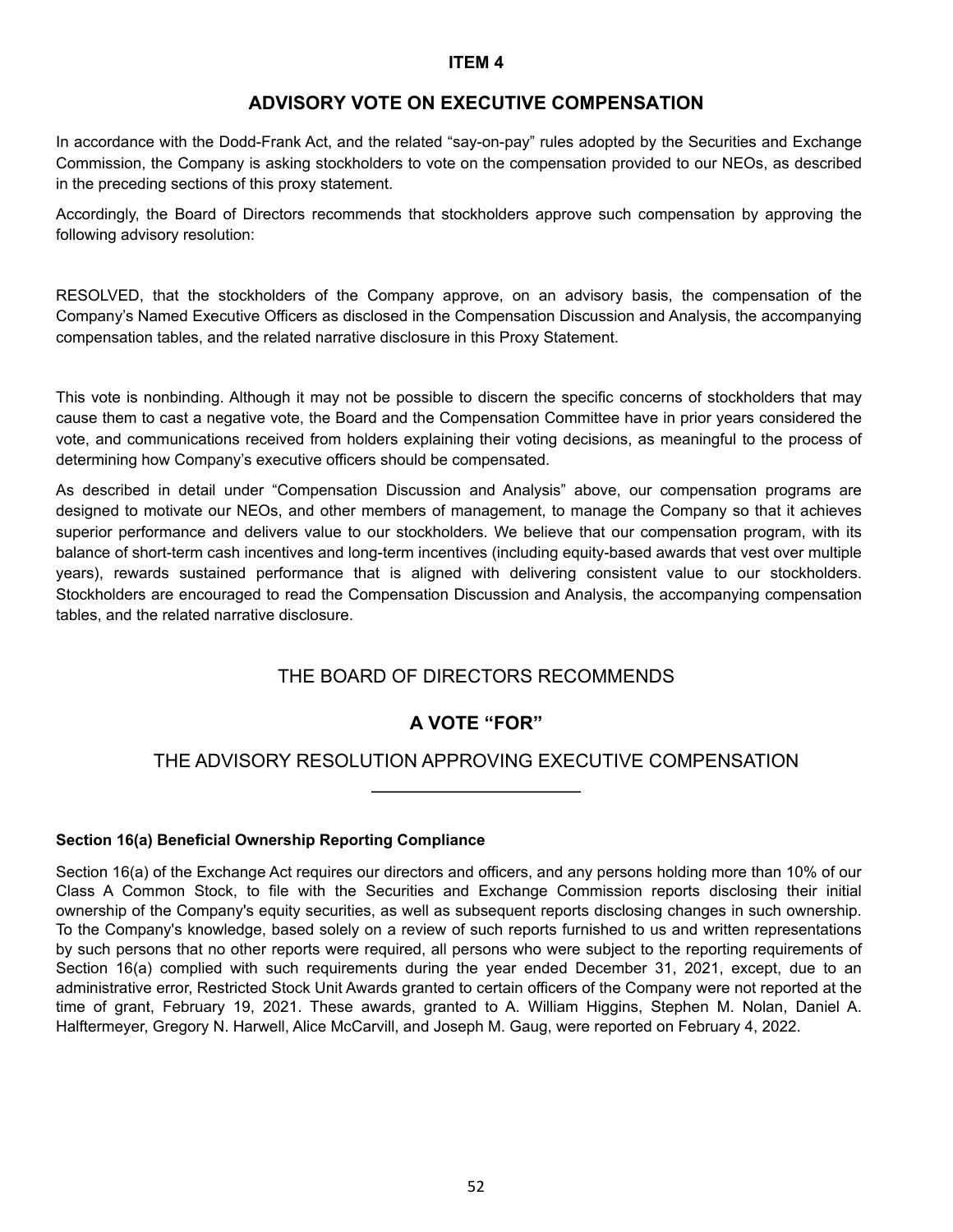# ITEM 4

## ADVISORY VOTE ON EXECUTIVE COMPENSATION

In accordance with the Dodd-Frank Act, and the related "say-on-pay" rules adopted by the Securities and Exchange Commission, the Company is asking stockholders to vote on the compensation provided to our NEOs, as described in the preceding sections of this proxy statement.

Accordingly, the Board of Directors recommends that stockholders approve such compensation by approving the following advisory resolution:

RESOLVED, that the stockholders of the Company approve, on an advisory basis, the compensation of the Company's Named Executive Officers as disclosed in the Compensation Discussion and Analysis, the accompanying compensation tables, and the related narrative disclosure in this Proxy Statement.

This vote is nonbinding. Although it may not be possible to discern the specific concerns of stockholders that may cause them to cast a negative vote, the Board and the Compensation Committee have in prior years considered the vote, and communications received from holders explaining their voting decisions, as meaningful to the process of determining how Company's executive officers should be compensated.

As described in detail under "Compensation Discussion and Analysis" above, our compensation programs are designed to motivate our NEOs, and other members of management, to manage the Company so that it achieves superior performance and delivers value to our stockholders. We believe that our compensation program, with its balance of short-term cash incentives and long-term incentives (including equity-based awards that vest over multiple years), rewards sustained performance that is aligned with delivering consistent value to our stockholders. Stockholders are encouraged to read the Compensation Discussion and Analysis, the accompanying compensation tables, and the related narrative disclosure.

THE BOARD OF DIRECTORS RECOMMENDS

**A VOTE "FOR"**

THE ADVISORY RESOLUTION APPROVING EXECUTIVE COMPENSATION

---

**Section 16(a) Beneficial Ownership Reporting Compliance**

Section 16(a) of the Exchange Act requires our directors and officers, and any persons holding more than 10% of our Class A Common Stock, to file with the Securities and Exchange Commission reports disclosing their initial ownership of the Company's equity securities, as well as subsequent reports disclosing changes in such ownership. To the Company's knowledge, based solely on a review of such reports furnished to us and written representations by such persons that no other reports were required, all persons who were subject to the reporting requirements of Section 16(a) complied with such requirements during the year ended December 31, 2021, except, due to an administrative error, Restricted Stock Unit Awards granted to certain officers of the Company were not reported at the time of grant, February 19, 2021. These awards, granted to A. William Higgins, Stephen M. Nolan, Daniel A. Halftermeyer, Gregory N. Harwell, Alice McCarvill, and Joseph M. Gaug, were reported on February 4, 2022.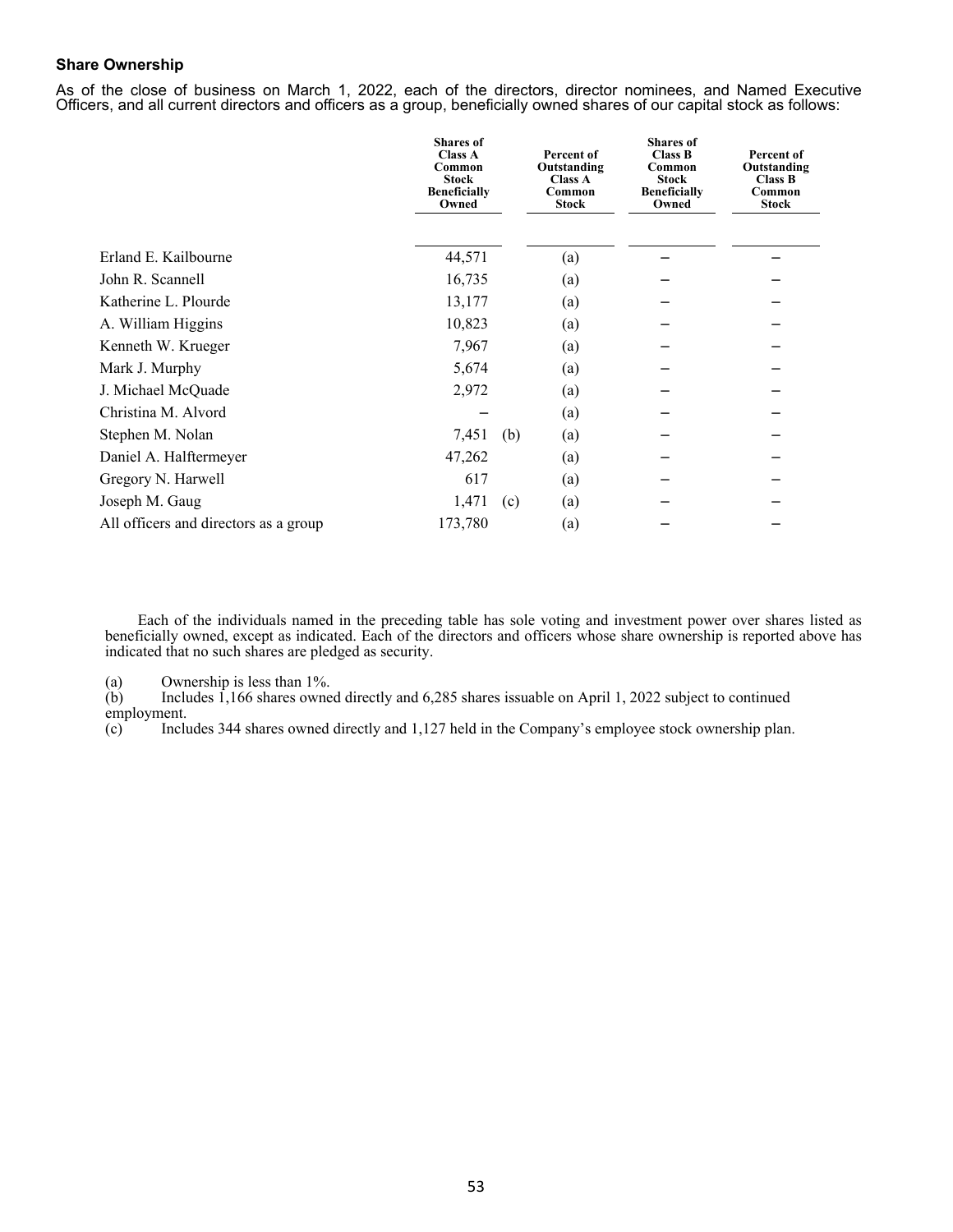**Share Ownership**

As of the close of business on March 1, 2022, each of the directors, director nominees, and Named Executive Officers, and all current directors and officers as a group, beneficially owned shares of our capital stock as follows:

| | Shares of Class A Common Stock Beneficially Owned | | Percent of Outstanding Class A Common Stock | Shares of Class B Common Stock Beneficially Owned | Percent of Outstanding Class B Common Stock |
|---|---|---|---|---|---|
| Erland E. Kailbourne | 44,571 | | (a) | – | – |
| John R. Scannell | 16,735 | | (a) | – | – |
| Katherine L. Plourde | 13,177 | | (a) | – | – |
| A. William Higgins | 10,823 | | (a) | – | – |
| Kenneth W. Krueger | 7,967 | | (a) | – | – |
| Mark J. Murphy | 5,674 | | (a) | – | – |
| J. Michael McQuade | 2,972 | | (a) | – | – |
| Christina M. Alvord | – | | (a) | – | – |
| Stephen M. Nolan | 7,451 | (b) | (a) | – | – |
| Daniel A. Halftermeyer | 47,262 | | (a) | – | – |
| Gregory N. Harwell | 617 | | (a) | – | – |
| Joseph M. Gaug | 1,471 | (c) | (a) | – | – |
| All officers and directors as a group | 173,780 | | (a) | – | – |

Each of the individuals named in the preceding table has sole voting and investment power over shares listed as beneficially owned, except as indicated. Each of the directors and officers whose share ownership is reported above has indicated that no such shares are pledged as security.

(a) Ownership is less than 1%.

(b) Includes 1,166 shares owned directly and 6,285 shares issuable on April 1, 2022 subject to continued employment.

(c) Includes 344 shares owned directly and 1,127 held in the Company's employee stock ownership plan.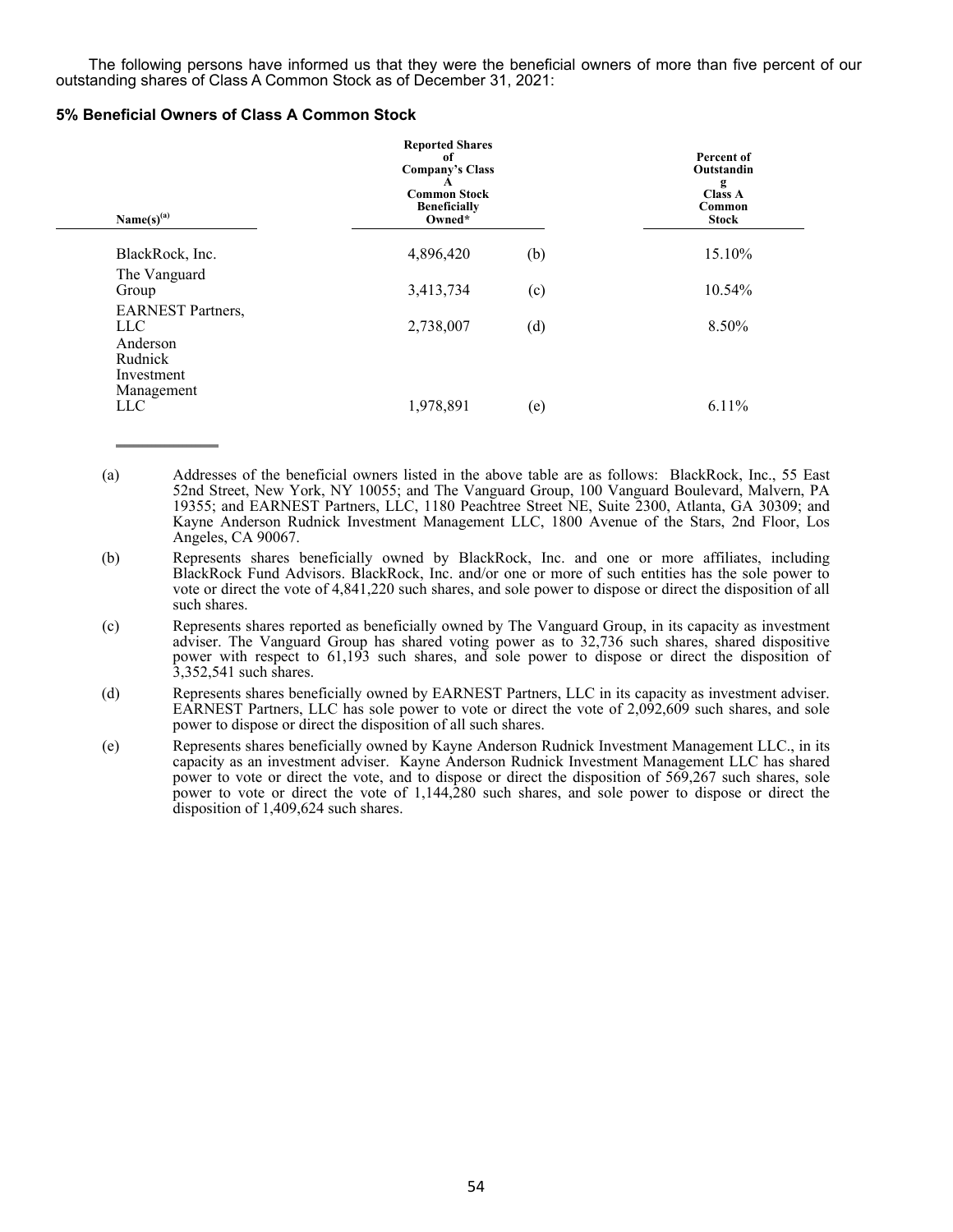The following persons have informed us that they were the beneficial owners of more than five percent of our outstanding shares of Class A Common Stock as of December 31, 2021:

**5% Beneficial Owners of Class A Common Stock**

| Name(s)[(a)] | Reported Shares of Company's Class A Common Stock Beneficially Owned* | | Percent of Outstanding Class A Common Stock |
|---|---|---|---|
| BlackRock, Inc. | 4,896,420 | (b) | 15.10% |
| The Vanguard Group | 3,413,734 | (c) | 10.54% |
| EARNEST Partners, LLC | 2,738,007 | (d) | 8.50% |
| Anderson Rudnick Investment Management LLC | 1,978,891 | (e) | 6.11% |

(a) Addresses of the beneficial owners listed in the above table are as follows: BlackRock, Inc., 55 East 52nd Street, New York, NY 10055; and The Vanguard Group, 100 Vanguard Boulevard, Malvern, PA 19355; and EARNEST Partners, LLC, 1180 Peachtree Street NE, Suite 2300, Atlanta, GA 30309; and Kayne Anderson Rudnick Investment Management LLC, 1800 Avenue of the Stars, 2nd Floor, Los Angeles, CA 90067.

(b) Represents shares beneficially owned by BlackRock, Inc. and one or more affiliates, including BlackRock Fund Advisors. BlackRock, Inc. and/or one or more of such entities has the sole power to vote or direct the vote of 4,841,220 such shares, and sole power to dispose or direct the disposition of all such shares.

(c) Represents shares reported as beneficially owned by The Vanguard Group, in its capacity as investment adviser. The Vanguard Group has shared voting power as to 32,736 such shares, shared dispositive power with respect to 61,193 such shares, and sole power to dispose or direct the disposition of 3,352,541 such shares.

(d) Represents shares beneficially owned by EARNEST Partners, LLC in its capacity as investment adviser. EARNEST Partners, LLC has sole power to vote or direct the vote of 2,092,609 such shares, and sole power to dispose or direct the disposition of all such shares.

(e) Represents shares beneficially owned by Kayne Anderson Rudnick Investment Management LLC., in its capacity as an investment adviser. Kayne Anderson Rudnick Investment Management LLC has shared power to vote or direct the vote, and to dispose or direct the disposition of 569,267 such shares, sole power to vote or direct the vote of 1,144,280 such shares, and sole power to dispose or direct the disposition of 1,409,624 such shares.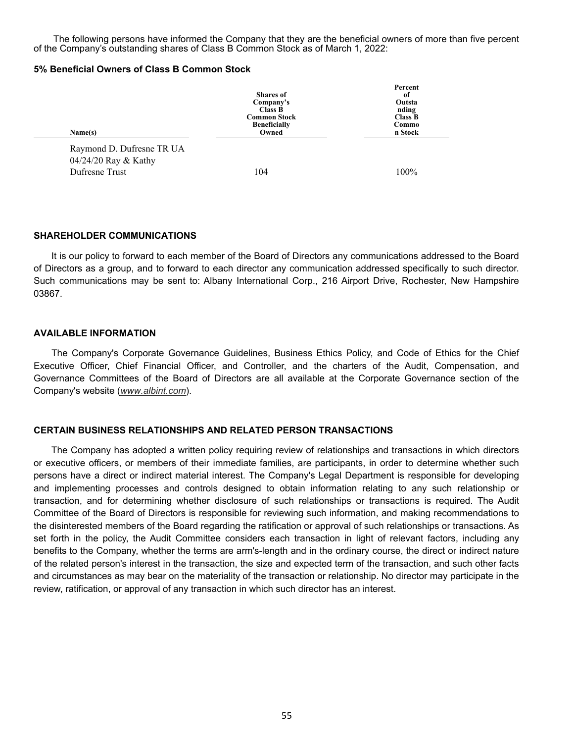The following persons have informed the Company that they are the beneficial owners of more than five percent of the Company's outstanding shares of Class B Common Stock as of March 1, 2022:

**5% Beneficial Owners of Class B Common Stock**

| Name(s) | Shares of Company's Class B Common Stock Beneficially Owned | Percent of Outstanding Class B Common Stock |
|---|---|---|
| Raymond D. Dufresne TR UA 04/24/20 Ray & Kathy Dufresne Trust | 104 | 100% |

## SHAREHOLDER COMMUNICATIONS

It is our policy to forward to each member of the Board of Directors any communications addressed to the Board of Directors as a group, and to forward to each director any communication addressed specifically to such director. Such communications may be sent to: Albany International Corp., 216 Airport Drive, Rochester, New Hampshire 03867.

## AVAILABLE INFORMATION

The Company's Corporate Governance Guidelines, Business Ethics Policy, and Code of Ethics for the Chief Executive Officer, Chief Financial Officer, and Controller, and the charters of the Audit, Compensation, and Governance Committees of the Board of Directors are all available at the Corporate Governance section of the Company's website (*www.albint.com*).

## CERTAIN BUSINESS RELATIONSHIPS AND RELATED PERSON TRANSACTIONS

The Company has adopted a written policy requiring review of relationships and transactions in which directors or executive officers, or members of their immediate families, are participants, in order to determine whether such persons have a direct or indirect material interest. The Company's Legal Department is responsible for developing and implementing processes and controls designed to obtain information relating to any such relationship or transaction, and for determining whether disclosure of such relationships or transactions is required. The Audit Committee of the Board of Directors is responsible for reviewing such information, and making recommendations to the disinterested members of the Board regarding the ratification or approval of such relationships or transactions. As set forth in the policy, the Audit Committee considers each transaction in light of relevant factors, including any benefits to the Company, whether the terms are arm's-length and in the ordinary course, the direct or indirect nature of the related person's interest in the transaction, the size and expected term of the transaction, and such other facts and circumstances as may bear on the materiality of the transaction or relationship. No director may participate in the review, ratification, or approval of any transaction in which such director has an interest.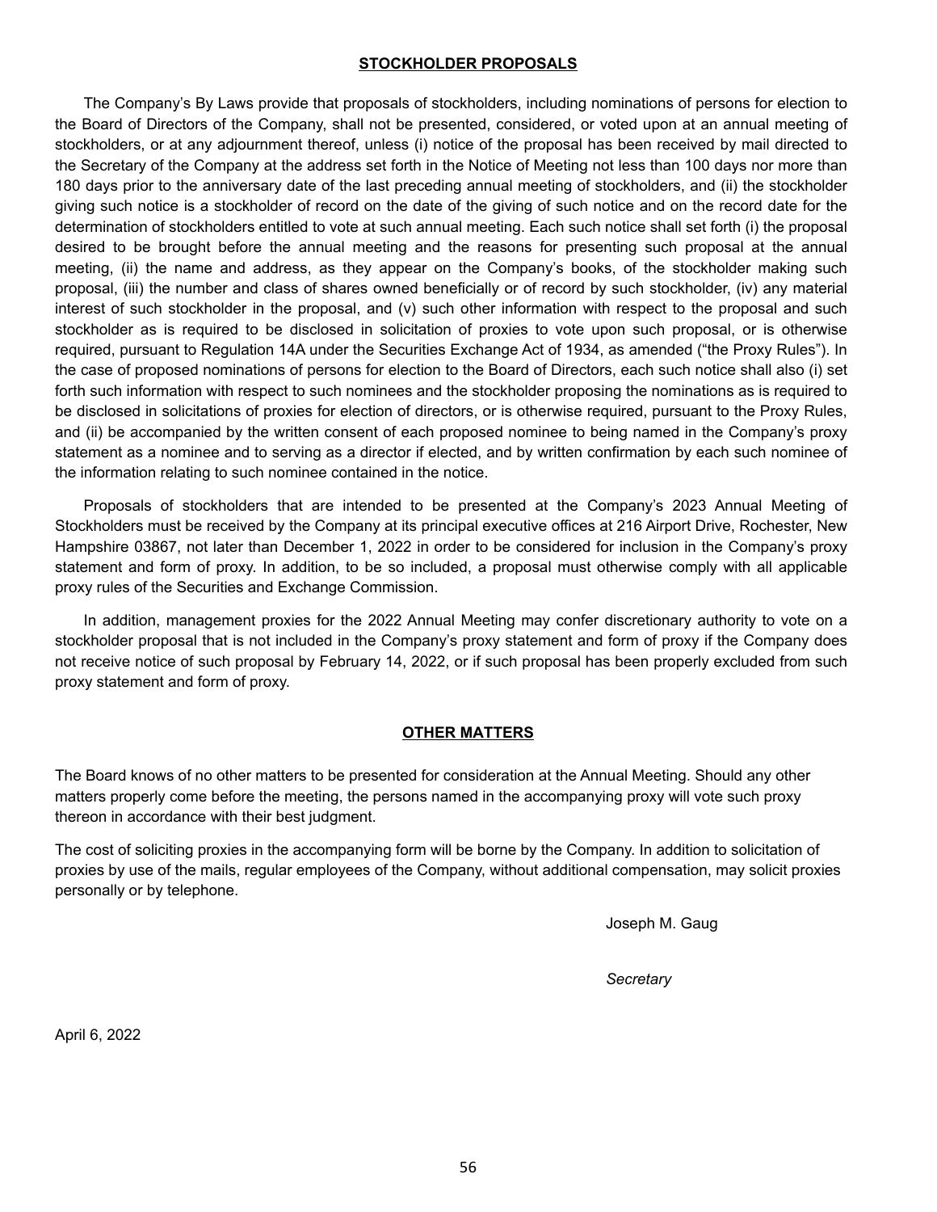## STOCKHOLDER PROPOSALS

The Company's By Laws provide that proposals of stockholders, including nominations of persons for election to the Board of Directors of the Company, shall not be presented, considered, or voted upon at an annual meeting of stockholders, or at any adjournment thereof, unless (i) notice of the proposal has been received by mail directed to the Secretary of the Company at the address set forth in the Notice of Meeting not less than 100 days nor more than 180 days prior to the anniversary date of the last preceding annual meeting of stockholders, and (ii) the stockholder giving such notice is a stockholder of record on the date of the giving of such notice and on the record date for the determination of stockholders entitled to vote at such annual meeting. Each such notice shall set forth (i) the proposal desired to be brought before the annual meeting and the reasons for presenting such proposal at the annual meeting, (ii) the name and address, as they appear on the Company's books, of the stockholder making such proposal, (iii) the number and class of shares owned beneficially or of record by such stockholder, (iv) any material interest of such stockholder in the proposal, and (v) such other information with respect to the proposal and such stockholder as is required to be disclosed in solicitation of proxies to vote upon such proposal, or is otherwise required, pursuant to Regulation 14A under the Securities Exchange Act of 1934, as amended ("the Proxy Rules"). In the case of proposed nominations of persons for election to the Board of Directors, each such notice shall also (i) set forth such information with respect to such nominees and the stockholder proposing the nominations as is required to be disclosed in solicitations of proxies for election of directors, or is otherwise required, pursuant to the Proxy Rules, and (ii) be accompanied by the written consent of each proposed nominee to being named in the Company's proxy statement as a nominee and to serving as a director if elected, and by written confirmation by each such nominee of the information relating to such nominee contained in the notice.

Proposals of stockholders that are intended to be presented at the Company's 2023 Annual Meeting of Stockholders must be received by the Company at its principal executive offices at 216 Airport Drive, Rochester, New Hampshire 03867, not later than December 1, 2022 in order to be considered for inclusion in the Company's proxy statement and form of proxy. In addition, to be so included, a proposal must otherwise comply with all applicable proxy rules of the Securities and Exchange Commission.

In addition, management proxies for the 2022 Annual Meeting may confer discretionary authority to vote on a stockholder proposal that is not included in the Company's proxy statement and form of proxy if the Company does not receive notice of such proposal by February 14, 2022, or if such proposal has been properly excluded from such proxy statement and form of proxy.

## OTHER MATTERS

The Board knows of no other matters to be presented for consideration at the Annual Meeting. Should any other matters properly come before the meeting, the persons named in the accompanying proxy will vote such proxy thereon in accordance with their best judgment.

The cost of soliciting proxies in the accompanying form will be borne by the Company. In addition to solicitation of proxies by use of the mails, regular employees of the Company, without additional compensation, may solicit proxies personally or by telephone.

Joseph M. Gaug

*Secretary*

April 6, 2022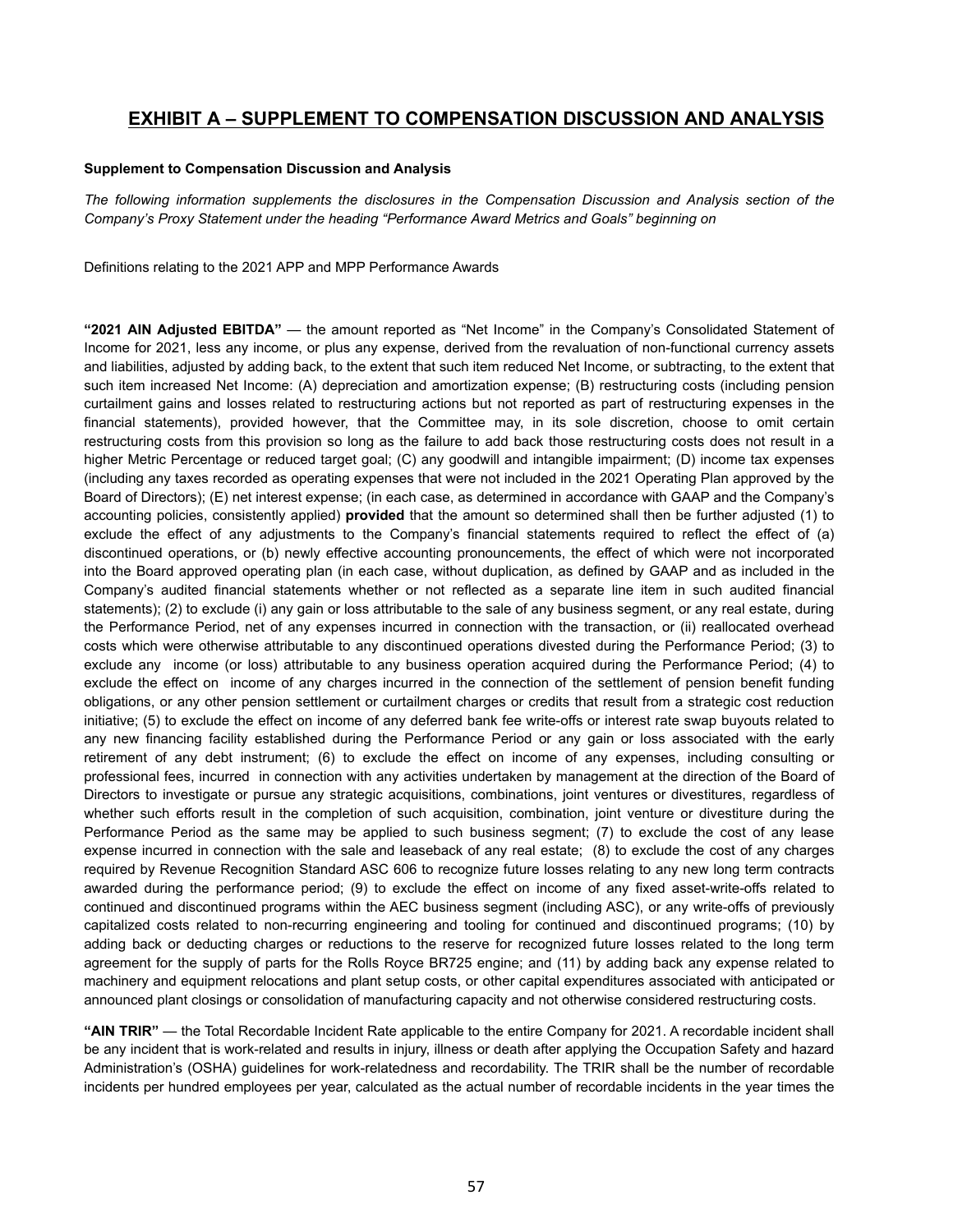# EXHIBIT A – SUPPLEMENT TO COMPENSATION DISCUSSION AND ANALYSIS

**Supplement to Compensation Discussion and Analysis**

*The following information supplements the disclosures in the Compensation Discussion and Analysis section of the Company's Proxy Statement under the heading "Performance Award Metrics and Goals" beginning on*

Definitions relating to the 2021 APP and MPP Performance Awards

**"2021 AIN Adjusted EBITDA"** — the amount reported as "Net Income" in the Company's Consolidated Statement of Income for 2021, less any income, or plus any expense, derived from the revaluation of non-functional currency assets and liabilities, adjusted by adding back, to the extent that such item reduced Net Income, or subtracting, to the extent that such item increased Net Income: (A) depreciation and amortization expense; (B) restructuring costs (including pension curtailment gains and losses related to restructuring actions but not reported as part of restructuring expenses in the financial statements), provided however, that the Committee may, in its sole discretion, choose to omit certain restructuring costs from this provision so long as the failure to add back those restructuring costs does not result in a higher Metric Percentage or reduced target goal; (C) any goodwill and intangible impairment; (D) income tax expenses (including any taxes recorded as operating expenses that were not included in the 2021 Operating Plan approved by the Board of Directors); (E) net interest expense; (in each case, as determined in accordance with GAAP and the Company's accounting policies, consistently applied) **provided** that the amount so determined shall then be further adjusted (1) to exclude the effect of any adjustments to the Company's financial statements required to reflect the effect of (a) discontinued operations, or (b) newly effective accounting pronouncements, the effect of which were not incorporated into the Board approved operating plan (in each case, without duplication, as defined by GAAP and as included in the Company's audited financial statements whether or not reflected as a separate line item in such audited financial statements); (2) to exclude (i) any gain or loss attributable to the sale of any business segment, or any real estate, during the Performance Period, net of any expenses incurred in connection with the transaction, or (ii) reallocated overhead costs which were otherwise attributable to any discontinued operations divested during the Performance Period; (3) to exclude any income (or loss) attributable to any business operation acquired during the Performance Period; (4) to exclude the effect on income of any charges incurred in the connection of the settlement of pension benefit funding obligations, or any other pension settlement or curtailment charges or credits that result from a strategic cost reduction initiative; (5) to exclude the effect on income of any deferred bank fee write-offs or interest rate swap buyouts related to any new financing facility established during the Performance Period or any gain or loss associated with the early retirement of any debt instrument; (6) to exclude the effect on income of any expenses, including consulting or professional fees, incurred in connection with any activities undertaken by management at the direction of the Board of Directors to investigate or pursue any strategic acquisitions, combinations, joint ventures or divestitures, regardless of whether such efforts result in the completion of such acquisition, combination, joint venture or divestiture during the Performance Period as the same may be applied to such business segment; (7) to exclude the cost of any lease expense incurred in connection with the sale and leaseback of any real estate; (8) to exclude the cost of any charges required by Revenue Recognition Standard ASC 606 to recognize future losses relating to any new long term contracts awarded during the performance period; (9) to exclude the effect on income of any fixed asset-write-offs related to continued and discontinued programs within the AEC business segment (including ASC), or any write-offs of previously capitalized costs related to non-recurring engineering and tooling for continued and discontinued programs; (10) by adding back or deducting charges or reductions to the reserve for recognized future losses related to the long term agreement for the supply of parts for the Rolls Royce BR725 engine; and (11) by adding back any expense related to machinery and equipment relocations and plant setup costs, or other capital expenditures associated with anticipated or announced plant closings or consolidation of manufacturing capacity and not otherwise considered restructuring costs.

**"AIN TRIR"** — the Total Recordable Incident Rate applicable to the entire Company for 2021. A recordable incident shall be any incident that is work-related and results in injury, illness or death after applying the Occupation Safety and hazard Administration's (OSHA) guidelines for work-relatedness and recordability. The TRIR shall be the number of recordable incidents per hundred employees per year, calculated as the actual number of recordable incidents in the year times the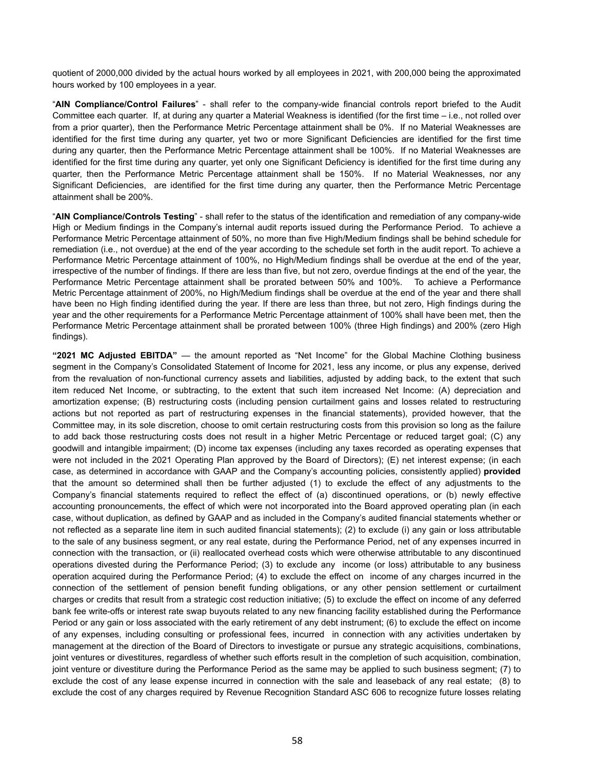quotient of 2000,000 divided by the actual hours worked by all employees in 2021, with 200,000 being the approximated hours worked by 100 employees in a year.

"**AIN Compliance/Control Failures**" - shall refer to the company-wide financial controls report briefed to the Audit Committee each quarter. If, at during any quarter a Material Weakness is identified (for the first time – i.e., not rolled over from a prior quarter), then the Performance Metric Percentage attainment shall be 0%. If no Material Weaknesses are identified for the first time during any quarter, yet two or more Significant Deficiencies are identified for the first time during any quarter, then the Performance Metric Percentage attainment shall be 100%. If no Material Weaknesses are identified for the first time during any quarter, yet only one Significant Deficiency is identified for the first time during any quarter, then the Performance Metric Percentage attainment shall be 150%. If no Material Weaknesses, nor any Significant Deficiencies, are identified for the first time during any quarter, then the Performance Metric Percentage attainment shall be 200%.

"**AIN Compliance/Controls Testing**" - shall refer to the status of the identification and remediation of any company-wide High or Medium findings in the Company's internal audit reports issued during the Performance Period. To achieve a Performance Metric Percentage attainment of 50%, no more than five High/Medium findings shall be behind schedule for remediation (i.e., not overdue) at the end of the year according to the schedule set forth in the audit report. To achieve a Performance Metric Percentage attainment of 100%, no High/Medium findings shall be overdue at the end of the year, irrespective of the number of findings. If there are less than five, but not zero, overdue findings at the end of the year, the Performance Metric Percentage attainment shall be prorated between 50% and 100%. To achieve a Performance Metric Percentage attainment of 200%, no High/Medium findings shall be overdue at the end of the year and there shall have been no High finding identified during the year. If there are less than three, but not zero, High findings during the year and the other requirements for a Performance Metric Percentage attainment of 100% shall have been met, then the Performance Metric Percentage attainment shall be prorated between 100% (three High findings) and 200% (zero High findings).

**"2021 MC Adjusted EBITDA"** — the amount reported as "Net Income" for the Global Machine Clothing business segment in the Company's Consolidated Statement of Income for 2021, less any income, or plus any expense, derived from the revaluation of non-functional currency assets and liabilities, adjusted by adding back, to the extent that such item reduced Net Income, or subtracting, to the extent that such item increased Net Income: (A) depreciation and amortization expense; (B) restructuring costs (including pension curtailment gains and losses related to restructuring actions but not reported as part of restructuring expenses in the financial statements), provided however, that the Committee may, in its sole discretion, choose to omit certain restructuring costs from this provision so long as the failure to add back those restructuring costs does not result in a higher Metric Percentage or reduced target goal; (C) any goodwill and intangible impairment; (D) income tax expenses (including any taxes recorded as operating expenses that were not included in the 2021 Operating Plan approved by the Board of Directors); (E) net interest expense; (in each case, as determined in accordance with GAAP and the Company's accounting policies, consistently applied) **provided** that the amount so determined shall then be further adjusted (1) to exclude the effect of any adjustments to the Company's financial statements required to reflect the effect of (a) discontinued operations, or (b) newly effective accounting pronouncements, the effect of which were not incorporated into the Board approved operating plan (in each case, without duplication, as defined by GAAP and as included in the Company's audited financial statements whether or not reflected as a separate line item in such audited financial statements); (2) to exclude (i) any gain or loss attributable to the sale of any business segment, or any real estate, during the Performance Period, net of any expenses incurred in connection with the transaction, or (ii) reallocated overhead costs which were otherwise attributable to any discontinued operations divested during the Performance Period; (3) to exclude any income (or loss) attributable to any business operation acquired during the Performance Period; (4) to exclude the effect on income of any charges incurred in the connection of the settlement of pension benefit funding obligations, or any other pension settlement or curtailment charges or credits that result from a strategic cost reduction initiative; (5) to exclude the effect on income of any deferred bank fee write-offs or interest rate swap buyouts related to any new financing facility established during the Performance Period or any gain or loss associated with the early retirement of any debt instrument; (6) to exclude the effect on income of any expenses, including consulting or professional fees, incurred in connection with any activities undertaken by management at the direction of the Board of Directors to investigate or pursue any strategic acquisitions, combinations, joint ventures or divestitures, regardless of whether such efforts result in the completion of such acquisition, combination, joint venture or divestiture during the Performance Period as the same may be applied to such business segment; (7) to exclude the cost of any lease expense incurred in connection with the sale and leaseback of any real estate; (8) to exclude the cost of any charges required by Revenue Recognition Standard ASC 606 to recognize future losses relating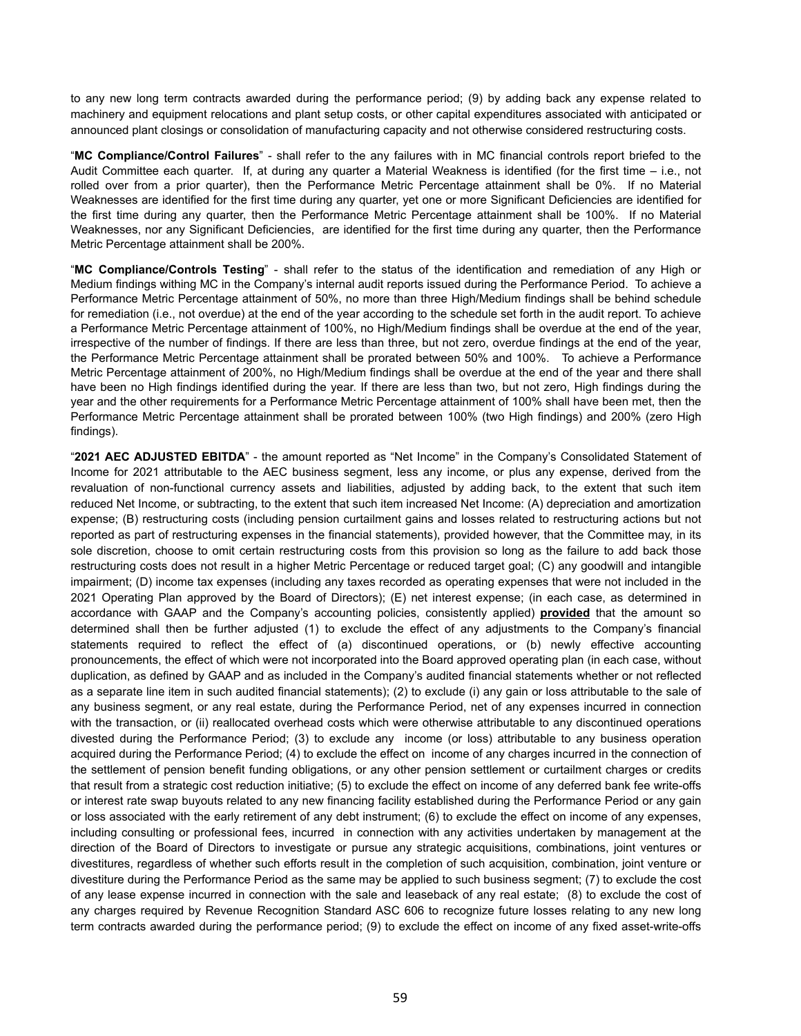to any new long term contracts awarded during the performance period; (9) by adding back any expense related to machinery and equipment relocations and plant setup costs, or other capital expenditures associated with anticipated or announced plant closings or consolidation of manufacturing capacity and not otherwise considered restructuring costs.

"**MC Compliance/Control Failures**" - shall refer to the any failures with in MC financial controls report briefed to the Audit Committee each quarter. If, at during any quarter a Material Weakness is identified (for the first time – i.e., not rolled over from a prior quarter), then the Performance Metric Percentage attainment shall be 0%. If no Material Weaknesses are identified for the first time during any quarter, yet one or more Significant Deficiencies are identified for the first time during any quarter, then the Performance Metric Percentage attainment shall be 100%. If no Material Weaknesses, nor any Significant Deficiencies, are identified for the first time during any quarter, then the Performance Metric Percentage attainment shall be 200%.

"**MC Compliance/Controls Testing**" - shall refer to the status of the identification and remediation of any High or Medium findings withing MC in the Company's internal audit reports issued during the Performance Period. To achieve a Performance Metric Percentage attainment of 50%, no more than three High/Medium findings shall be behind schedule for remediation (i.e., not overdue) at the end of the year according to the schedule set forth in the audit report. To achieve a Performance Metric Percentage attainment of 100%, no High/Medium findings shall be overdue at the end of the year, irrespective of the number of findings. If there are less than three, but not zero, overdue findings at the end of the year, the Performance Metric Percentage attainment shall be prorated between 50% and 100%. To achieve a Performance Metric Percentage attainment of 200%, no High/Medium findings shall be overdue at the end of the year and there shall have been no High findings identified during the year. If there are less than two, but not zero, High findings during the year and the other requirements for a Performance Metric Percentage attainment of 100% shall have been met, then the Performance Metric Percentage attainment shall be prorated between 100% (two High findings) and 200% (zero High findings).

"**2021 AEC ADJUSTED EBITDA**" - the amount reported as "Net Income" in the Company's Consolidated Statement of Income for 2021 attributable to the AEC business segment, less any income, or plus any expense, derived from the revaluation of non-functional currency assets and liabilities, adjusted by adding back, to the extent that such item reduced Net Income, or subtracting, to the extent that such item increased Net Income: (A) depreciation and amortization expense; (B) restructuring costs (including pension curtailment gains and losses related to restructuring actions but not reported as part of restructuring expenses in the financial statements), provided however, that the Committee may, in its sole discretion, choose to omit certain restructuring costs from this provision so long as the failure to add back those restructuring costs does not result in a higher Metric Percentage or reduced target goal; (C) any goodwill and intangible impairment; (D) income tax expenses (including any taxes recorded as operating expenses that were not included in the 2021 Operating Plan approved by the Board of Directors); (E) net interest expense; (in each case, as determined in accordance with GAAP and the Company's accounting policies, consistently applied) **provided** that the amount so determined shall then be further adjusted (1) to exclude the effect of any adjustments to the Company's financial statements required to reflect the effect of (a) discontinued operations, or (b) newly effective accounting pronouncements, the effect of which were not incorporated into the Board approved operating plan (in each case, without duplication, as defined by GAAP and as included in the Company's audited financial statements whether or not reflected as a separate line item in such audited financial statements); (2) to exclude (i) any gain or loss attributable to the sale of any business segment, or any real estate, during the Performance Period, net of any expenses incurred in connection with the transaction, or (ii) reallocated overhead costs which were otherwise attributable to any discontinued operations divested during the Performance Period; (3) to exclude any income (or loss) attributable to any business operation acquired during the Performance Period; (4) to exclude the effect on income of any charges incurred in the connection of the settlement of pension benefit funding obligations, or any other pension settlement or curtailment charges or credits that result from a strategic cost reduction initiative; (5) to exclude the effect on income of any deferred bank fee write-offs or interest rate swap buyouts related to any new financing facility established during the Performance Period or any gain or loss associated with the early retirement of any debt instrument; (6) to exclude the effect on income of any expenses, including consulting or professional fees, incurred in connection with any activities undertaken by management at the direction of the Board of Directors to investigate or pursue any strategic acquisitions, combinations, joint ventures or divestitures, regardless of whether such efforts result in the completion of such acquisition, combination, joint venture or divestiture during the Performance Period as the same may be applied to such business segment; (7) to exclude the cost of any lease expense incurred in connection with the sale and leaseback of any real estate; (8) to exclude the cost of any charges required by Revenue Recognition Standard ASC 606 to recognize future losses relating to any new long term contracts awarded during the performance period; (9) to exclude the effect on income of any fixed asset-write-offs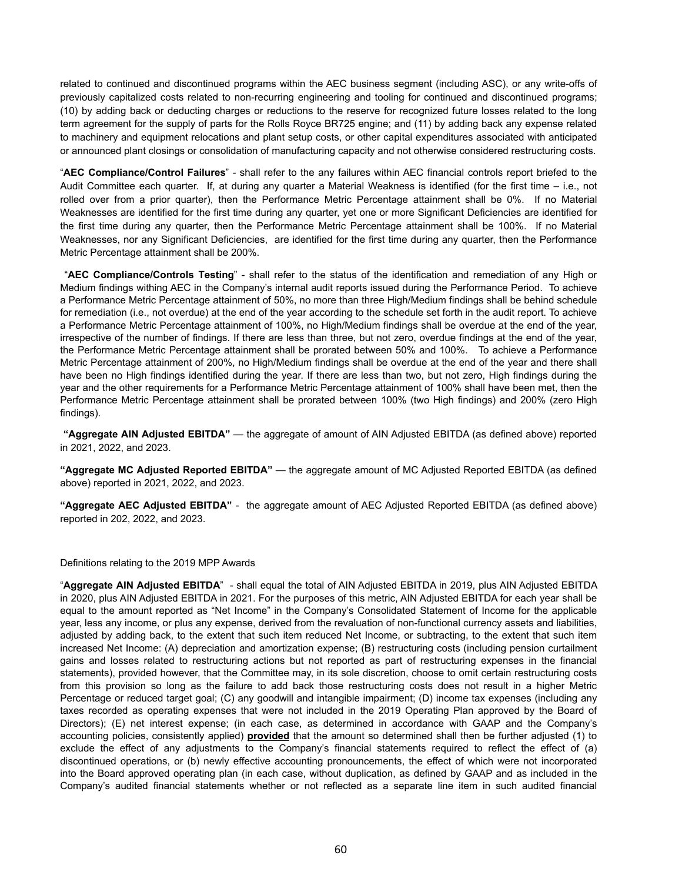related to continued and discontinued programs within the AEC business segment (including ASC), or any write-offs of previously capitalized costs related to non-recurring engineering and tooling for continued and discontinued programs; (10) by adding back or deducting charges or reductions to the reserve for recognized future losses related to the long term agreement for the supply of parts for the Rolls Royce BR725 engine; and (11) by adding back any expense related to machinery and equipment relocations and plant setup costs, or other capital expenditures associated with anticipated or announced plant closings or consolidation of manufacturing capacity and not otherwise considered restructuring costs.

"**AEC Compliance/Control Failures**" - shall refer to the any failures within AEC financial controls report briefed to the Audit Committee each quarter. If, at during any quarter a Material Weakness is identified (for the first time – i.e., not rolled over from a prior quarter), then the Performance Metric Percentage attainment shall be 0%. If no Material Weaknesses are identified for the first time during any quarter, yet one or more Significant Deficiencies are identified for the first time during any quarter, then the Performance Metric Percentage attainment shall be 100%. If no Material Weaknesses, nor any Significant Deficiencies, are identified for the first time during any quarter, then the Performance Metric Percentage attainment shall be 200%.

"**AEC Compliance/Controls Testing**" - shall refer to the status of the identification and remediation of any High or Medium findings withing AEC in the Company's internal audit reports issued during the Performance Period. To achieve a Performance Metric Percentage attainment of 50%, no more than three High/Medium findings shall be behind schedule for remediation (i.e., not overdue) at the end of the year according to the schedule set forth in the audit report. To achieve a Performance Metric Percentage attainment of 100%, no High/Medium findings shall be overdue at the end of the year, irrespective of the number of findings. If there are less than three, but not zero, overdue findings at the end of the year, the Performance Metric Percentage attainment shall be prorated between 50% and 100%. To achieve a Performance Metric Percentage attainment of 200%, no High/Medium findings shall be overdue at the end of the year and there shall have been no High findings identified during the year. If there are less than two, but not zero, High findings during the year and the other requirements for a Performance Metric Percentage attainment of 100% shall have been met, then the Performance Metric Percentage attainment shall be prorated between 100% (two High findings) and 200% (zero High findings).

**"Aggregate AIN Adjusted EBITDA"** — the aggregate of amount of AIN Adjusted EBITDA (as defined above) reported in 2021, 2022, and 2023.

**"Aggregate MC Adjusted Reported EBITDA"** — the aggregate amount of MC Adjusted Reported EBITDA (as defined above) reported in 2021, 2022, and 2023.

**"Aggregate AEC Adjusted EBITDA"** - the aggregate amount of AEC Adjusted Reported EBITDA (as defined above) reported in 202, 2022, and 2023.

Definitions relating to the 2019 MPP Awards

"**Aggregate AIN Adjusted EBITDA**" - shall equal the total of AIN Adjusted EBITDA in 2019, plus AIN Adjusted EBITDA in 2020, plus AIN Adjusted EBITDA in 2021. For the purposes of this metric, AIN Adjusted EBITDA for each year shall be equal to the amount reported as "Net Income" in the Company's Consolidated Statement of Income for the applicable year, less any income, or plus any expense, derived from the revaluation of non-functional currency assets and liabilities, adjusted by adding back, to the extent that such item reduced Net Income, or subtracting, to the extent that such item increased Net Income: (A) depreciation and amortization expense; (B) restructuring costs (including pension curtailment gains and losses related to restructuring actions but not reported as part of restructuring expenses in the financial statements), provided however, that the Committee may, in its sole discretion, choose to omit certain restructuring costs from this provision so long as the failure to add back those restructuring costs does not result in a higher Metric Percentage or reduced target goal; (C) any goodwill and intangible impairment; (D) income tax expenses (including any taxes recorded as operating expenses that were not included in the 2019 Operating Plan approved by the Board of Directors); (E) net interest expense; (in each case, as determined in accordance with GAAP and the Company's accounting policies, consistently applied) **provided** that the amount so determined shall then be further adjusted (1) to exclude the effect of any adjustments to the Company's financial statements required to reflect the effect of (a) discontinued operations, or (b) newly effective accounting pronouncements, the effect of which were not incorporated into the Board approved operating plan (in each case, without duplication, as defined by GAAP and as included in the Company's audited financial statements whether or not reflected as a separate line item in such audited financial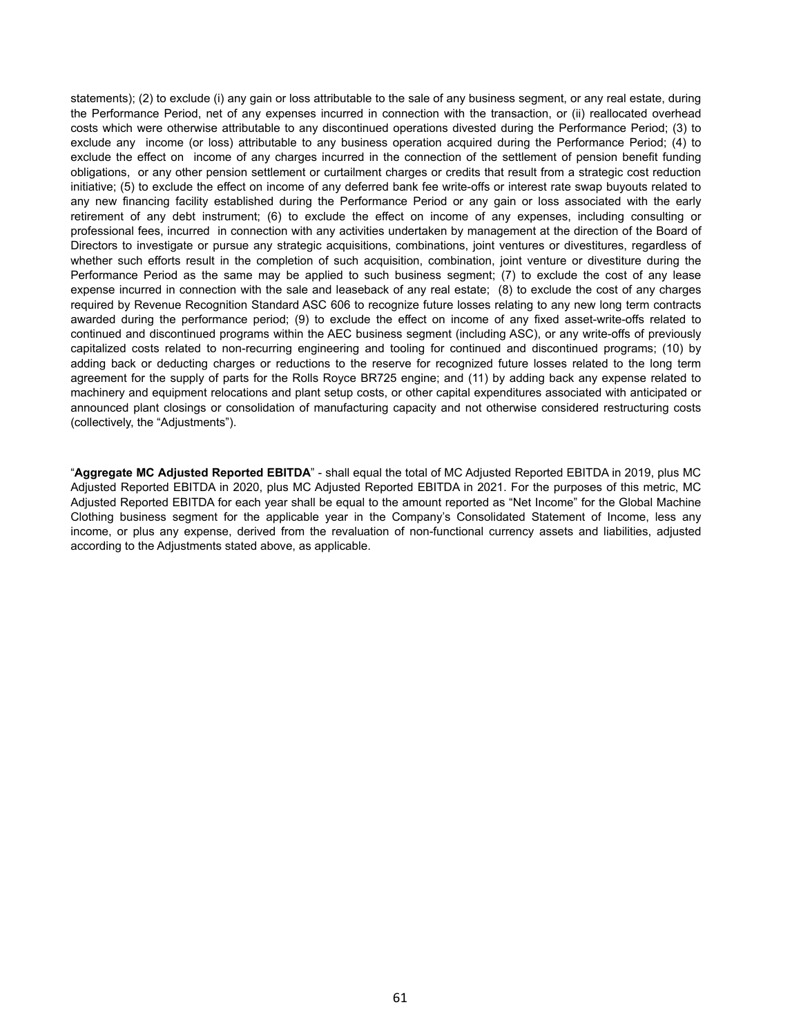statements); (2) to exclude (i) any gain or loss attributable to the sale of any business segment, or any real estate, during the Performance Period, net of any expenses incurred in connection with the transaction, or (ii) reallocated overhead costs which were otherwise attributable to any discontinued operations divested during the Performance Period; (3) to exclude any income (or loss) attributable to any business operation acquired during the Performance Period; (4) to exclude the effect on income of any charges incurred in the connection of the settlement of pension benefit funding obligations, or any other pension settlement or curtailment charges or credits that result from a strategic cost reduction initiative; (5) to exclude the effect on income of any deferred bank fee write-offs or interest rate swap buyouts related to any new financing facility established during the Performance Period or any gain or loss associated with the early retirement of any debt instrument; (6) to exclude the effect on income of any expenses, including consulting or professional fees, incurred in connection with any activities undertaken by management at the direction of the Board of Directors to investigate or pursue any strategic acquisitions, combinations, joint ventures or divestitures, regardless of whether such efforts result in the completion of such acquisition, combination, joint venture or divestiture during the Performance Period as the same may be applied to such business segment; (7) to exclude the cost of any lease expense incurred in connection with the sale and leaseback of any real estate; (8) to exclude the cost of any charges required by Revenue Recognition Standard ASC 606 to recognize future losses relating to any new long term contracts awarded during the performance period; (9) to exclude the effect on income of any fixed asset-write-offs related to continued and discontinued programs within the AEC business segment (including ASC), or any write-offs of previously capitalized costs related to non-recurring engineering and tooling for continued and discontinued programs; (10) by adding back or deducting charges or reductions to the reserve for recognized future losses related to the long term agreement for the supply of parts for the Rolls Royce BR725 engine; and (11) by adding back any expense related to machinery and equipment relocations and plant setup costs, or other capital expenditures associated with anticipated or announced plant closings or consolidation of manufacturing capacity and not otherwise considered restructuring costs (collectively, the "Adjustments").

"**Aggregate MC Adjusted Reported EBITDA**" - shall equal the total of MC Adjusted Reported EBITDA in 2019, plus MC Adjusted Reported EBITDA in 2020, plus MC Adjusted Reported EBITDA in 2021. For the purposes of this metric, MC Adjusted Reported EBITDA for each year shall be equal to the amount reported as "Net Income" for the Global Machine Clothing business segment for the applicable year in the Company's Consolidated Statement of Income, less any income, or plus any expense, derived from the revaluation of non-functional currency assets and liabilities, adjusted according to the Adjustments stated above, as applicable.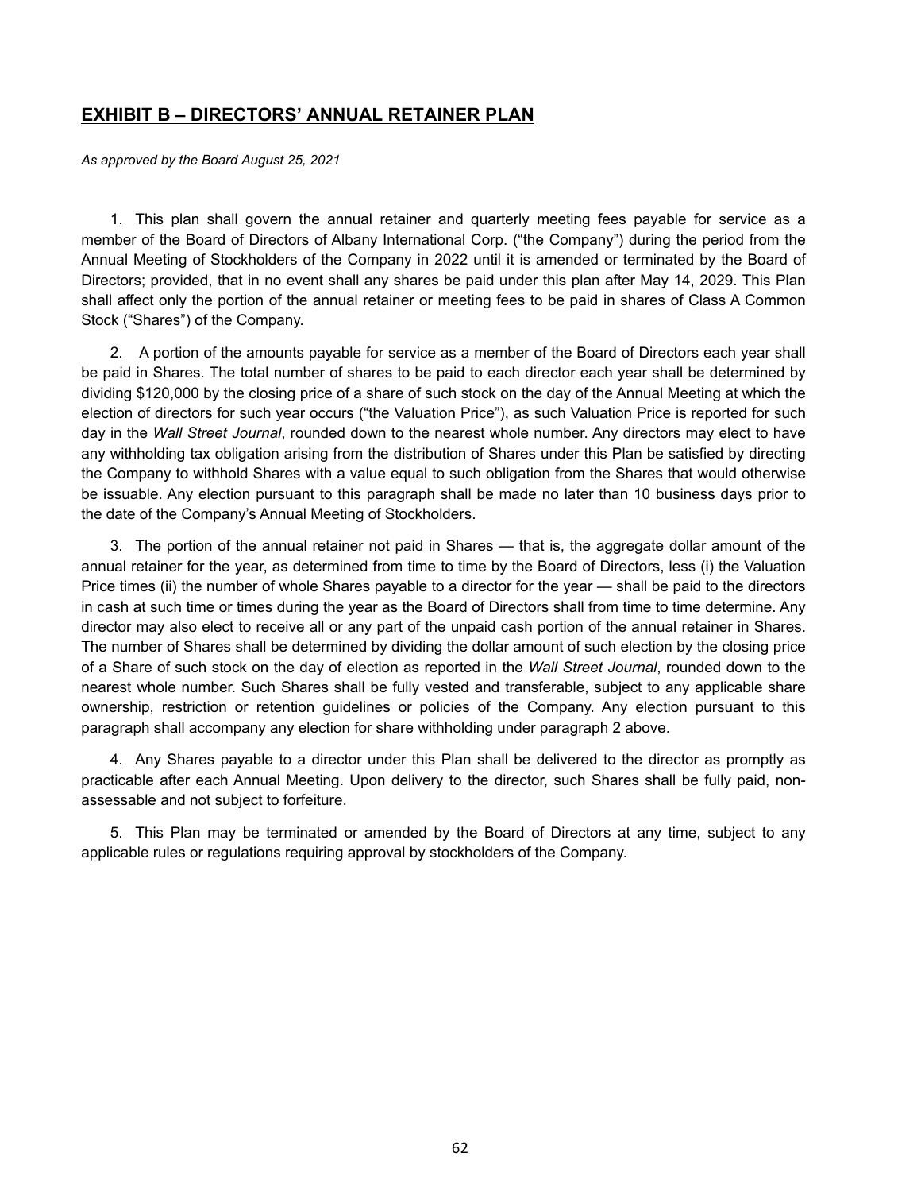## EXHIBIT B – DIRECTORS' ANNUAL RETAINER PLAN

*As approved by the Board August 25, 2021*

1. This plan shall govern the annual retainer and quarterly meeting fees payable for service as a member of the Board of Directors of Albany International Corp. ("the Company") during the period from the Annual Meeting of Stockholders of the Company in 2022 until it is amended or terminated by the Board of Directors; provided, that in no event shall any shares be paid under this plan after May 14, 2029. This Plan shall affect only the portion of the annual retainer or meeting fees to be paid in shares of Class A Common Stock ("Shares") of the Company.

2. A portion of the amounts payable for service as a member of the Board of Directors each year shall be paid in Shares. The total number of shares to be paid to each director each year shall be determined by dividing $120,000 by the closing price of a share of such stock on the day of the Annual Meeting at which the election of directors for such year occurs ("the Valuation Price"), as such Valuation Price is reported for such day in the *Wall Street Journal*, rounded down to the nearest whole number. Any directors may elect to have any withholding tax obligation arising from the distribution of Shares under this Plan be satisfied by directing the Company to withhold Shares with a value equal to such obligation from the Shares that would otherwise be issuable. Any election pursuant to this paragraph shall be made no later than 10 business days prior to the date of the Company's Annual Meeting of Stockholders.

3. The portion of the annual retainer not paid in Shares — that is, the aggregate dollar amount of the annual retainer for the year, as determined from time to time by the Board of Directors, less (i) the Valuation Price times (ii) the number of whole Shares payable to a director for the year — shall be paid to the directors in cash at such time or times during the year as the Board of Directors shall from time to time determine. Any director may also elect to receive all or any part of the unpaid cash portion of the annual retainer in Shares. The number of Shares shall be determined by dividing the dollar amount of such election by the closing price of a Share of such stock on the day of election as reported in the *Wall Street Journal*, rounded down to the nearest whole number. Such Shares shall be fully vested and transferable, subject to any applicable share ownership, restriction or retention guidelines or policies of the Company. Any election pursuant to this paragraph shall accompany any election for share withholding under paragraph 2 above.

4. Any Shares payable to a director under this Plan shall be delivered to the director as promptly as practicable after each Annual Meeting. Upon delivery to the director, such Shares shall be fully paid, non-assessable and not subject to forfeiture.

5. This Plan may be terminated or amended by the Board of Directors at any time, subject to any applicable rules or regulations requiring approval by stockholders of the Company.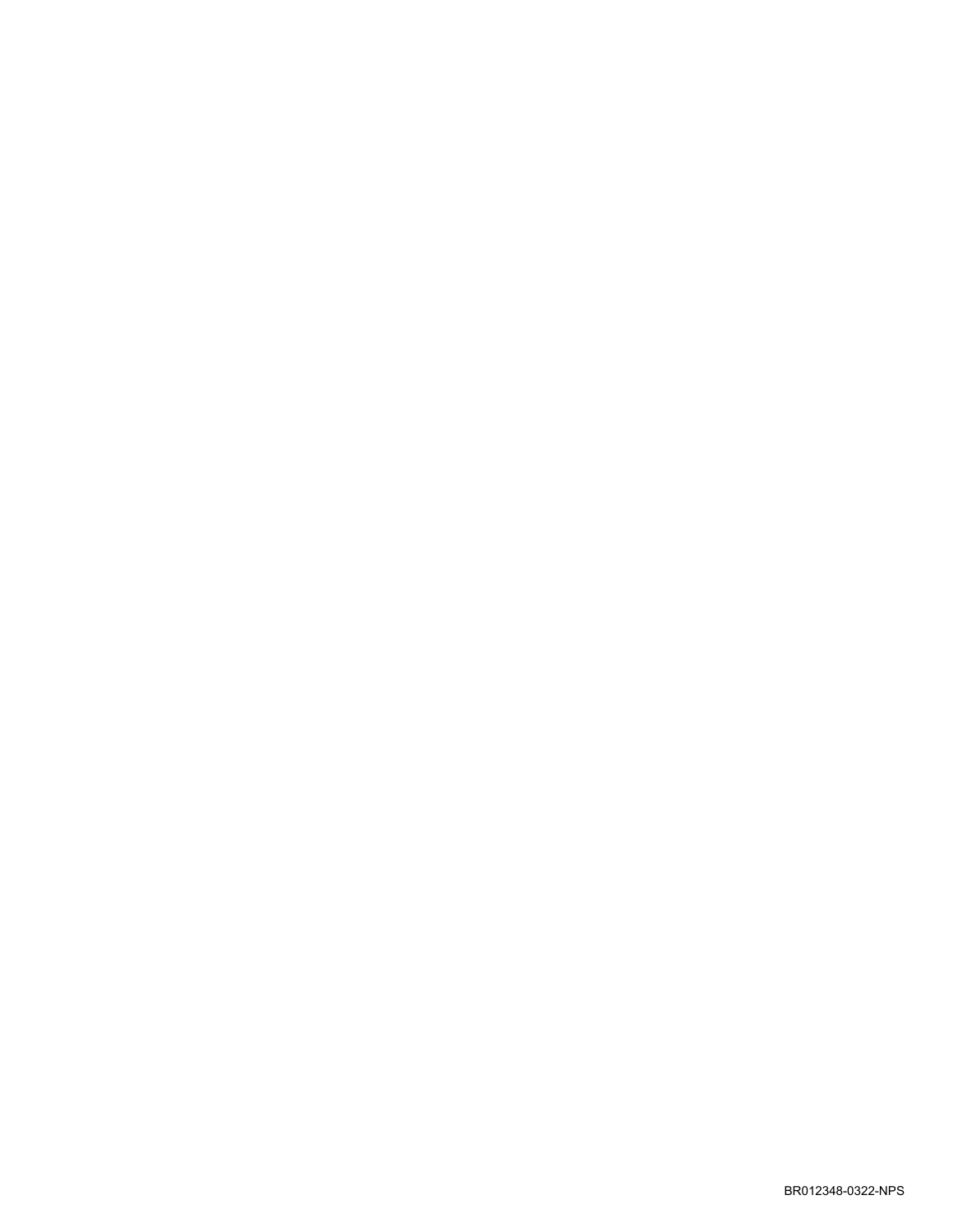BR012348-0322-NPS